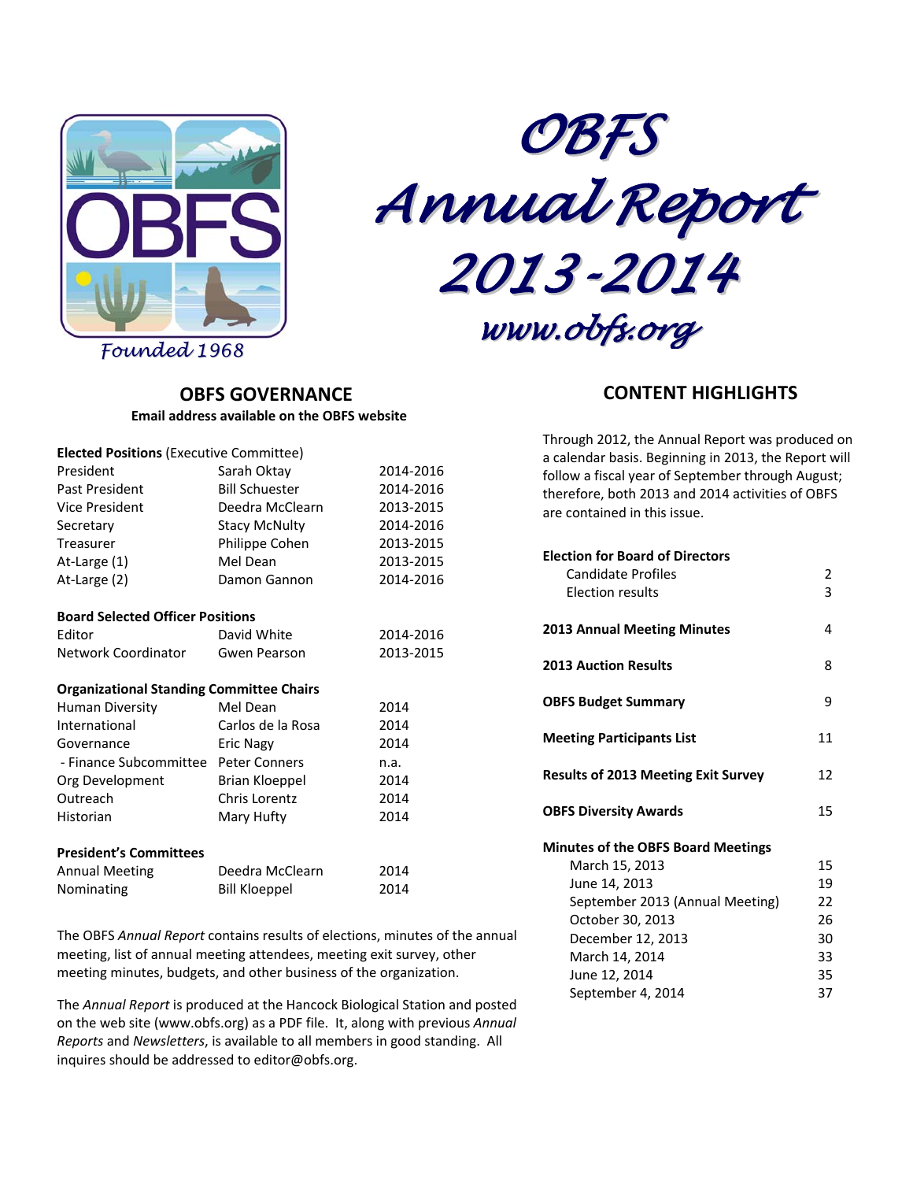# OBFS Annual Report 2013-2014

www.obfs.org

Founded 1968

## OBFS GOVERNANCE

**Email address available on the OBFS website**

| | | |
|---|---|---|
| **Elected Positions** (Executive Committee) | | |
| President | Sarah Oktay | 2014-2016 |
| Past President | Bill Schuester | 2014-2016 |
| Vice President | Deedra McClearn | 2013-2015 |
| Secretary | Stacy McNulty | 2014-2016 |
| Treasurer | Philippe Cohen | 2013-2015 |
| At-Large (1) | Mel Dean | 2013-2015 |
| At-Large (2) | Damon Gannon | 2014-2016 |
| **Board Selected Officer Positions** | | |
| Editor | David White | 2014-2016 |
| Network Coordinator | Gwen Pearson | 2013-2015 |
| **Organizational Standing Committee Chairs** | | |
| Human Diversity | Mel Dean | 2014 |
| International | Carlos de la Rosa | 2014 |
| Governance | Eric Nagy | 2014 |
| - Finance Subcommittee | Peter Conners | n.a. |
| Org Development | Brian Kloeppel | 2014 |
| Outreach | Chris Lorentz | 2014 |
| Historian | Mary Hufty | 2014 |
| **President's Committees** | | |
| Annual Meeting | Deedra McClearn | 2014 |
| Nominating | Bill Kloeppel | 2014 |

The OBFS *Annual Report* contains results of elections, minutes of the annual meeting, list of annual meeting attendees, meeting exit survey, other meeting minutes, budgets, and other business of the organization.

The *Annual Report* is produced at the Hancock Biological Station and posted on the web site (www.obfs.org) as a PDF file. It, along with previous *Annual Reports* and *Newsletters*, is available to all members in good standing. All inquires should be addressed to editor@obfs.org.

## CONTENT HIGHLIGHTS

Through 2012, the Annual Report was produced on a calendar basis. Beginning in 2013, the Report will follow a fiscal year of September through August; therefore, both 2013 and 2014 activities of OBFS are contained in this issue.

| | |
|---|---|
| **Election for Board of Directors** | |
| Candidate Profiles | 2 |
| Election results | 3 |
| **2013 Annual Meeting Minutes** | 4 |
| **2013 Auction Results** | 8 |
| **OBFS Budget Summary** | 9 |
| **Meeting Participants List** | 11 |
| **Results of 2013 Meeting Exit Survey** | 12 |
| **OBFS Diversity Awards** | 15 |
| **Minutes of the OBFS Board Meetings** | |
| March 15, 2013 | 15 |
| June 14, 2013 | 19 |
| September 2013 (Annual Meeting) | 22 |
| October 30, 2013 | 26 |
| December 12, 2013 | 30 |
| March 14, 2014 | 33 |
| June 12, 2014 | 35 |
| September 4, 2014 | 37 |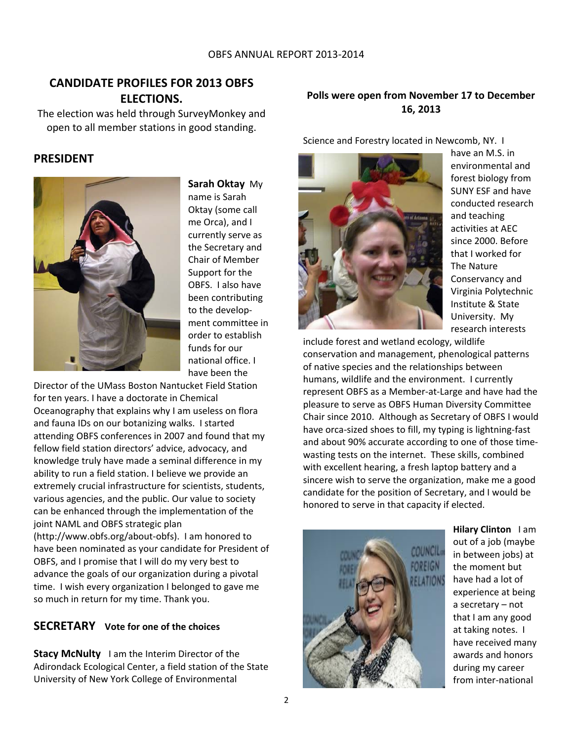## CANDIDATE PROFILES FOR 2013 OBFS ELECTIONS.

The election was held through SurveyMonkey and open to all member stations in good standing.

**Polls were open from November 17 to December 16, 2013**

## PRESIDENT

**Sarah Oktay** My name is Sarah Oktay (some call me Orca), and I currently serve as the Secretary and Chair of Member Support for the OBFS. I also have been contributing to the develop-ment committee in order to establish funds for our national office. I have been the Director of the UMass Boston Nantucket Field Station for ten years. I have a doctorate in Chemical Oceanography that explains why I am useless on flora and fauna IDs on our botanizing walks. I started attending OBFS conferences in 2007 and found that my fellow field station directors' advice, advocacy, and knowledge truly have made a seminal difference in my ability to run a field station. I believe we provide an extremely crucial infrastructure for scientists, students, various agencies, and the public. Our value to society can be enhanced through the implementation of the joint NAML and OBFS strategic plan (http://www.obfs.org/about-obfs). I am honored to have been nominated as your candidate for President of OBFS, and I promise that I will do my very best to advance the goals of our organization during a pivotal time. I wish every organization I belonged to gave me so much in return for my time. Thank you.

## SECRETARY **Vote for one of the choices**

**Stacy McNulty** I am the Interim Director of the Adirondack Ecological Center, a field station of the State University of New York College of Environmental Science and Forestry located in Newcomb, NY. I have an M.S. in environmental and forest biology from SUNY ESF and have conducted research and teaching activities at AEC since 2000. Before that I worked for The Nature Conservancy and Virginia Polytechnic Institute & State University. My research interests include forest and wetland ecology, wildlife conservation and management, phenological patterns of native species and the relationships between humans, wildlife and the environment. I currently represent OBFS as a Member-at-Large and have had the pleasure to serve as OBFS Human Diversity Committee Chair since 2010. Although as Secretary of OBFS I would have orca-sized shoes to fill, my typing is lightning-fast and about 90% accurate according to one of those time-wasting tests on the internet. These skills, combined with excellent hearing, a fresh laptop battery and a sincere wish to serve the organization, make me a good candidate for the position of Secretary, and I would be honored to serve in that capacity if elected.

**Hilary Clinton** I am out of a job (maybe in between jobs) at the moment but have had a lot of experience at being a secretary – not that I am any good at taking notes. I have received many awards and honors during my career from inter-national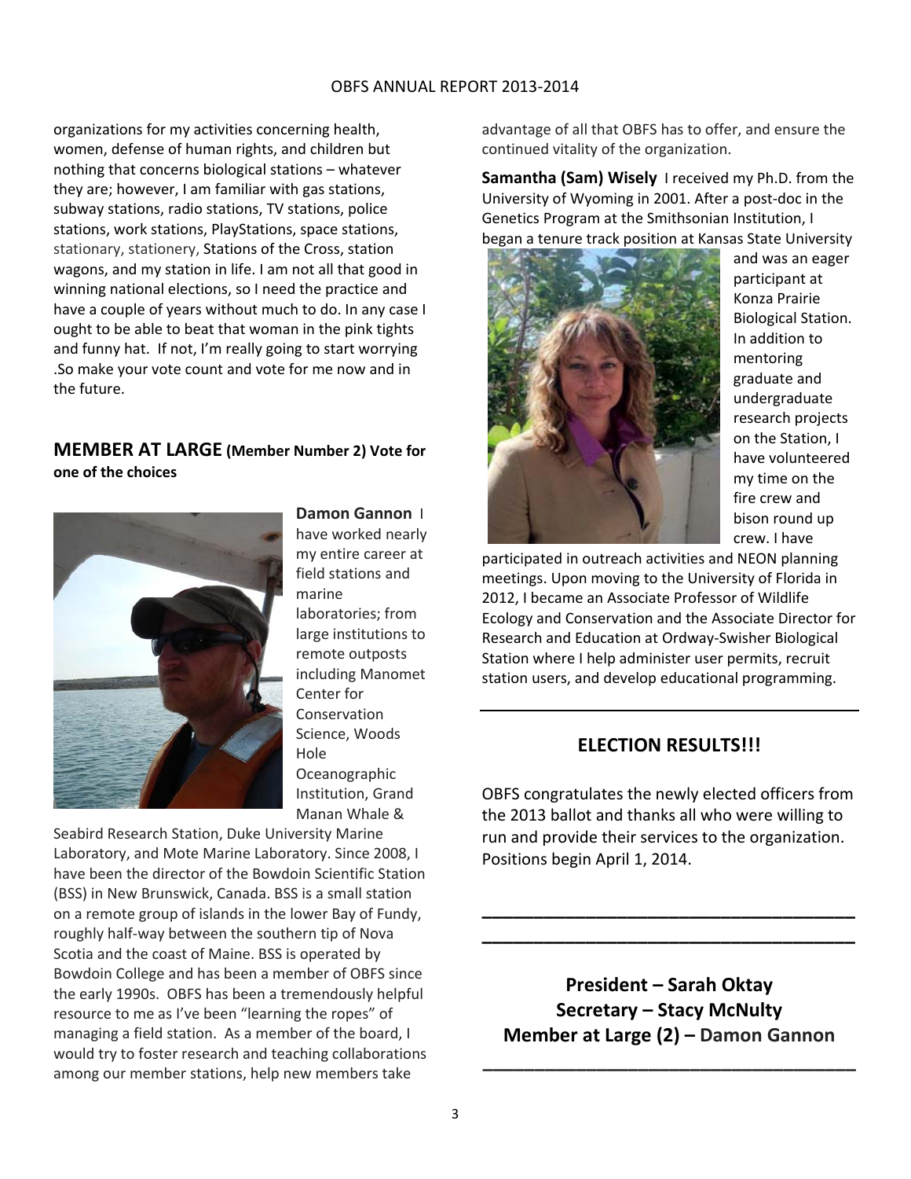organizations for my activities concerning health, women, defense of human rights, and children but nothing that concerns biological stations – whatever they are; however, I am familiar with gas stations, subway stations, radio stations, TV stations, police stations, work stations, PlayStations, space stations, stationary, stationery, Stations of the Cross, station wagons, and my station in life. I am not all that good in winning national elections, so I need the practice and have a couple of years without much to do. In any case I ought to be able to beat that woman in the pink tights and funny hat. If not, I'm really going to start worrying .So make your vote count and vote for me now and in the future.

## MEMBER AT LARGE (Member Number 2) Vote for one of the choices

**Damon Gannon** I have worked nearly my entire career at field stations and marine laboratories; from large institutions to remote outposts including Manomet Center for Conservation Science, Woods Hole Oceanographic Institution, Grand Manan Whale & Seabird Research Station, Duke University Marine Laboratory, and Mote Marine Laboratory. Since 2008, I have been the director of the Bowdoin Scientific Station (BSS) in New Brunswick, Canada. BSS is a small station on a remote group of islands in the lower Bay of Fundy, roughly half-way between the southern tip of Nova Scotia and the coast of Maine. BSS is operated by Bowdoin College and has been a member of OBFS since the early 1990s. OBFS has been a tremendously helpful resource to me as I've been "learning the ropes" of managing a field station. As a member of the board, I would try to foster research and teaching collaborations among our member stations, help new members take advantage of all that OBFS has to offer, and ensure the continued vitality of the organization.

**Samantha (Sam) Wisely** I received my Ph.D. from the University of Wyoming in 2001. After a post-doc in the Genetics Program at the Smithsonian Institution, I began a tenure track position at Kansas State University and was an eager participant at Konza Prairie Biological Station. In addition to mentoring graduate and undergraduate research projects on the Station, I have volunteered my time on the fire crew and bison round up crew. I have participated in outreach activities and NEON planning meetings. Upon moving to the University of Florida in 2012, I became an Associate Professor of Wildlife Ecology and Conservation and the Associate Director for Research and Education at Ordway-Swisher Biological Station where I help administer user permits, recruit station users, and develop educational programming.

---

## ELECTION RESULTS!!!

OBFS congratulates the newly elected officers from the 2013 ballot and thanks all who were willing to run and provide their services to the organization. Positions begin April 1, 2014.

---

**President – Sarah Oktay**
**Secretary – Stacy McNulty**
**Member at Large (2) – Damon Gannon**

---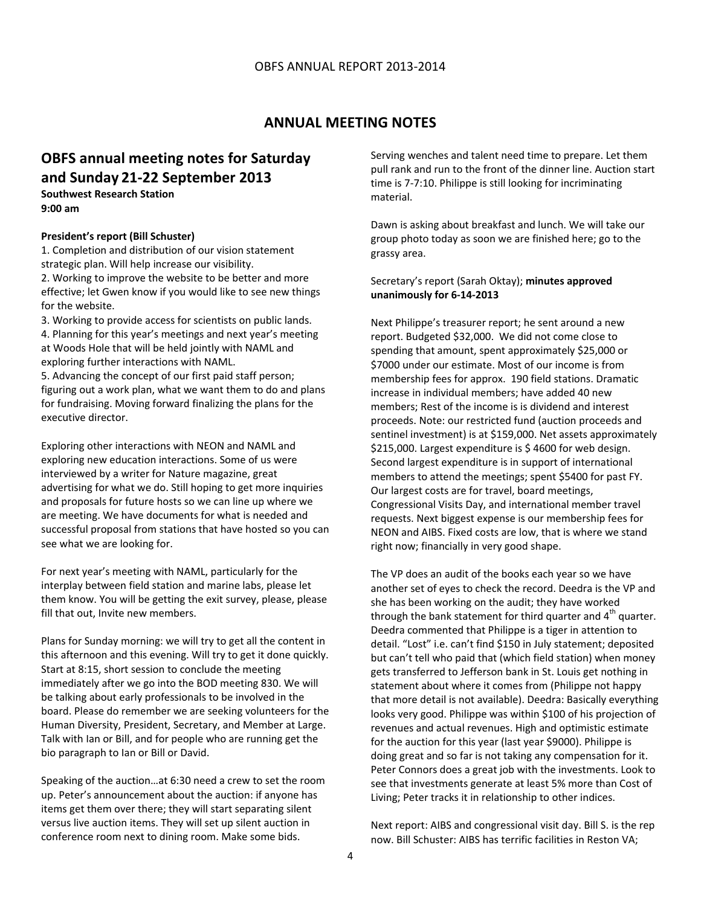## ANNUAL MEETING NOTES

### OBFS annual meeting notes for Saturday and Sunday 21-22 September 2013

**Southwest Research Station**
**9:00 am**

**President's report (Bill Schuster)**

1. Completion and distribution of our vision statement strategic plan. Will help increase our visibility.
2. Working to improve the website to be better and more effective; let Gwen know if you would like to see new things for the website.
3. Working to provide access for scientists on public lands.
4. Planning for this year's meetings and next year's meeting at Woods Hole that will be held jointly with NAML and exploring further interactions with NAML.
5. Advancing the concept of our first paid staff person; figuring out a work plan, what we want them to do and plans for fundraising. Moving forward finalizing the plans for the executive director.

Exploring other interactions with NEON and NAML and exploring new education interactions. Some of us were interviewed by a writer for Nature magazine, great advertising for what we do. Still hoping to get more inquiries and proposals for future hosts so we can line up where we are meeting. We have documents for what is needed and successful proposal from stations that have hosted so you can see what we are looking for.

For next year's meeting with NAML, particularly for the interplay between field station and marine labs, please let them know. You will be getting the exit survey, please, please fill that out, Invite new members.

Plans for Sunday morning: we will try to get all the content in this afternoon and this evening. Will try to get it done quickly. Start at 8:15, short session to conclude the meeting immediately after we go into the BOD meeting 830. We will be talking about early professionals to be involved in the board. Please do remember we are seeking volunteers for the Human Diversity, President, Secretary, and Member at Large. Talk with Ian or Bill, and for people who are running get the bio paragraph to Ian or Bill or David.

Speaking of the auction…at 6:30 need a crew to set the room up. Peter's announcement about the auction: if anyone has items get them over there; they will start separating silent versus live auction items. They will set up silent auction in conference room next to dining room. Make some bids.

Serving wenches and talent need time to prepare. Let them pull rank and run to the front of the dinner line. Auction start time is 7-7:10. Philippe is still looking for incriminating material.

Dawn is asking about breakfast and lunch. We will take our group photo today as soon we are finished here; go to the grassy area.

Secretary's report (Sarah Oktay); **minutes approved unanimously for 6-14-2013**

Next Philippe's treasurer report; he sent around a new report. Budgeted $32,000. We did not come close to spending that amount, spent approximately $25,000 or $7000 under our estimate. Most of our income is from membership fees for approx. 190 field stations. Dramatic increase in individual members; have added 40 new members; Rest of the income is is dividend and interest proceeds. Note: our restricted fund (auction proceeds and sentinel investment) is at $159,000. Net assets approximately $215,000. Largest expenditure is $ 4600 for web design. Second largest expenditure is in support of international members to attend the meetings; spent $5400 for past FY. Our largest costs are for travel, board meetings, Congressional Visits Day, and international member travel requests. Next biggest expense is our membership fees for NEON and AIBS. Fixed costs are low, that is where we stand right now; financially in very good shape.

The VP does an audit of the books each year so we have another set of eyes to check the record. Deedra is the VP and she has been working on the audit; they have worked through the bank statement for third quarter and 4th quarter. Deedra commented that Philippe is a tiger in attention to detail. "Lost" i.e. can't find $150 in July statement; deposited but can't tell who paid that (which field station) when money gets transferred to Jefferson bank in St. Louis get nothing in statement about where it comes from (Philippe not happy that more detail is not available). Deedra: Basically everything looks very good. Philippe was within $100 of his projection of revenues and actual revenues. High and optimistic estimate for the auction for this year (last year $9000). Philippe is doing great and so far is not taking any compensation for it. Peter Connors does a great job with the investments. Look to see that investments generate at least 5% more than Cost of Living; Peter tracks it in relationship to other indices.

Next report: AIBS and congressional visit day. Bill S. is the rep now. Bill Schuster: AIBS has terrific facilities in Reston VA;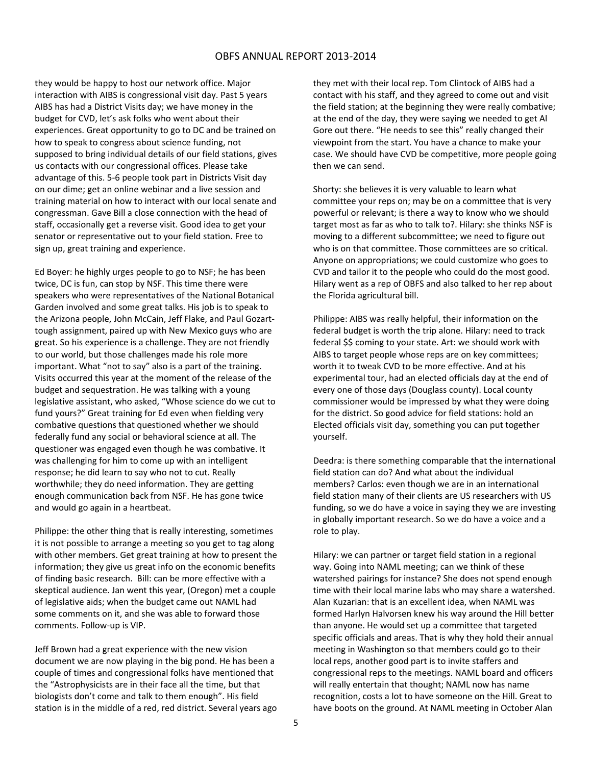they would be happy to host our network office. Major interaction with AIBS is congressional visit day. Past 5 years AIBS has had a District Visits day; we have money in the budget for CVD, let's ask folks who went about their experiences. Great opportunity to go to DC and be trained on how to speak to congress about science funding, not supposed to bring individual details of our field stations, gives us contacts with our congressional offices. Please take advantage of this. 5-6 people took part in Districts Visit day on our dime; get an online webinar and a live session and training material on how to interact with our local senate and congressman. Gave Bill a close connection with the head of staff, occasionally get a reverse visit. Good idea to get your senator or representative out to your field station. Free to sign up, great training and experience.

Ed Boyer: he highly urges people to go to NSF; he has been twice, DC is fun, can stop by NSF. This time there were speakers who were representatives of the National Botanical Garden involved and some great talks. His job is to speak to the Arizona people, John McCain, Jeff Flake, and Paul Gozart- tough assignment, paired up with New Mexico guys who are great. So his experience is a challenge. They are not friendly to our world, but those challenges made his role more important. What "not to say" also is a part of the training. Visits occurred this year at the moment of the release of the budget and sequestration. He was talking with a young legislative assistant, who asked, "Whose science do we cut to fund yours?" Great training for Ed even when fielding very combative questions that questioned whether we should federally fund any social or behavioral science at all. The questioner was engaged even though he was combative. It was challenging for him to come up with an intelligent response; he did learn to say who not to cut. Really worthwhile; they do need information. They are getting enough communication back from NSF. He has gone twice and would go again in a heartbeat.

Philippe: the other thing that is really interesting, sometimes it is not possible to arrange a meeting so you get to tag along with other members. Get great training at how to present the information; they give us great info on the economic benefits of finding basic research. Bill: can be more effective with a skeptical audience. Jan went this year, (Oregon) met a couple of legislative aids; when the budget came out NAML had some comments on it, and she was able to forward those comments. Follow-up is VIP.

Jeff Brown had a great experience with the new vision document we are now playing in the big pond. He has been a couple of times and congressional folks have mentioned that the "Astrophysicists are in their face all the time, but that biologists don't come and talk to them enough". His field station is in the middle of a red, red district. Several years ago they met with their local rep. Tom Clintock of AIBS had a contact with his staff, and they agreed to come out and visit the field station; at the beginning they were really combative; at the end of the day, they were saying we needed to get Al Gore out there. "He needs to see this" really changed their viewpoint from the start. You have a chance to make your case. We should have CVD be competitive, more people going then we can send.

Shorty: she believes it is very valuable to learn what committee your reps on; may be on a committee that is very powerful or relevant; is there a way to know who we should target most as far as who to talk to?. Hilary: she thinks NSF is moving to a different subcommittee; we need to figure out who is on that committee. Those committees are so critical. Anyone on appropriations; we could customize who goes to CVD and tailor it to the people who could do the most good. Hilary went as a rep of OBFS and also talked to her rep about the Florida agricultural bill.

Philippe: AIBS was really helpful, their information on the federal budget is worth the trip alone. Hilary: need to track federal $$ coming to your state. Art: we should work with AIBS to target people whose reps are on key committees; worth it to tweak CVD to be more effective. And at his experimental tour, had an elected officials day at the end of every one of those days (Douglass county). Local county commissioner would be impressed by what they were doing for the district. So good advice for field stations: hold an Elected officials visit day, something you can put together yourself.

Deedra: is there something comparable that the international field station can do? And what about the individual members? Carlos: even though we are in an international field station many of their clients are US researchers with US funding, so we do have a voice in saying they we are investing in globally important research. So we do have a voice and a role to play.

Hilary: we can partner or target field station in a regional way. Going into NAML meeting; can we think of these watershed pairings for instance? She does not spend enough time with their local marine labs who may share a watershed. Alan Kuzarian: that is an excellent idea, when NAML was formed Harlyn Halvorsen knew his way around the Hill better than anyone. He would set up a committee that targeted specific officials and areas. That is why they hold their annual meeting in Washington so that members could go to their local reps, another good part is to invite staffers and congressional reps to the meetings. NAML board and officers will really entertain that thought; NAML now has name recognition, costs a lot to have someone on the Hill. Great to have boots on the ground. At NAML meeting in October Alan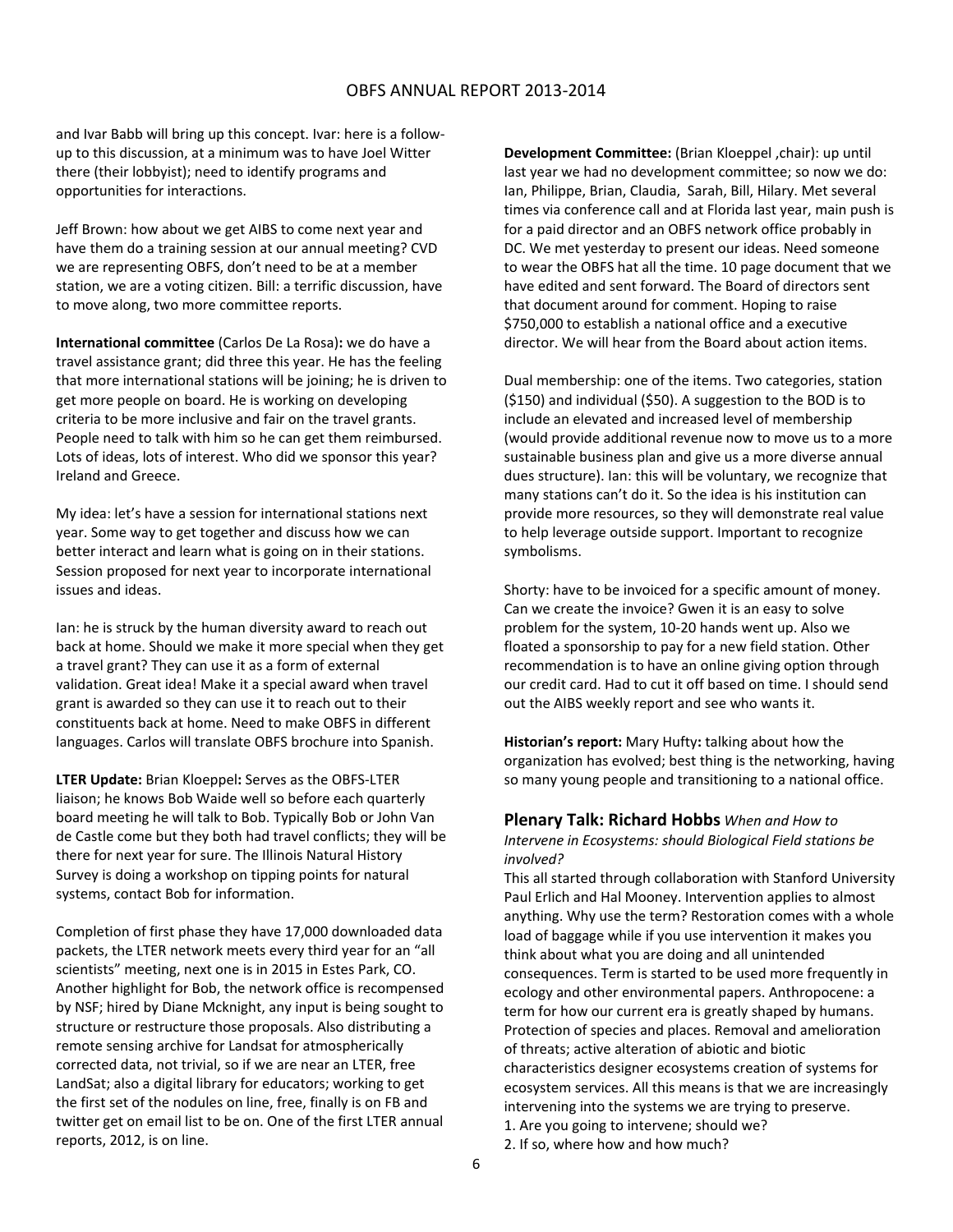and Ivar Babb will bring up this concept. Ivar: here is a follow-up to this discussion, at a minimum was to have Joel Witter there (their lobbyist); need to identify programs and opportunities for interactions.

Jeff Brown: how about we get AIBS to come next year and have them do a training session at our annual meeting? CVD we are representing OBFS, don't need to be at a member station, we are a voting citizen. Bill: a terrific discussion, have to move along, two more committee reports.

**International committee** (Carlos De La Rosa)**:** we do have a travel assistance grant; did three this year. He has the feeling that more international stations will be joining; he is driven to get more people on board. He is working on developing criteria to be more inclusive and fair on the travel grants. People need to talk with him so he can get them reimbursed. Lots of ideas, lots of interest. Who did we sponsor this year? Ireland and Greece.

My idea: let's have a session for international stations next year. Some way to get together and discuss how we can better interact and learn what is going on in their stations. Session proposed for next year to incorporate international issues and ideas.

Ian: he is struck by the human diversity award to reach out back at home. Should we make it more special when they get a travel grant? They can use it as a form of external validation. Great idea! Make it a special award when travel grant is awarded so they can use it to reach out to their constituents back at home. Need to make OBFS in different languages. Carlos will translate OBFS brochure into Spanish.

**LTER Update:** Brian Kloeppel**:** Serves as the OBFS-LTER liaison; he knows Bob Waide well so before each quarterly board meeting he will talk to Bob. Typically Bob or John Van de Castle come but they both had travel conflicts; they will be there for next year for sure. The Illinois Natural History Survey is doing a workshop on tipping points for natural systems, contact Bob for information.

Completion of first phase they have 17,000 downloaded data packets, the LTER network meets every third year for an "all scientists" meeting, next one is in 2015 in Estes Park, CO. Another highlight for Bob, the network office is recompensed by NSF; hired by Diane Mcknight, any input is being sought to structure or restructure those proposals. Also distributing a remote sensing archive for Landsat for atmospherically corrected data, not trivial, so if we are near an LTER, free LandSat; also a digital library for educators; working to get the first set of the nodules on line, free, finally is on FB and twitter get on email list to be on. One of the first LTER annual reports, 2012, is on line.

**Development Committee:** (Brian Kloeppel ,chair): up until last year we had no development committee; so now we do: Ian, Philippe, Brian, Claudia, Sarah, Bill, Hilary. Met several times via conference call and at Florida last year, main push is for a paid director and an OBFS network office probably in DC. We met yesterday to present our ideas. Need someone to wear the OBFS hat all the time. 10 page document that we have edited and sent forward. The Board of directors sent that document around for comment. Hoping to raise $750,000 to establish a national office and a executive director. We will hear from the Board about action items.

Dual membership: one of the items. Two categories, station ($150) and individual ($50). A suggestion to the BOD is to include an elevated and increased level of membership (would provide additional revenue now to move us to a more sustainable business plan and give us a more diverse annual dues structure). Ian: this will be voluntary, we recognize that many stations can't do it. So the idea is his institution can provide more resources, so they will demonstrate real value to help leverage outside support. Important to recognize symbolisms.

Shorty: have to be invoiced for a specific amount of money. Can we create the invoice? Gwen it is an easy to solve problem for the system, 10-20 hands went up. Also we floated a sponsorship to pay for a new field station. Other recommendation is to have an online giving option through our credit card. Had to cut it off based on time. I should send out the AIBS weekly report and see who wants it.

**Historian's report:** Mary Hufty**:** talking about how the organization has evolved; best thing is the networking, having so many young people and transitioning to a national office.

### Plenary Talk: Richard Hobbs *When and How to Intervene in Ecosystems: should Biological Field stations be involved?*

This all started through collaboration with Stanford University Paul Erlich and Hal Mooney. Intervention applies to almost anything. Why use the term? Restoration comes with a whole load of baggage while if you use intervention it makes you think about what you are doing and all unintended consequences. Term is started to be used more frequently in ecology and other environmental papers. Anthropocene: a term for how our current era is greatly shaped by humans. Protection of species and places. Removal and amelioration of threats; active alteration of abiotic and biotic characteristics designer ecosystems creation of systems for ecosystem services. All this means is that we are increasingly intervening into the systems we are trying to preserve.

1. Are you going to intervene; should we?
2. If so, where how and how much?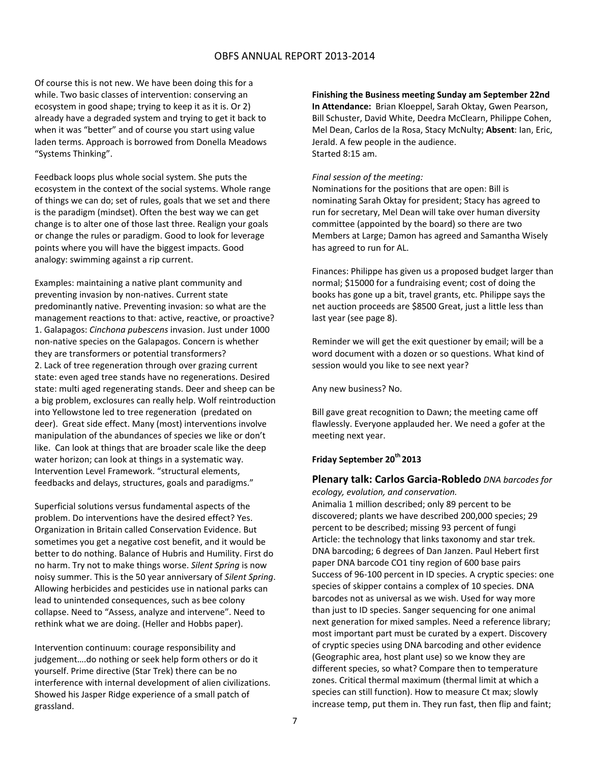Of course this is not new. We have been doing this for a while. Two basic classes of intervention: conserving an ecosystem in good shape; trying to keep it as it is. Or 2) already have a degraded system and trying to get it back to when it was "better" and of course you start using value laden terms. Approach is borrowed from Donella Meadows "Systems Thinking".

Feedback loops plus whole social system. She puts the ecosystem in the context of the social systems. Whole range of things we can do; set of rules, goals that we set and there is the paradigm (mindset). Often the best way we can get change is to alter one of those last three. Realign your goals or change the rules or paradigm. Good to look for leverage points where you will have the biggest impacts. Good analogy: swimming against a rip current.

Examples: maintaining a native plant community and preventing invasion by non-natives. Current state predominantly native. Preventing invasion: so what are the management reactions to that: active, reactive, or proactive?
1. Galapagos: *Cinchona pubescens* invasion. Just under 1000 non-native species on the Galapagos. Concern is whether they are transformers or potential transformers?
2. Lack of tree regeneration through over grazing current state: even aged tree stands have no regenerations. Desired state: multi aged regenerating stands. Deer and sheep can be a big problem, exclosures can really help. Wolf reintroduction into Yellowstone led to tree regeneration (predated on deer). Great side effect. Many (most) interventions involve manipulation of the abundances of species we like or don't like. Can look at things that are broader scale like the deep water horizon; can look at things in a systematic way. Intervention Level Framework. "structural elements, feedbacks and delays, structures, goals and paradigms."

Superficial solutions versus fundamental aspects of the problem. Do interventions have the desired effect? Yes. Organization in Britain called Conservation Evidence. But sometimes you get a negative cost benefit, and it would be better to do nothing. Balance of Hubris and Humility. First do no harm. Try not to make things worse. *Silent Spring* is now noisy summer. This is the 50 year anniversary of *Silent Spring*. Allowing herbicides and pesticides use in national parks can lead to unintended consequences, such as bee colony collapse. Need to "Assess, analyze and intervene". Need to rethink what we are doing. (Heller and Hobbs paper).

Intervention continuum: courage responsibility and judgement….do nothing or seek help form others or do it yourself. Prime directive (Star Trek) there can be no interference with internal development of alien civilizations. Showed his Jasper Ridge experience of a small patch of grassland.

**Finishing the Business meeting Sunday am September 22nd**
**In Attendance:** Brian Kloeppel, Sarah Oktay, Gwen Pearson, Bill Schuster, David White, Deedra McClearn, Philippe Cohen, Mel Dean, Carlos de la Rosa, Stacy McNulty; **Absent**: Ian, Eric, Jerald. A few people in the audience.
Started 8:15 am.

*Final session of the meeting:*
Nominations for the positions that are open: Bill is nominating Sarah Oktay for president; Stacy has agreed to run for secretary, Mel Dean will take over human diversity committee (appointed by the board) so there are two Members at Large; Damon has agreed and Samantha Wisely has agreed to run for AL.

Finances: Philippe has given us a proposed budget larger than normal; $15000 for a fundraising event; cost of doing the books has gone up a bit, travel grants, etc. Philippe says the net auction proceeds are $8500 Great, just a little less than last year (see page 8).

Reminder we will get the exit questioner by email; will be a word document with a dozen or so questions. What kind of session would you like to see next year?

Any new business? No.

Bill gave great recognition to Dawn; the meeting came off flawlessly. Everyone applauded her. We need a gofer at the meeting next year.

**Friday September 20th 2013**

## Plenary talk: Carlos Garcia-Robledo *DNA barcodes for ecology, evolution, and conservation.*

Animalia 1 million described; only 89 percent to be discovered; plants we have described 200,000 species; 29 percent to be described; missing 93 percent of fungi
Article: the technology that links taxonomy and star trek. DNA barcoding; 6 degrees of Dan Janzen. Paul Hebert first paper DNA barcode CO1 tiny region of 600 base pairs Success of 96-100 percent in ID species. A cryptic species: one species of skipper contains a complex of 10 species. DNA barcodes not as universal as we wish. Used for way more than just to ID species. Sanger sequencing for one animal next generation for mixed samples. Need a reference library; most important part must be curated by a expert. Discovery of cryptic species using DNA barcoding and other evidence (Geographic area, host plant use) so we know they are different species, so what? Compare then to temperature zones. Critical thermal maximum (thermal limit at which a species can still function). How to measure Ct max; slowly increase temp, put them in. They run fast, then flip and faint;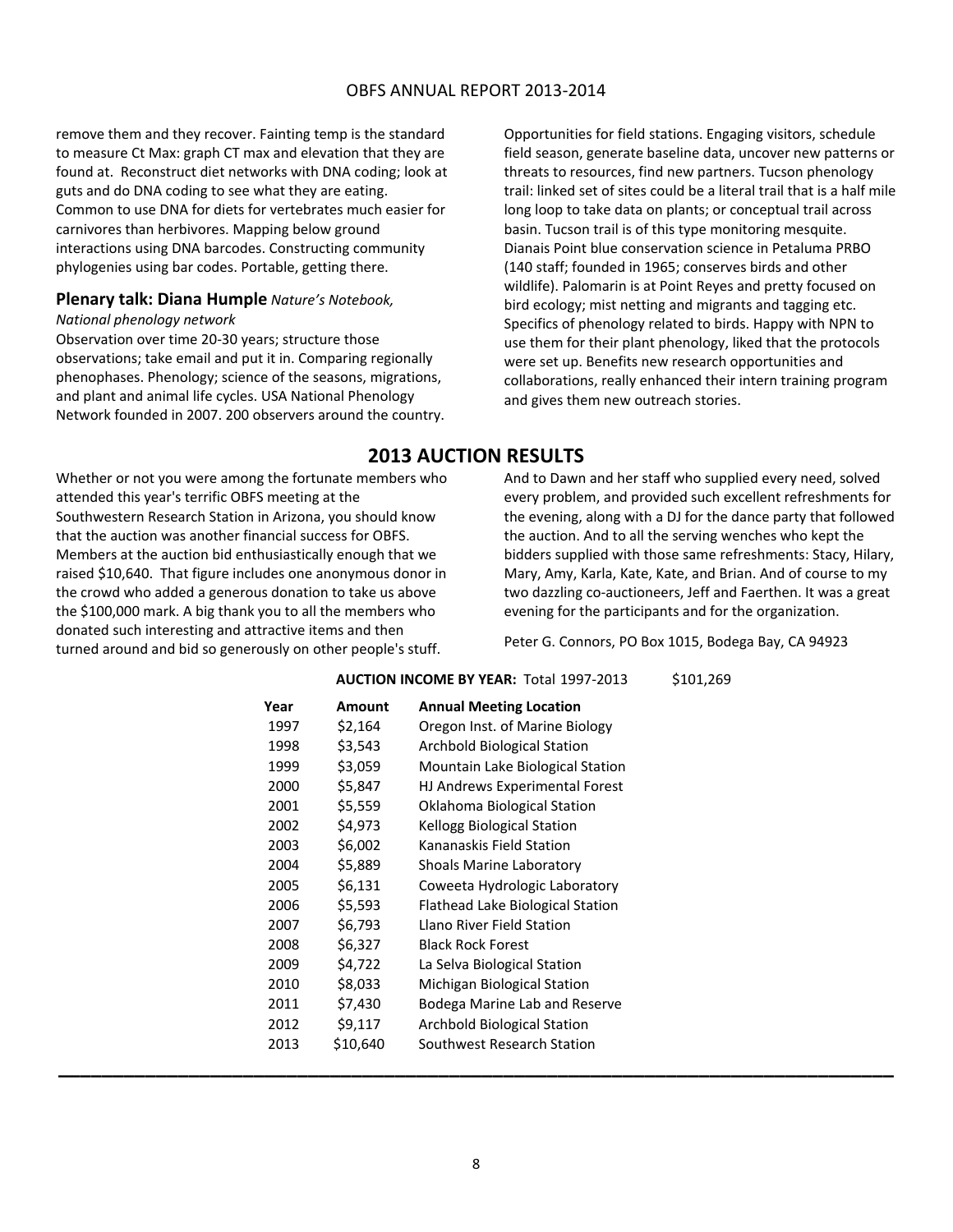remove them and they recover. Fainting temp is the standard to measure Ct Max: graph CT max and elevation that they are found at. Reconstruct diet networks with DNA coding; look at guts and do DNA coding to see what they are eating. Common to use DNA for diets for vertebrates much easier for carnivores than herbivores. Mapping below ground interactions using DNA barcodes. Constructing community phylogenies using bar codes. Portable, getting there.

### Plenary talk: Diana Humple *Nature's Notebook, National phenology network*

Observation over time 20-30 years; structure those observations; take email and put it in. Comparing regionally phenophases. Phenology; science of the seasons, migrations, and plant and animal life cycles. USA National Phenology Network founded in 2007. 200 observers around the country. Opportunities for field stations. Engaging visitors, schedule field season, generate baseline data, uncover new patterns or threats to resources, find new partners. Tucson phenology trail: linked set of sites could be a literal trail that is a half mile long loop to take data on plants; or conceptual trail across basin. Tucson trail is of this type monitoring mesquite. Dianais Point blue conservation science in Petaluma PRBO (140 staff; founded in 1965; conserves birds and other wildlife). Palomarin is at Point Reyes and pretty focused on bird ecology; mist netting and migrants and tagging etc. Specifics of phenology related to birds. Happy with NPN to use them for their plant phenology, liked that the protocols were set up. Benefits new research opportunities and collaborations, really enhanced their intern training program and gives them new outreach stories.

## 2013 AUCTION RESULTS

Whether or not you were among the fortunate members who attended this year's terrific OBFS meeting at the Southwestern Research Station in Arizona, you should know that the auction was another financial success for OBFS. Members at the auction bid enthusiastically enough that we raised $10,640. That figure includes one anonymous donor in the crowd who added a generous donation to take us above the $100,000 mark. A big thank you to all the members who donated such interesting and attractive items and then turned around and bid so generously on other people's stuff. And to Dawn and her staff who supplied every need, solved every problem, and provided such excellent refreshments for the evening, along with a DJ for the dance party that followed the auction. And to all the serving wenches who kept the bidders supplied with those same refreshments: Stacy, Hilary, Mary, Amy, Karla, Kate, Kate, and Brian. And of course to my two dazzling co-auctioneers, Jeff and Faerthen. It was a great evening for the participants and for the organization.

Peter G. Connors, PO Box 1015, Bodega Bay, CA 94923

**AUCTION INCOME BY YEAR:** Total 1997-2013 $101,269

| Year | Amount | Annual Meeting Location |
|---|---|---|
| 1997 | $2,164 | Oregon Inst. of Marine Biology |
| 1998 | $3,543 | Archbold Biological Station |
| 1999 | $3,059 | Mountain Lake Biological Station |
| 2000 | $5,847 | HJ Andrews Experimental Forest |
| 2001 | $5,559 | Oklahoma Biological Station |
| 2002 | $4,973 | Kellogg Biological Station |
| 2003 | $6,002 | Kananaskis Field Station |
| 2004 | $5,889 | Shoals Marine Laboratory |
| 2005 | $6,131 | Coweeta Hydrologic Laboratory |
| 2006 | $5,593 | Flathead Lake Biological Station |
| 2007 | $6,793 | Llano River Field Station |
| 2008 | $6,327 | Black Rock Forest |
| 2009 | $4,722 | La Selva Biological Station |
| 2010 | $8,033 | Michigan Biological Station |
| 2011 | $7,430 | Bodega Marine Lab and Reserve |
| 2012 | $9,117 | Archbold Biological Station |
| 2013 | $10,640 | Southwest Research Station |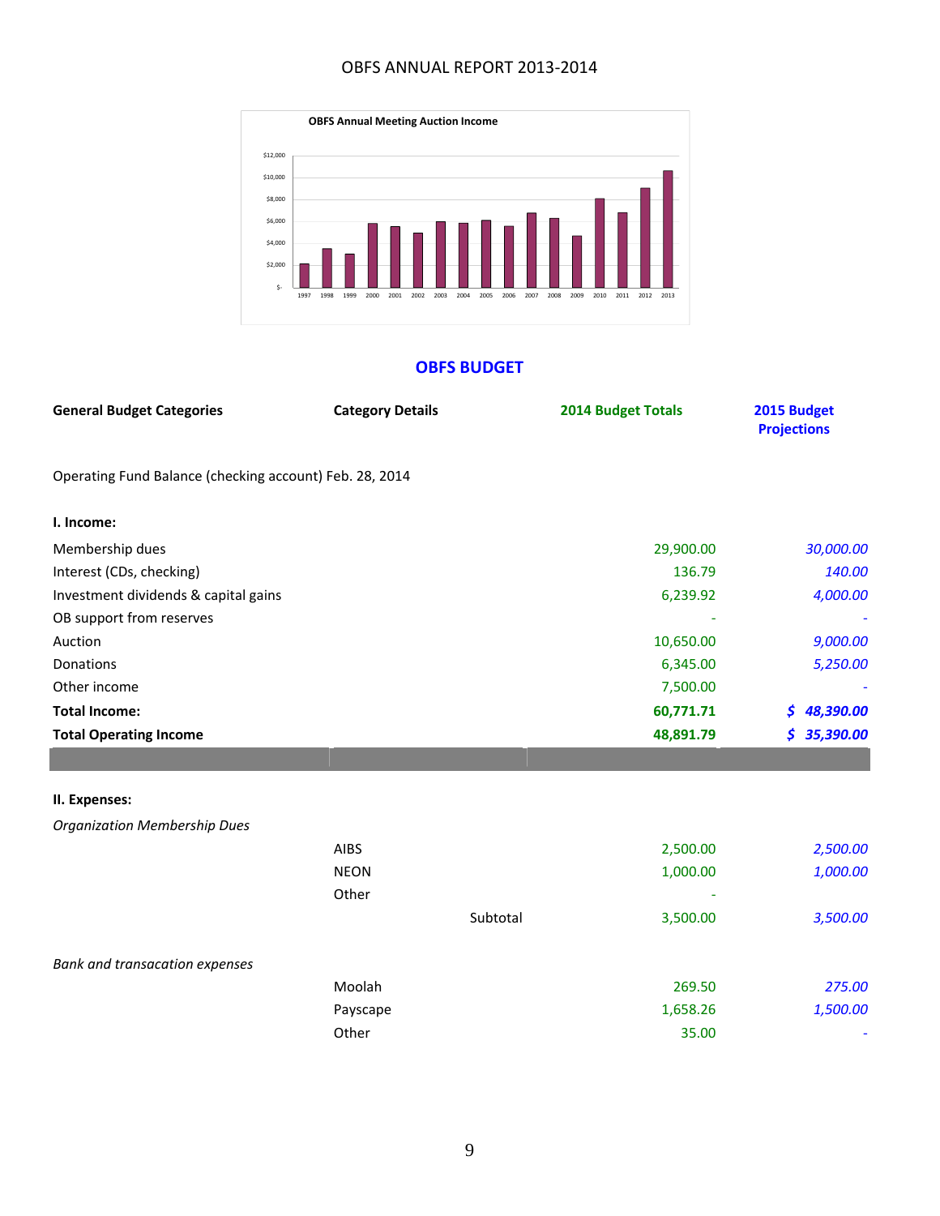# OBFS ANNUAL REPORT 2013-2014

**OBFS Annual Meeting Auction Income**

| Year | Income (approx.) |
|---|---|
| 1997 | $2,200 |
| 1998 | $3,600 |
| 1999 | $3,100 |
| 2000 | $5,900 |
| 2001 | $5,600 |
| 2002 | $5,000 |
| 2003 | $6,100 |
| 2004 | $5,900 |
| 2005 | $6,200 |
| 2006 | $5,700 |
| 2007 | $6,800 |
| 2008 | $6,400 |
| 2009 | $4,800 |
| 2010 | $8,200 |
| 2011 | $6,900 |
| 2012 | $9,100 |
| 2013 | $10,700 |

## OBFS BUDGET

| General Budget Categories | Category Details | | 2014 Budget Totals | 2015 Budget Projections |
|---|---|---|---|---|
| Operating Fund Balance (checking account) Feb. 28, 2014 | | | | |
| **I. Income:** | | | | |
| Membership dues | | | 29,900.00 | *30,000.00* |
| Interest (CDs, checking) | | | 136.79 | *140.00* |
| Investment dividends & capital gains | | | 6,239.92 | *4,000.00* |
| OB support from reserves | | | - | *-* |
| Auction | | | 10,650.00 | *9,000.00* |
| Donations | | | 6,345.00 | *5,250.00* |
| Other income | | | 7,500.00 | *-* |
| **Total Income:** | | | **60,771.71** | ***$ 48,390.00*** |
| **Total Operating Income** | | | **48,891.79** | ***$ 35,390.00*** |
| **II. Expenses:** | | | | |
| *Organization Membership Dues* | | | | |
| | AIBS | | 2,500.00 | *2,500.00* |
| | NEON | | 1,000.00 | *1,000.00* |
| | Other | | - | |
| | | Subtotal | 3,500.00 | *3,500.00* |
| *Bank and transacation expenses* | | | | |
| | Moolah | | 269.50 | *275.00* |
| | Payscape | | 1,658.26 | *1,500.00* |
| | Other | | 35.00 | *-* |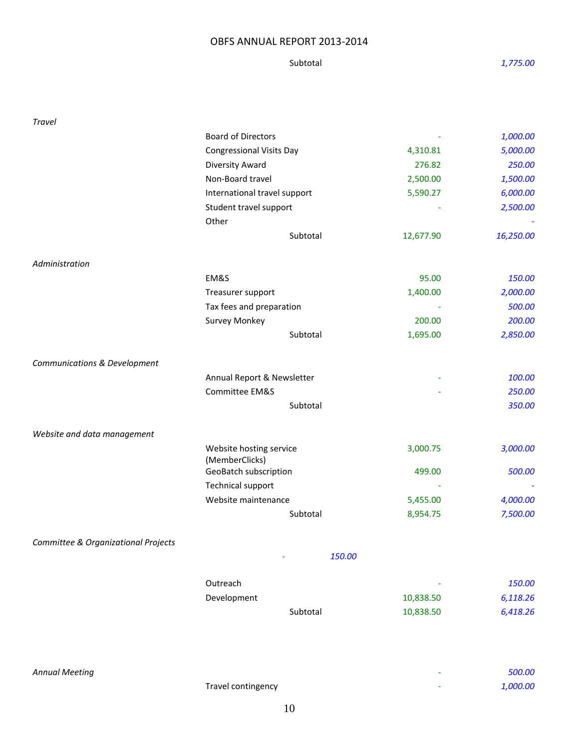| | | | |
|---|---|---|---|
| | Subtotal | | *1,775.00* |
| *Travel* | | | |
| | Board of Directors | - | *1,000.00* |
| | Congressional Visits Day | 4,310.81 | *5,000.00* |
| | Diversity Award | 276.82 | *250.00* |
| | Non-Board travel | 2,500.00 | *1,500.00* |
| | International travel support | 5,590.27 | *6,000.00* |
| | Student travel support | - | *2,500.00* |
| | Other | | *-* |
| | Subtotal | 12,677.90 | *16,250.00* |
| *Administration* | | | |
| | EM&S | 95.00 | *150.00* |
| | Treasurer support | 1,400.00 | *2,000.00* |
| | Tax fees and preparation | - | *500.00* |
| | Survey Monkey | 200.00 | *200.00* |
| | Subtotal | 1,695.00 | *2,850.00* |
| *Communications & Development* | | | |
| | Annual Report & Newsletter | - | *100.00* |
| | Committee EM&S | - | *250.00* |
| | Subtotal | | *350.00* |
| *Website and data management* | | | |
| | Website hosting service (MemberClicks) | 3,000.75 | *3,000.00* |
| | GeoBatch subscription | 499.00 | *500.00* |
| | Technical support | - | *-* |
| | Website maintenance | 5,455.00 | *4,000.00* |
| | Subtotal | 8,954.75 | *7,500.00* |
| *Committee & Organizational Projects* | | | |
| | - *150.00* | | |
| | Outreach | - | *150.00* |
| | Development | 10,838.50 | *6,118.26* |
| | Subtotal | 10,838.50 | *6,418.26* |
| *Annual Meeting* | | - | *500.00* |
| | Travel contingency | - | *1,000.00* |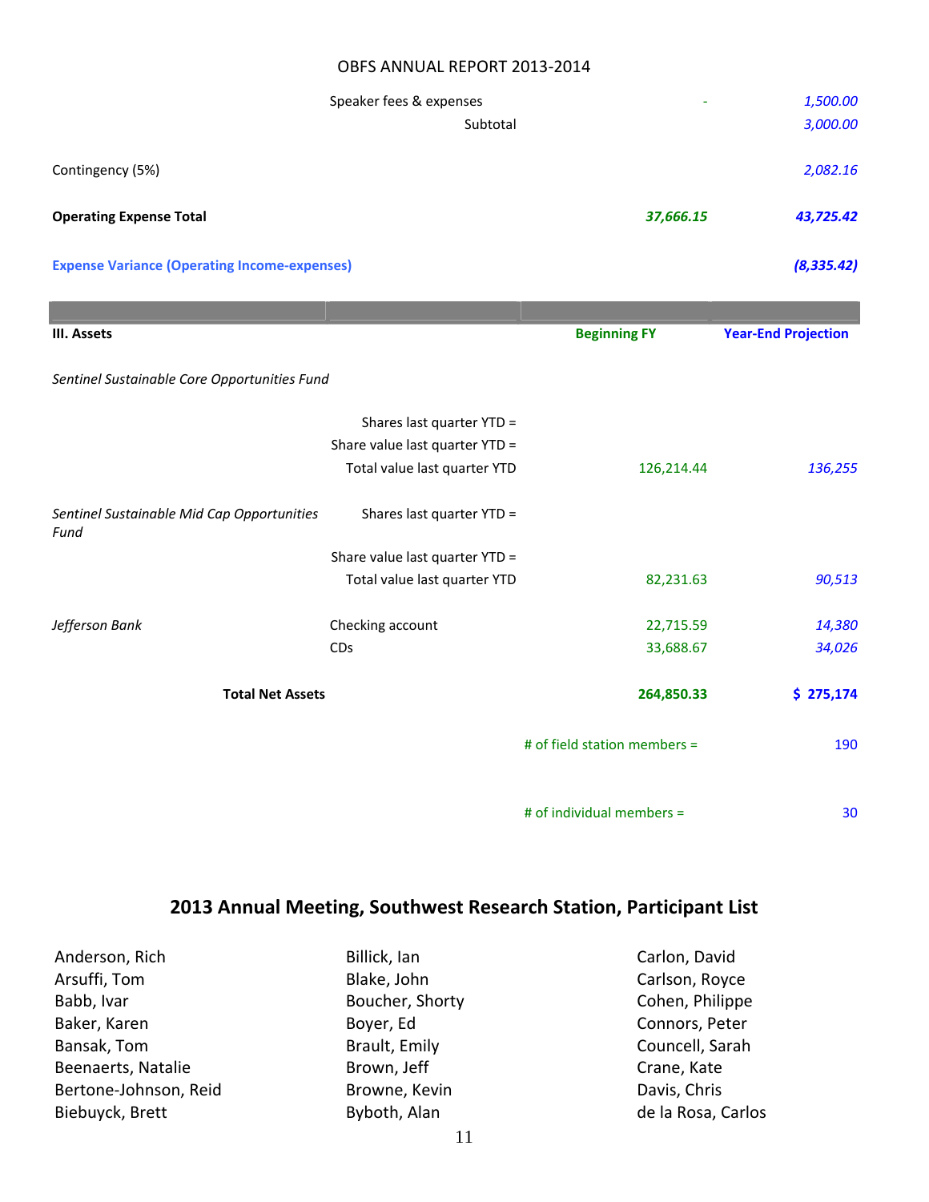| | | | |
|---|---|---|---|
| | Speaker fees & expenses | - | *1,500.00* |
| | Subtotal | | *3,000.00* |
| Contingency (5%) | | | *2,082.16* |
| **Operating Expense Total** | | ***37,666.15*** | ***43,725.42*** |
| **Expense Variance (Operating Income-expenses)** | | | ***(8,335.42)*** |

| **III. Assets** | | **Beginning FY** | **Year-End Projection** |
|---|---|---|---|
| *Sentinel Sustainable Core Opportunities Fund* | | | |
| | Shares last quarter YTD = | | |
| | Share value last quarter YTD = | | |
| | Total value last quarter YTD | 126,214.44 | *136,255* |
| *Sentinel Sustainable Mid Cap Opportunities Fund* | Shares last quarter YTD = | | |
| | Share value last quarter YTD = | | |
| | Total value last quarter YTD | 82,231.63 | *90,513* |
| *Jefferson Bank* | Checking account | 22,715.59 | *14,380* |
| | CDs | 33,688.67 | *34,026* |
| **Total Net Assets** | | **264,850.33** | **$ 275,174** |
| | | # of field station members = | 190 |
| | | # of individual members = | 30 |

## 2013 Annual Meeting, Southwest Research Station, Participant List

Anderson, Rich
Arsuffi, Tom
Babb, Ivar
Baker, Karen
Bansak, Tom
Beenaerts, Natalie
Bertone-Johnson, Reid
Biebuyck, Brett
Billick, Ian
Blake, John
Boucher, Shorty
Boyer, Ed
Brault, Emily
Brown, Jeff
Browne, Kevin
Byboth, Alan
Carlon, David
Carlson, Royce
Cohen, Philippe
Connors, Peter
Councell, Sarah
Crane, Kate
Davis, Chris
de la Rosa, Carlos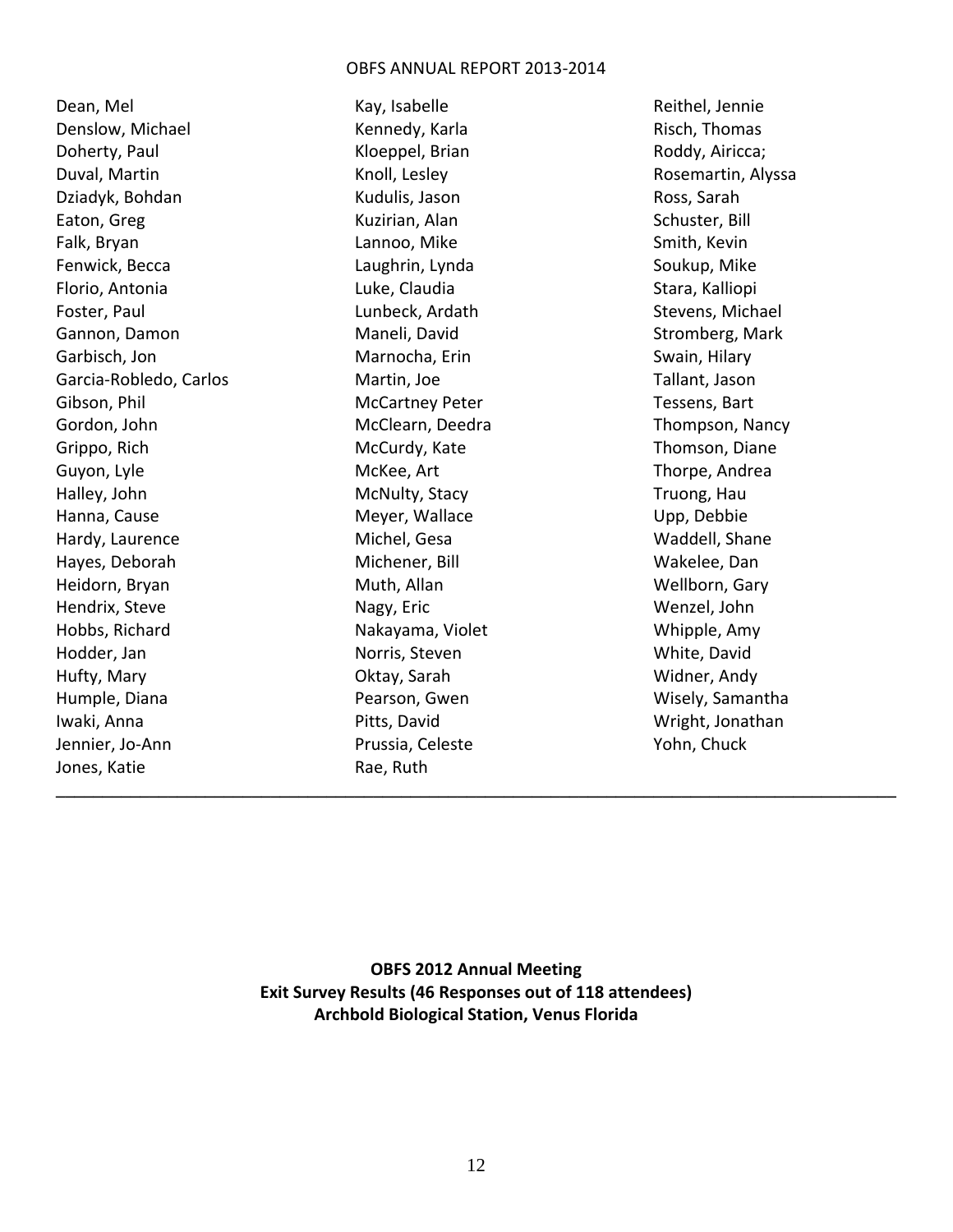Dean, Mel
Denslow, Michael
Doherty, Paul
Duval, Martin
Dziadyk, Bohdan
Eaton, Greg
Falk, Bryan
Fenwick, Becca
Florio, Antonia
Foster, Paul
Gannon, Damon
Garbisch, Jon
Garcia-Robledo, Carlos
Gibson, Phil
Gordon, John
Grippo, Rich
Guyon, Lyle
Halley, John
Hanna, Cause
Hardy, Laurence
Hayes, Deborah
Heidorn, Bryan
Hendrix, Steve
Hobbs, Richard
Hodder, Jan
Hufty, Mary
Humple, Diana
Iwaki, Anna
Jennier, Jo-Ann
Jones, Katie
Kay, Isabelle
Kennedy, Karla
Kloeppel, Brian
Knoll, Lesley
Kudulis, Jason
Kuzirian, Alan
Lannoo, Mike
Laughrin, Lynda
Luke, Claudia
Lunbeck, Ardath
Maneli, David
Marnocha, Erin
Martin, Joe
McCartney Peter
McClearn, Deedra
McCurdy, Kate
McKee, Art
McNulty, Stacy
Meyer, Wallace
Michel, Gesa
Michener, Bill
Muth, Allan
Nagy, Eric
Nakayama, Violet
Norris, Steven
Oktay, Sarah
Pearson, Gwen
Pitts, David
Prussia, Celeste
Rae, Ruth
Reithel, Jennie
Risch, Thomas
Roddy, Airicca;
Rosemartin, Alyssa
Ross, Sarah
Schuster, Bill
Smith, Kevin
Soukup, Mike
Stara, Kalliopi
Stevens, Michael
Stromberg, Mark
Swain, Hilary
Tallant, Jason
Tessens, Bart
Thompson, Nancy
Thomson, Diane
Thorpe, Andrea
Truong, Hau
Upp, Debbie
Waddell, Shane
Wakelee, Dan
Wellborn, Gary
Wenzel, John
Whipple, Amy
White, David
Widner, Andy
Wisely, Samantha
Wright, Jonathan
Yohn, Chuck

---

**OBFS 2012 Annual Meeting**
**Exit Survey Results (46 Responses out of 118 attendees)**
**Archbold Biological Station, Venus Florida**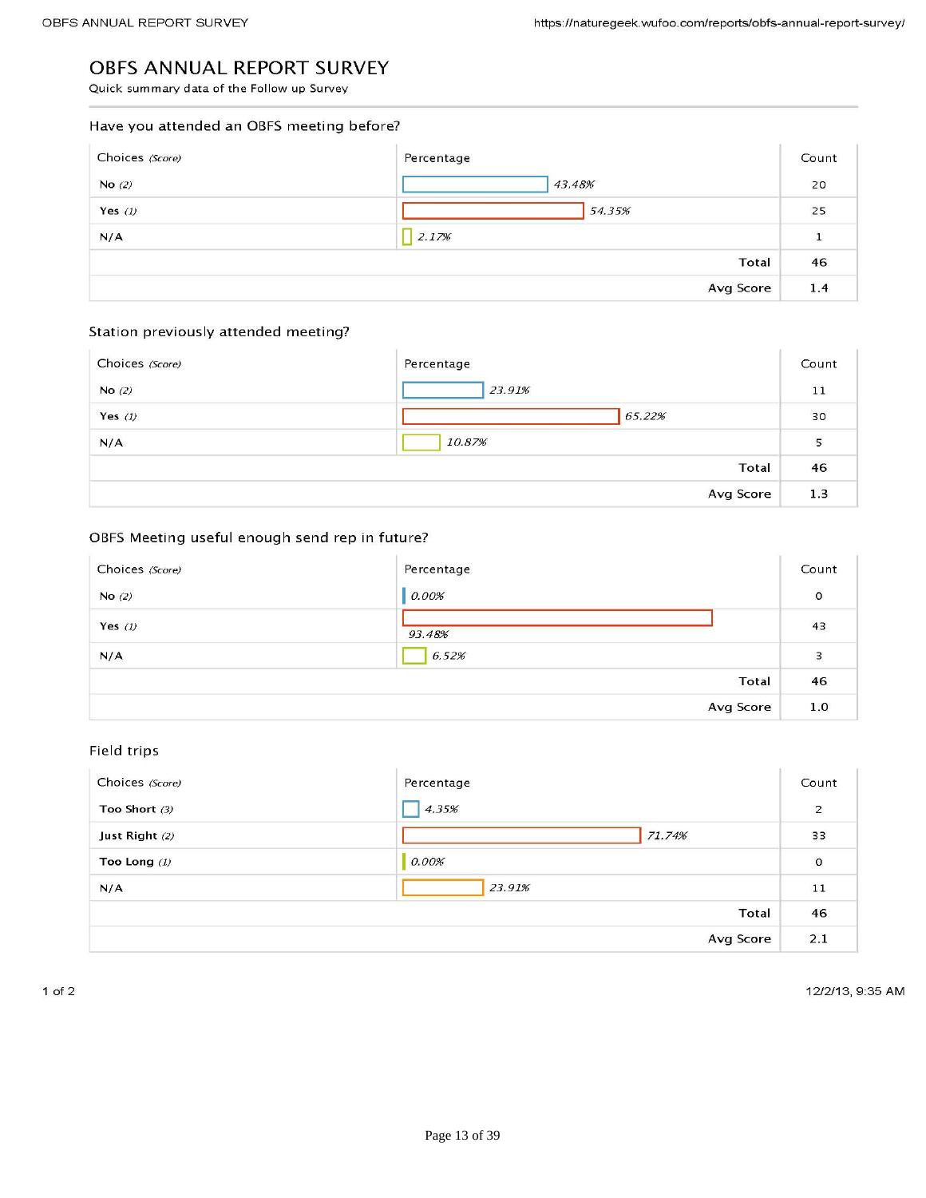# OBFS ANNUAL REPORT SURVEY

Quick summary data of the Follow up Survey

## Have you attended an OBFS meeting before?

| Choices *(Score)* | Percentage | Count |
|---|---|---|
| No *(2)* | 43.48% | 20 |
| Yes *(1)* | 54.35% | 25 |
| N/A | 2.17% | 1 |
| | Total | 46 |
| | Avg Score | 1.4 |

## Station previously attended meeting?

| Choices *(Score)* | Percentage | Count |
|---|---|---|
| No *(2)* | 23.91% | 11 |
| Yes *(1)* | 65.22% | 30 |
| N/A | 10.87% | 5 |
| | Total | 46 |
| | Avg Score | 1.3 |

## OBFS Meeting useful enough send rep in future?

| Choices *(Score)* | Percentage | Count |
|---|---|---|
| No *(2)* | 0.00% | 0 |
| Yes *(1)* | 93.48% | 43 |
| N/A | 6.52% | 3 |
| | Total | 46 |
| | Avg Score | 1.0 |

## Field trips

| Choices *(Score)* | Percentage | Count |
|---|---|---|
| Too Short *(3)* | 4.35% | 2 |
| Just Right *(2)* | 71.74% | 33 |
| Too Long *(1)* | 0.00% | 0 |
| N/A | 23.91% | 11 |
| | Total | 46 |
| | Avg Score | 2.1 |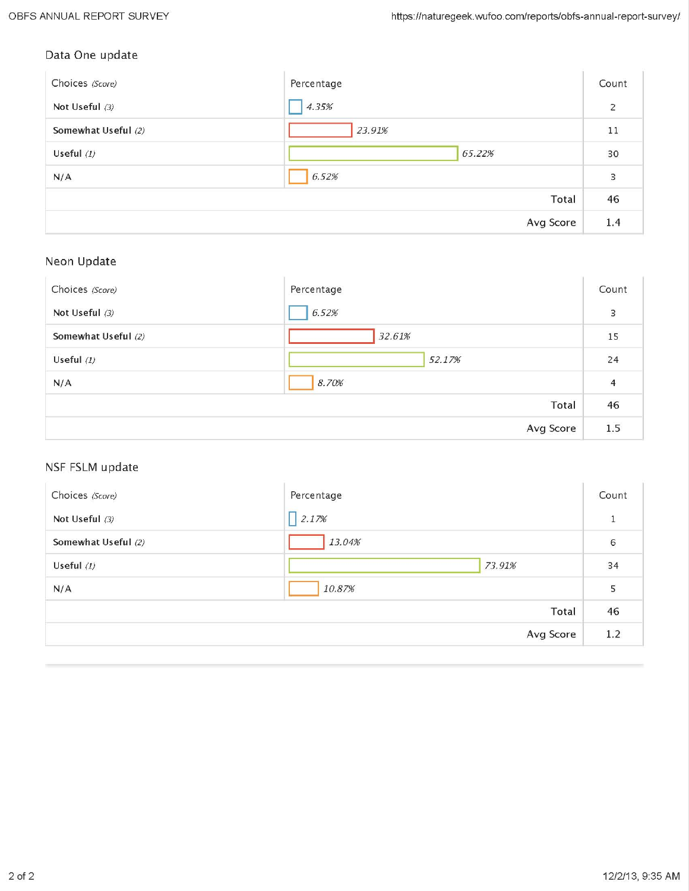### Data One update

| Choices *(Score)* | Percentage | Count |
|---|---|---|
| Not Useful *(3)* | 4.35% | 2 |
| Somewhat Useful *(2)* | 23.91% | 11 |
| Useful *(1)* | 65.22% | 30 |
| N/A | 6.52% | 3 |
| | Total | 46 |
| | Avg Score | 1.4 |

### Neon Update

| Choices *(Score)* | Percentage | Count |
|---|---|---|
| Not Useful *(3)* | 6.52% | 3 |
| Somewhat Useful *(2)* | 32.61% | 15 |
| Useful *(1)* | 52.17% | 24 |
| N/A | 8.70% | 4 |
| | Total | 46 |
| | Avg Score | 1.5 |

### NSF FSLM update

| Choices *(Score)* | Percentage | Count |
|---|---|---|
| Not Useful *(3)* | 2.17% | 1 |
| Somewhat Useful *(2)* | 13.04% | 6 |
| Useful *(1)* | 73.91% | 34 |
| N/A | 10.87% | 5 |
| | Total | 46 |
| | Avg Score | 1.2 |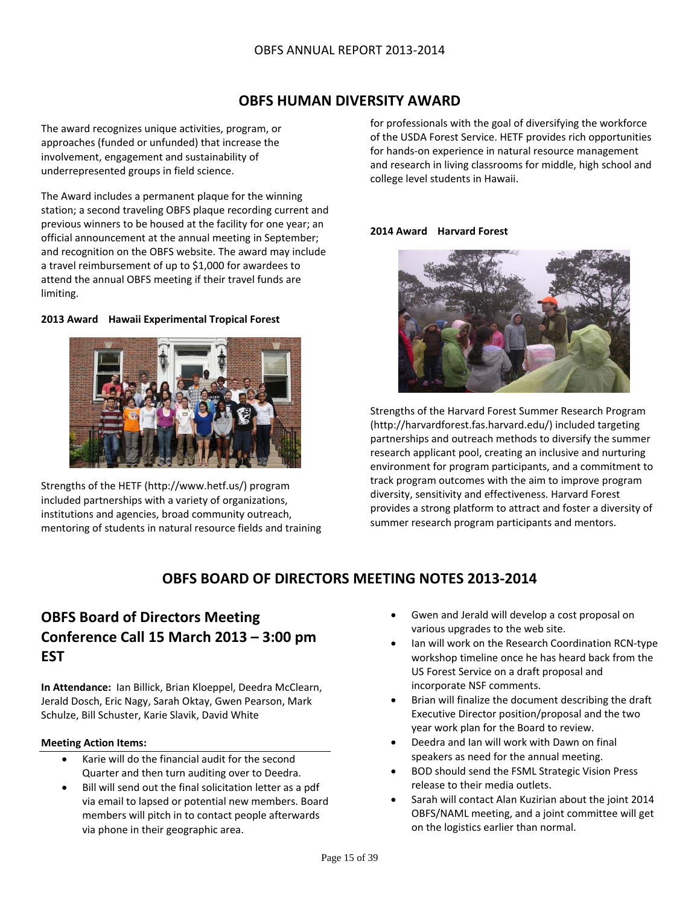# OBFS HUMAN DIVERSITY AWARD

The award recognizes unique activities, program, or approaches (funded or unfunded) that increase the involvement, engagement and sustainability of underrepresented groups in field science.

The Award includes a permanent plaque for the winning station; a second traveling OBFS plaque recording current and previous winners to be housed at the facility for one year; an official announcement at the annual meeting in September; and recognition on the OBFS website. The award may include a travel reimbursement of up to $1,000 for awardees to attend the annual OBFS meeting if their travel funds are limiting.

**2013 Award Hawaii Experimental Tropical Forest**

Strengths of the HETF (http://www.hetf.us/) program included partnerships with a variety of organizations, institutions and agencies, broad community outreach, mentoring of students in natural resource fields and training for professionals with the goal of diversifying the workforce of the USDA Forest Service. HETF provides rich opportunities for hands-on experience in natural resource management and research in living classrooms for middle, high school and college level students in Hawaii.

**2014 Award Harvard Forest**

Strengths of the Harvard Forest Summer Research Program (http://harvardforest.fas.harvard.edu/) included targeting partnerships and outreach methods to diversify the summer research applicant pool, creating an inclusive and nurturing environment for program participants, and a commitment to track program outcomes with the aim to improve program diversity, sensitivity and effectiveness. Harvard Forest provides a strong platform to attract and foster a diversity of summer research program participants and mentors.

# OBFS BOARD OF DIRECTORS MEETING NOTES 2013-2014

## OBFS Board of Directors Meeting Conference Call 15 March 2013 – 3:00 pm EST

**In Attendance:** Ian Billick, Brian Kloeppel, Deedra McClearn, Jerald Dosch, Eric Nagy, Sarah Oktay, Gwen Pearson, Mark Schulze, Bill Schuster, Karie Slavik, David White

**Meeting Action Items:**

- Karie will do the financial audit for the second Quarter and then turn auditing over to Deedra.
- Bill will send out the final solicitation letter as a pdf via email to lapsed or potential new members. Board members will pitch in to contact people afterwards via phone in their geographic area.
- Gwen and Jerald will develop a cost proposal on various upgrades to the web site.
- Ian will work on the Research Coordination RCN-type workshop timeline once he has heard back from the US Forest Service on a draft proposal and incorporate NSF comments.
- Brian will finalize the document describing the draft Executive Director position/proposal and the two year work plan for the Board to review.
- Deedra and Ian will work with Dawn on final speakers as need for the annual meeting.
- BOD should send the FSML Strategic Vision Press release to their media outlets.
- Sarah will contact Alan Kuzirian about the joint 2014 OBFS/NAML meeting, and a joint committee will get on the logistics earlier than normal.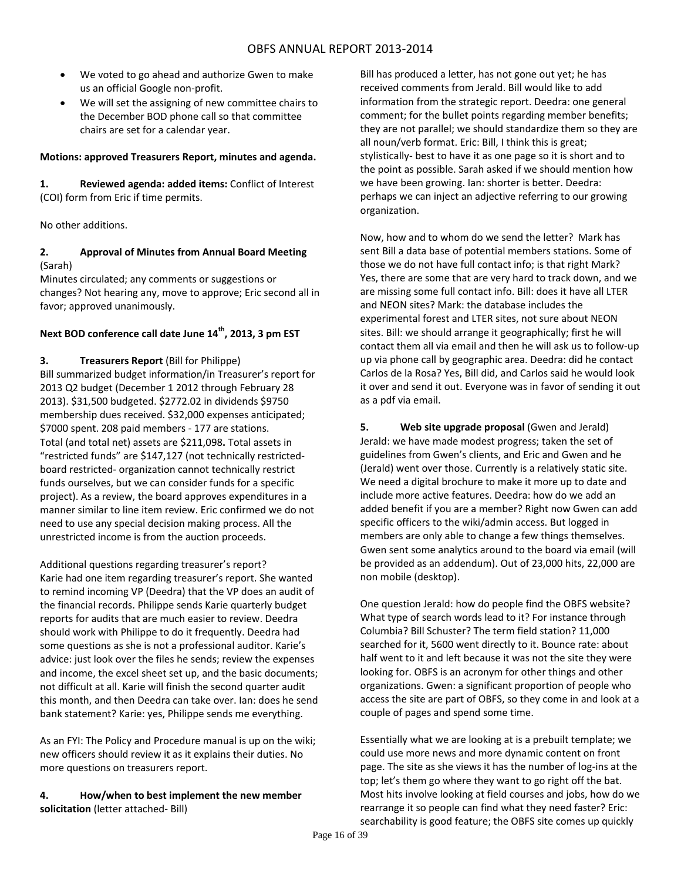- We voted to go ahead and authorize Gwen to make us an official Google non-profit.
- We will set the assigning of new committee chairs to the December BOD phone call so that committee chairs are set for a calendar year.

**Motions: approved Treasurers Report, minutes and agenda.**

**1. Reviewed agenda: added items:** Conflict of Interest (COI) form from Eric if time permits.

No other additions.

**2. Approval of Minutes from Annual Board Meeting** (Sarah)
Minutes circulated; any comments or suggestions or changes? Not hearing any, move to approve; Eric second all in favor; approved unanimously.

**Next BOD conference call date June 14th, 2013, 3 pm EST**

**3. Treasurers Report** (Bill for Philippe)
Bill summarized budget information/in Treasurer's report for 2013 Q2 budget (December 1 2012 through February 28 2013). $31,500 budgeted. $2772.02 in dividends $9750 membership dues received. $32,000 expenses anticipated; $7000 spent. 208 paid members - 177 are stations. Total (and total net) assets are $211,098**.** Total assets in "restricted funds" are $147,127 (not technically restricted- board restricted- organization cannot technically restrict funds ourselves, but we can consider funds for a specific project). As a review, the board approves expenditures in a manner similar to line item review. Eric confirmed we do not need to use any special decision making process. All the unrestricted income is from the auction proceeds.

Additional questions regarding treasurer's report? Karie had one item regarding treasurer's report. She wanted to remind incoming VP (Deedra) that the VP does an audit of the financial records. Philippe sends Karie quarterly budget reports for audits that are much easier to review. Deedra should work with Philippe to do it frequently. Deedra had some questions as she is not a professional auditor. Karie's advice: just look over the files he sends; review the expenses and income, the excel sheet set up, and the basic documents; not difficult at all. Karie will finish the second quarter audit this month, and then Deedra can take over. Ian: does he send bank statement? Karie: yes, Philippe sends me everything.

As an FYI: The Policy and Procedure manual is up on the wiki; new officers should review it as it explains their duties. No more questions on treasurers report.

**4. How/when to best implement the new member solicitation** (letter attached- Bill)

Bill has produced a letter, has not gone out yet; he has received comments from Jerald. Bill would like to add information from the strategic report. Deedra: one general comment; for the bullet points regarding member benefits; they are not parallel; we should standardize them so they are all noun/verb format. Eric: Bill, I think this is great; stylistically- best to have it as one page so it is short and to the point as possible. Sarah asked if we should mention how we have been growing. Ian: shorter is better. Deedra: perhaps we can inject an adjective referring to our growing organization.

Now, how and to whom do we send the letter? Mark has sent Bill a data base of potential members stations. Some of those we do not have full contact info; is that right Mark? Yes, there are some that are very hard to track down, and we are missing some full contact info. Bill: does it have all LTER and NEON sites? Mark: the database includes the experimental forest and LTER sites, not sure about NEON sites. Bill: we should arrange it geographically; first he will contact them all via email and then he will ask us to follow-up up via phone call by geographic area. Deedra: did he contact Carlos de la Rosa? Yes, Bill did, and Carlos said he would look it over and send it out. Everyone was in favor of sending it out as a pdf via email.

**5. Web site upgrade proposal** (Gwen and Jerald)
Jerald: we have made modest progress; taken the set of guidelines from Gwen's clients, and Eric and Gwen and he (Jerald) went over those. Currently is a relatively static site. We need a digital brochure to make it more up to date and include more active features. Deedra: how do we add an added benefit if you are a member? Right now Gwen can add specific officers to the wiki/admin access. But logged in members are only able to change a few things themselves. Gwen sent some analytics around to the board via email (will be provided as an addendum). Out of 23,000 hits, 22,000 are non mobile (desktop).

One question Jerald: how do people find the OBFS website? What type of search words lead to it? For instance through Columbia? Bill Schuster? The term field station? 11,000 searched for it, 5600 went directly to it. Bounce rate: about half went to it and left because it was not the site they were looking for. OBFS is an acronym for other things and other organizations. Gwen: a significant proportion of people who access the site are part of OBFS, so they come in and look at a couple of pages and spend some time.

Essentially what we are looking at is a prebuilt template; we could use more news and more dynamic content on front page. The site as she views it has the number of log-ins at the top; let's them go where they want to go right off the bat. Most hits involve looking at field courses and jobs, how do we rearrange it so people can find what they need faster? Eric: searchability is good feature; the OBFS site comes up quickly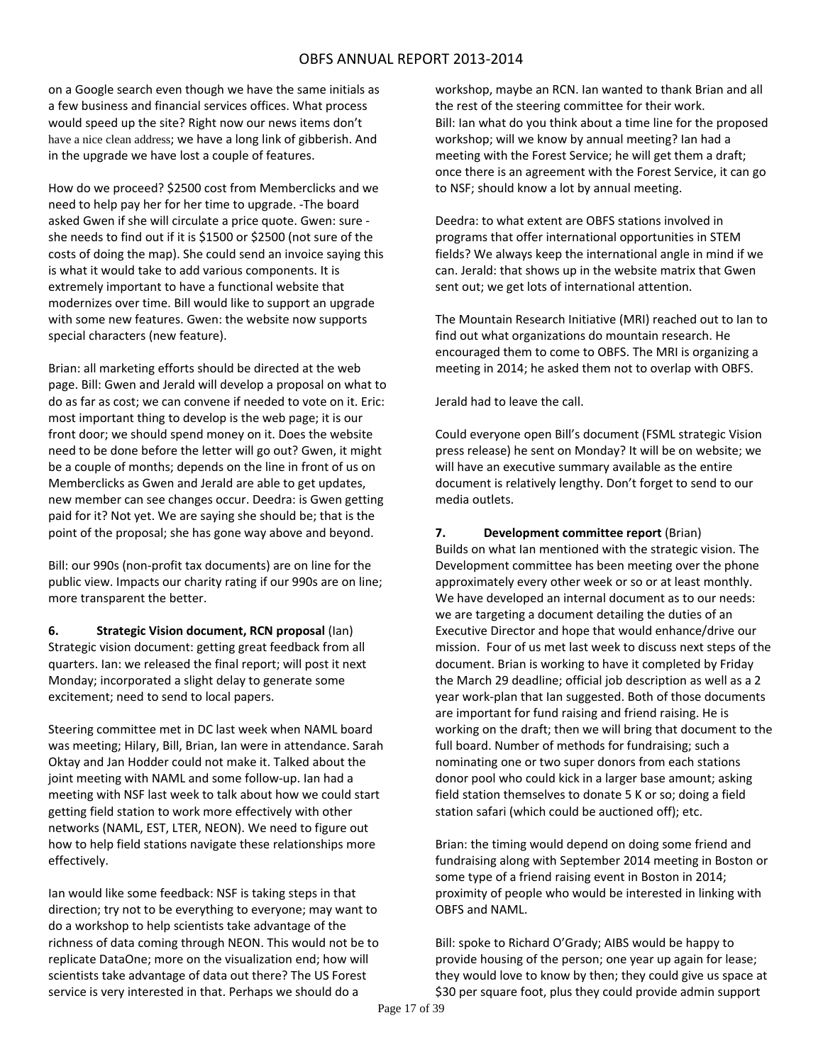on a Google search even though we have the same initials as a few business and financial services offices. What process would speed up the site? Right now our news items don't have a nice clean address; we have a long link of gibberish. And in the upgrade we have lost a couple of features.

How do we proceed? $2500 cost from Memberclicks and we need to help pay her for her time to upgrade. -The board asked Gwen if she will circulate a price quote. Gwen: sure - she needs to find out if it is $1500 or $2500 (not sure of the costs of doing the map). She could send an invoice saying this is what it would take to add various components. It is extremely important to have a functional website that modernizes over time. Bill would like to support an upgrade with some new features. Gwen: the website now supports special characters (new feature).

Brian: all marketing efforts should be directed at the web page. Bill: Gwen and Jerald will develop a proposal on what to do as far as cost; we can convene if needed to vote on it. Eric: most important thing to develop is the web page; it is our front door; we should spend money on it. Does the website need to be done before the letter will go out? Gwen, it might be a couple of months; depends on the line in front of us on Memberclicks as Gwen and Jerald are able to get updates, new member can see changes occur. Deedra: is Gwen getting paid for it? Not yet. We are saying she should be; that is the point of the proposal; she has gone way above and beyond.

Bill: our 990s (non-profit tax documents) are on line for the public view. Impacts our charity rating if our 990s are on line; more transparent the better.

**6. Strategic Vision document, RCN proposal** (Ian)
Strategic vision document: getting great feedback from all quarters. Ian: we released the final report; will post it next Monday; incorporated a slight delay to generate some excitement; need to send to local papers.

Steering committee met in DC last week when NAML board was meeting; Hilary, Bill, Brian, Ian were in attendance. Sarah Oktay and Jan Hodder could not make it. Talked about the joint meeting with NAML and some follow-up. Ian had a meeting with NSF last week to talk about how we could start getting field station to work more effectively with other networks (NAML, EST, LTER, NEON). We need to figure out how to help field stations navigate these relationships more effectively.

Ian would like some feedback: NSF is taking steps in that direction; try not to be everything to everyone; may want to do a workshop to help scientists take advantage of the richness of data coming through NEON. This would not be to replicate DataOne; more on the visualization end; how will scientists take advantage of data out there? The US Forest service is very interested in that. Perhaps we should do a workshop, maybe an RCN. Ian wanted to thank Brian and all the rest of the steering committee for their work.
Bill: Ian what do you think about a time line for the proposed workshop; will we know by annual meeting? Ian had a meeting with the Forest Service; he will get them a draft; once there is an agreement with the Forest Service, it can go to NSF; should know a lot by annual meeting.

Deedra: to what extent are OBFS stations involved in programs that offer international opportunities in STEM fields? We always keep the international angle in mind if we can. Jerald: that shows up in the website matrix that Gwen sent out; we get lots of international attention.

The Mountain Research Initiative (MRI) reached out to Ian to find out what organizations do mountain research. He encouraged them to come to OBFS. The MRI is organizing a meeting in 2014; he asked them not to overlap with OBFS.

Jerald had to leave the call.

Could everyone open Bill's document (FSML strategic Vision press release) he sent on Monday? It will be on website; we will have an executive summary available as the entire document is relatively lengthy. Don't forget to send to our media outlets.

**7. Development committee report** (Brian)
Builds on what Ian mentioned with the strategic vision. The Development committee has been meeting over the phone approximately every other week or so or at least monthly. We have developed an internal document as to our needs: we are targeting a document detailing the duties of an Executive Director and hope that would enhance/drive our mission. Four of us met last week to discuss next steps of the document. Brian is working to have it completed by Friday the March 29 deadline; official job description as well as a 2 year work-plan that Ian suggested. Both of those documents are important for fund raising and friend raising. He is working on the draft; then we will bring that document to the full board. Number of methods for fundraising; such a nominating one or two super donors from each stations donor pool who could kick in a larger base amount; asking field station themselves to donate 5 K or so; doing a field station safari (which could be auctioned off); etc.

Brian: the timing would depend on doing some friend and fundraising along with September 2014 meeting in Boston or some type of a friend raising event in Boston in 2014; proximity of people who would be interested in linking with OBFS and NAML.

Bill: spoke to Richard O'Grady; AIBS would be happy to provide housing of the person; one year up again for lease; they would love to know by then; they could give us space at $30 per square foot, plus they could provide admin support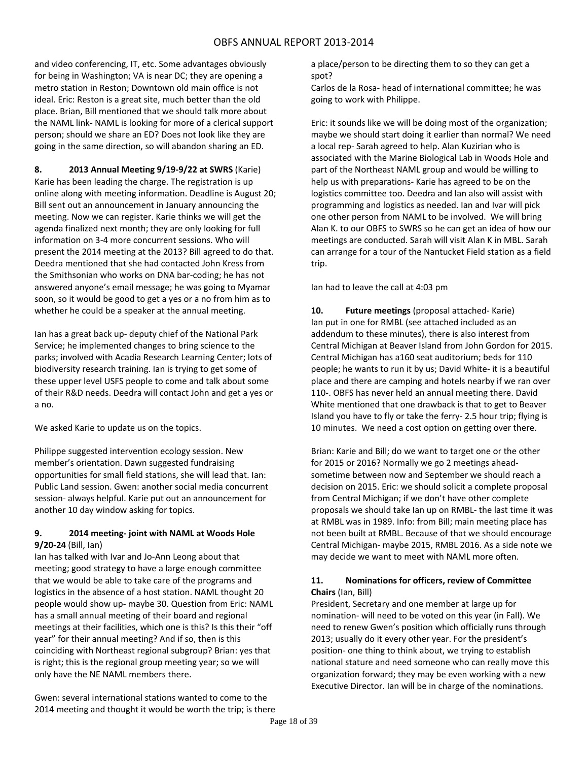and video conferencing, IT, etc. Some advantages obviously for being in Washington; VA is near DC; they are opening a metro station in Reston; Downtown old main office is not ideal. Eric: Reston is a great site, much better than the old place. Brian, Bill mentioned that we should talk more about the NAML link- NAML is looking for more of a clerical support person; should we share an ED? Does not look like they are going in the same direction, so will abandon sharing an ED.

**8. 2013 Annual Meeting 9/19-9/22 at SWRS** (Karie)
Karie has been leading the charge. The registration is up online along with meeting information. Deadline is August 20; Bill sent out an announcement in January announcing the meeting. Now we can register. Karie thinks we will get the agenda finalized next month; they are only looking for full information on 3-4 more concurrent sessions. Who will present the 2014 meeting at the 2013? Bill agreed to do that. Deedra mentioned that she had contacted John Kress from the Smithsonian who works on DNA bar-coding; he has not answered anyone's email message; he was going to Myamar soon, so it would be good to get a yes or a no from him as to whether he could be a speaker at the annual meeting.

Ian has a great back up- deputy chief of the National Park Service; he implemented changes to bring science to the parks; involved with Acadia Research Learning Center; lots of biodiversity research training. Ian is trying to get some of these upper level USFS people to come and talk about some of their R&D needs. Deedra will contact John and get a yes or a no.

We asked Karie to update us on the topics.

Philippe suggested intervention ecology session. New member's orientation. Dawn suggested fundraising opportunities for small field stations, she will lead that. Ian: Public Land session. Gwen: another social media concurrent session- always helpful. Karie put out an announcement for another 10 day window asking for topics.

**9. 2014 meeting- joint with NAML at Woods Hole 9/20-24** (Bill, Ian)
Ian has talked with Ivar and Jo-Ann Leong about that meeting; good strategy to have a large enough committee that we would be able to take care of the programs and logistics in the absence of a host station. NAML thought 20 people would show up- maybe 30. Question from Eric: NAML has a small annual meeting of their board and regional meetings at their facilities, which one is this? Is this their "off year" for their annual meeting? And if so, then is this coinciding with Northeast regional subgroup? Brian: yes that is right; this is the regional group meeting year; so we will only have the NE NAML members there.

Gwen: several international stations wanted to come to the 2014 meeting and thought it would be worth the trip; is there a place/person to be directing them to so they can get a spot?
Carlos de la Rosa- head of international committee; he was going to work with Philippe.

Eric: it sounds like we will be doing most of the organization; maybe we should start doing it earlier than normal? We need a local rep- Sarah agreed to help. Alan Kuzirian who is associated with the Marine Biological Lab in Woods Hole and part of the Northeast NAML group and would be willing to help us with preparations- Karie has agreed to be on the logistics committee too. Deedra and Ian also will assist with programming and logistics as needed. Ian and Ivar will pick one other person from NAML to be involved. We will bring Alan K. to our OBFS to SWRS so he can get an idea of how our meetings are conducted. Sarah will visit Alan K in MBL. Sarah can arrange for a tour of the Nantucket Field station as a field trip.

Ian had to leave the call at 4:03 pm

**10. Future meetings** (proposal attached- Karie)
Ian put in one for RMBL (see attached included as an addendum to these minutes), there is also interest from Central Michigan at Beaver Island from John Gordon for 2015. Central Michigan has a160 seat auditorium; beds for 110 people; he wants to run it by us; David White- it is a beautiful place and there are camping and hotels nearby if we ran over 110-. OBFS has never held an annual meeting there. David White mentioned that one drawback is that to get to Beaver Island you have to fly or take the ferry- 2.5 hour trip; flying is 10 minutes. We need a cost option on getting over there.

Brian: Karie and Bill; do we want to target one or the other for 2015 or 2016? Normally we go 2 meetings ahead- sometime between now and September we should reach a decision on 2015. Eric: we should solicit a complete proposal from Central Michigan; if we don't have other complete proposals we should take Ian up on RMBL- the last time it was at RMBL was in 1989. Info: from Bill; main meeting place has not been built at RMBL. Because of that we should encourage Central Michigan- maybe 2015, RMBL 2016. As a side note we may decide we want to meet with NAML more often.

**11. Nominations for officers, review of Committee Chairs** (Ian, Bill)
President, Secretary and one member at large up for nomination- will need to be voted on this year (in Fall). We need to renew Gwen's position which officially runs through 2013; usually do it every other year. For the president's position- one thing to think about, we trying to establish national stature and need someone who can really move this organization forward; they may be even working with a new Executive Director. Ian will be in charge of the nominations.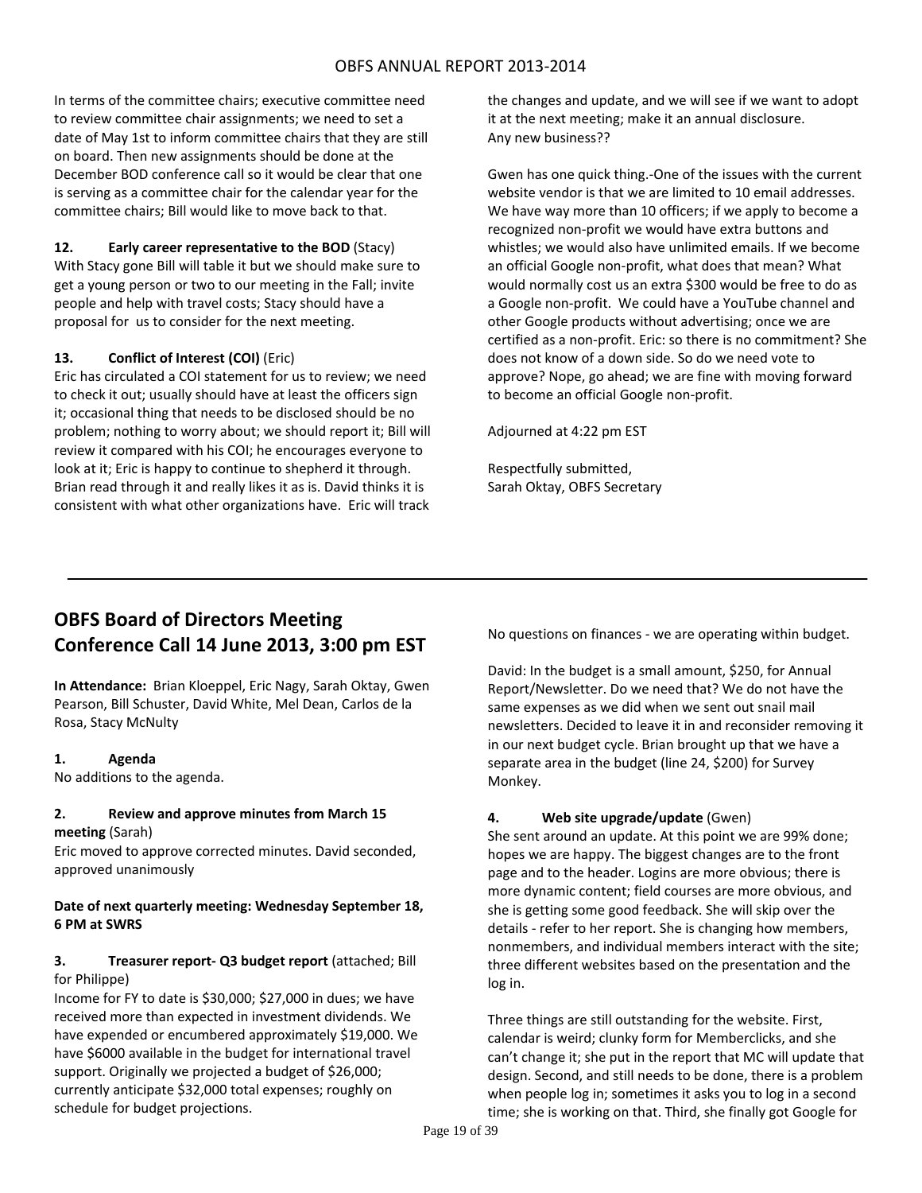In terms of the committee chairs; executive committee need to review committee chair assignments; we need to set a date of May 1st to inform committee chairs that they are still on board. Then new assignments should be done at the December BOD conference call so it would be clear that one is serving as a committee chair for the calendar year for the committee chairs; Bill would like to move back to that.

**12. Early career representative to the BOD** (Stacy)
With Stacy gone Bill will table it but we should make sure to get a young person or two to our meeting in the Fall; invite people and help with travel costs; Stacy should have a proposal for us to consider for the next meeting.

**13. Conflict of Interest (COI)** (Eric)
Eric has circulated a COI statement for us to review; we need to check it out; usually should have at least the officers sign it; occasional thing that needs to be disclosed should be no problem; nothing to worry about; we should report it; Bill will review it compared with his COI; he encourages everyone to look at it; Eric is happy to continue to shepherd it through. Brian read through it and really likes it as is. David thinks it is consistent with what other organizations have. Eric will track the changes and update, and we will see if we want to adopt it at the next meeting; make it an annual disclosure.
Any new business??

Gwen has one quick thing.-One of the issues with the current website vendor is that we are limited to 10 email addresses. We have way more than 10 officers; if we apply to become a recognized non-profit we would have extra buttons and whistles; we would also have unlimited emails. If we become an official Google non-profit, what does that mean? What would normally cost us an extra $300 would be free to do as a Google non-profit. We could have a YouTube channel and other Google products without advertising; once we are certified as a non-profit. Eric: so there is no commitment? She does not know of a down side. So do we need vote to approve? Nope, go ahead; we are fine with moving forward to become an official Google non-profit.

Adjourned at 4:22 pm EST

Respectfully submitted,
Sarah Oktay, OBFS Secretary

---

## OBFS Board of Directors Meeting Conference Call 14 June 2013, 3:00 pm EST

**In Attendance:** Brian Kloeppel, Eric Nagy, Sarah Oktay, Gwen Pearson, Bill Schuster, David White, Mel Dean, Carlos de la Rosa, Stacy McNulty

**1. Agenda**
No additions to the agenda.

**2. Review and approve minutes from March 15 meeting** (Sarah)
Eric moved to approve corrected minutes. David seconded, approved unanimously

**Date of next quarterly meeting: Wednesday September 18, 6 PM at SWRS**

**3. Treasurer report- Q3 budget report** (attached; Bill for Philippe)
Income for FY to date is $30,000; $27,000 in dues; we have received more than expected in investment dividends. We have expended or encumbered approximately $19,000. We have $6000 available in the budget for international travel support. Originally we projected a budget of $26,000; currently anticipate $32,000 total expenses; roughly on schedule for budget projections.

No questions on finances - we are operating within budget.

David: In the budget is a small amount, $250, for Annual Report/Newsletter. Do we need that? We do not have the same expenses as we did when we sent out snail mail newsletters. Decided to leave it in and reconsider removing it in our next budget cycle. Brian brought up that we have a separate area in the budget (line 24, $200) for Survey Monkey.

**4. Web site upgrade/update** (Gwen)
She sent around an update. At this point we are 99% done; hopes we are happy. The biggest changes are to the front page and to the header. Logins are more obvious; there is more dynamic content; field courses are more obvious, and she is getting some good feedback. She will skip over the details - refer to her report. She is changing how members, nonmembers, and individual members interact with the site; three different websites based on the presentation and the log in.

Three things are still outstanding for the website. First, calendar is weird; clunky form for Memberclicks, and she can't change it; she put in the report that MC will update that design. Second, and still needs to be done, there is a problem when people log in; sometimes it asks you to log in a second time; she is working on that. Third, she finally got Google for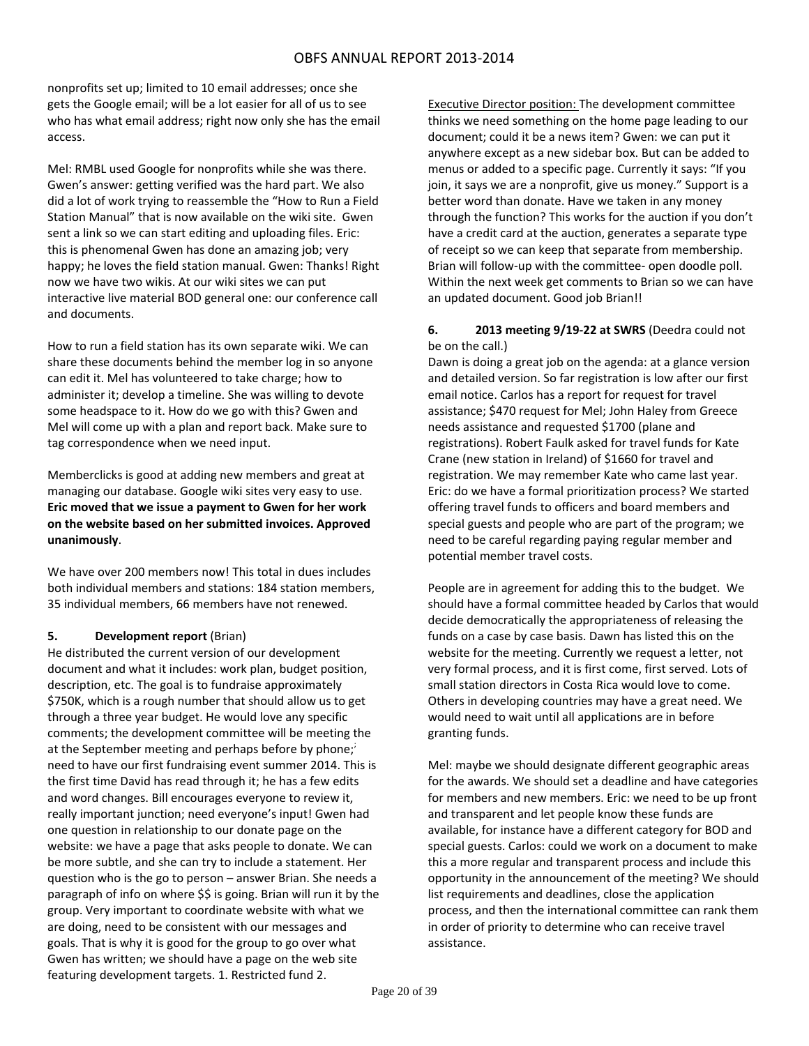nonprofits set up; limited to 10 email addresses; once she gets the Google email; will be a lot easier for all of us to see who has what email address; right now only she has the email access.

Mel: RMBL used Google for nonprofits while she was there. Gwen's answer: getting verified was the hard part. We also did a lot of work trying to reassemble the "How to Run a Field Station Manual" that is now available on the wiki site. Gwen sent a link so we can start editing and uploading files. Eric: this is phenomenal Gwen has done an amazing job; very happy; he loves the field station manual. Gwen: Thanks! Right now we have two wikis. At our wiki sites we can put interactive live material BOD general one: our conference call and documents.

How to run a field station has its own separate wiki. We can share these documents behind the member log in so anyone can edit it. Mel has volunteered to take charge; how to administer it; develop a timeline. She was willing to devote some headspace to it. How do we go with this? Gwen and Mel will come up with a plan and report back. Make sure to tag correspondence when we need input.

Memberclicks is good at adding new members and great at managing our database. Google wiki sites very easy to use. **Eric moved that we issue a payment to Gwen for her work on the website based on her submitted invoices. Approved unanimously**.

We have over 200 members now! This total in dues includes both individual members and stations: 184 station members, 35 individual members, 66 members have not renewed.

**5. Development report** (Brian)

He distributed the current version of our development document and what it includes: work plan, budget position, description, etc. The goal is to fundraise approximately $750K, which is a rough number that should allow us to get through a three year budget. He would love any specific comments; the development committee will be meeting the at the September meeting and perhaps before by phone; need to have our first fundraising event summer 2014. This is the first time David has read through it; he has a few edits and word changes. Bill encourages everyone to review it, really important junction; need everyone's input! Gwen had one question in relationship to our donate page on the website: we have a page that asks people to donate. We can be more subtle, and she can try to include a statement. Her question who is the go to person – answer Brian. She needs a paragraph of info on where $$ is going. Brian will run it by the group. Very important to coordinate website with what we are doing, need to be consistent with our messages and goals. That is why it is good for the group to go over what Gwen has written; we should have a page on the web site featuring development targets. 1. Restricted fund 2.

Executive Director position: The development committee thinks we need something on the home page leading to our document; could it be a news item? Gwen: we can put it anywhere except as a new sidebar box. But can be added to menus or added to a specific page. Currently it says: "If you join, it says we are a nonprofit, give us money." Support is a better word than donate. Have we taken in any money through the function? This works for the auction if you don't have a credit card at the auction, generates a separate type of receipt so we can keep that separate from membership. Brian will follow-up with the committee- open doodle poll. Within the next week get comments to Brian so we can have an updated document. Good job Brian!!

**6. 2013 meeting 9/19-22 at SWRS** (Deedra could not be on the call.)

Dawn is doing a great job on the agenda: at a glance version and detailed version. So far registration is low after our first email notice. Carlos has a report for request for travel assistance; $470 request for Mel; John Haley from Greece needs assistance and requested $1700 (plane and registrations). Robert Faulk asked for travel funds for Kate Crane (new station in Ireland) of $1660 for travel and registration. We may remember Kate who came last year. Eric: do we have a formal prioritization process? We started offering travel funds to officers and board members and special guests and people who are part of the program; we need to be careful regarding paying regular member and potential member travel costs.

People are in agreement for adding this to the budget. We should have a formal committee headed by Carlos that would decide democratically the appropriateness of releasing the funds on a case by case basis. Dawn has listed this on the website for the meeting. Currently we request a letter, not very formal process, and it is first come, first served. Lots of small station directors in Costa Rica would love to come. Others in developing countries may have a great need. We would need to wait until all applications are in before granting funds.

Mel: maybe we should designate different geographic areas for the awards. We should set a deadline and have categories for members and new members. Eric: we need to be up front and transparent and let people know these funds are available, for instance have a different category for BOD and special guests. Carlos: could we work on a document to make this a more regular and transparent process and include this opportunity in the announcement of the meeting? We should list requirements and deadlines, close the application process, and then the international committee can rank them in order of priority to determine who can receive travel assistance.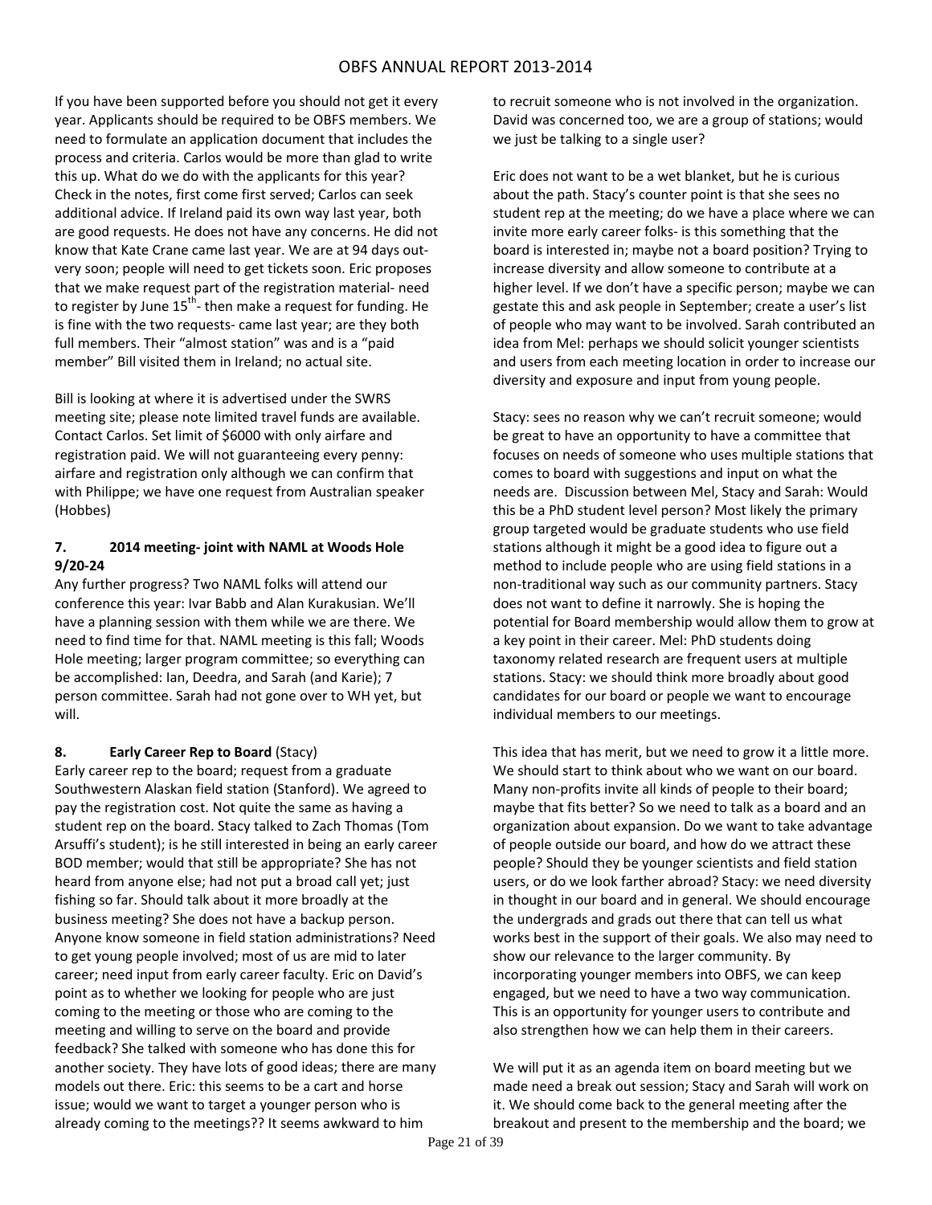If you have been supported before you should not get it every year. Applicants should be required to be OBFS members. We need to formulate an application document that includes the process and criteria. Carlos would be more than glad to write this up. What do we do with the applicants for this year? Check in the notes, first come first served; Carlos can seek additional advice. If Ireland paid its own way last year, both are good requests. He does not have any concerns. He did not know that Kate Crane came last year. We are at 94 days out- very soon; people will need to get tickets soon. Eric proposes that we make request part of the registration material- need to register by June 15th- then make a request for funding. He is fine with the two requests- came last year; are they both full members. Their "almost station" was and is a "paid member" Bill visited them in Ireland; no actual site.

Bill is looking at where it is advertised under the SWRS meeting site; please note limited travel funds are available. Contact Carlos. Set limit of $6000 with only airfare and registration paid. We will not guaranteeing every penny: airfare and registration only although we can confirm that with Philippe; we have one request from Australian speaker (Hobbes)

**7. 2014 meeting- joint with NAML at Woods Hole 9/20-24**

Any further progress? Two NAML folks will attend our conference this year: Ivar Babb and Alan Kurakusian. We'll have a planning session with them while we are there. We need to find time for that. NAML meeting is this fall; Woods Hole meeting; larger program committee; so everything can be accomplished: Ian, Deedra, and Sarah (and Karie); 7 person committee. Sarah had not gone over to WH yet, but will.

**8. Early Career Rep to Board** (Stacy)

Early career rep to the board; request from a graduate Southwestern Alaskan field station (Stanford). We agreed to pay the registration cost. Not quite the same as having a student rep on the board. Stacy talked to Zach Thomas (Tom Arsuffi's student); is he still interested in being an early career BOD member; would that still be appropriate? She has not heard from anyone else; had not put a broad call yet; just fishing so far. Should talk about it more broadly at the business meeting? She does not have a backup person. Anyone know someone in field station administrations? Need to get young people involved; most of us are mid to later career; need input from early career faculty. Eric on David's point as to whether we looking for people who are just coming to the meeting or those who are coming to the meeting and willing to serve on the board and provide feedback? She talked with someone who has done this for another society. They have lots of good ideas; there are many models out there. Eric: this seems to be a cart and horse issue; would we want to target a younger person who is already coming to the meetings?? It seems awkward to him to recruit someone who is not involved in the organization. David was concerned too, we are a group of stations; would we just be talking to a single user?

Eric does not want to be a wet blanket, but he is curious about the path. Stacy's counter point is that she sees no student rep at the meeting; do we have a place where we can invite more early career folks- is this something that the board is interested in; maybe not a board position? Trying to increase diversity and allow someone to contribute at a higher level. If we don't have a specific person; maybe we can gestate this and ask people in September; create a user's list of people who may want to be involved. Sarah contributed an idea from Mel: perhaps we should solicit younger scientists and users from each meeting location in order to increase our diversity and exposure and input from young people.

Stacy: sees no reason why we can't recruit someone; would be great to have an opportunity to have a committee that focuses on needs of someone who uses multiple stations that comes to board with suggestions and input on what the needs are. Discussion between Mel, Stacy and Sarah: Would this be a PhD student level person? Most likely the primary group targeted would be graduate students who use field stations although it might be a good idea to figure out a method to include people who are using field stations in a non-traditional way such as our community partners. Stacy does not want to define it narrowly. She is hoping the potential for Board membership would allow them to grow at a key point in their career. Mel: PhD students doing taxonomy related research are frequent users at multiple stations. Stacy: we should think more broadly about good candidates for our board or people we want to encourage individual members to our meetings.

This idea that has merit, but we need to grow it a little more. We should start to think about who we want on our board. Many non-profits invite all kinds of people to their board; maybe that fits better? So we need to talk as a board and an organization about expansion. Do we want to take advantage of people outside our board, and how do we attract these people? Should they be younger scientists and field station users, or do we look farther abroad? Stacy: we need diversity in thought in our board and in general. We should encourage the undergrads and grads out there that can tell us what works best in the support of their goals. We also may need to show our relevance to the larger community. By incorporating younger members into OBFS, we can keep engaged, but we need to have a two way communication. This is an opportunity for younger users to contribute and also strengthen how we can help them in their careers.

We will put it as an agenda item on board meeting but we made need a break out session; Stacy and Sarah will work on it. We should come back to the general meeting after the breakout and present to the membership and the board; we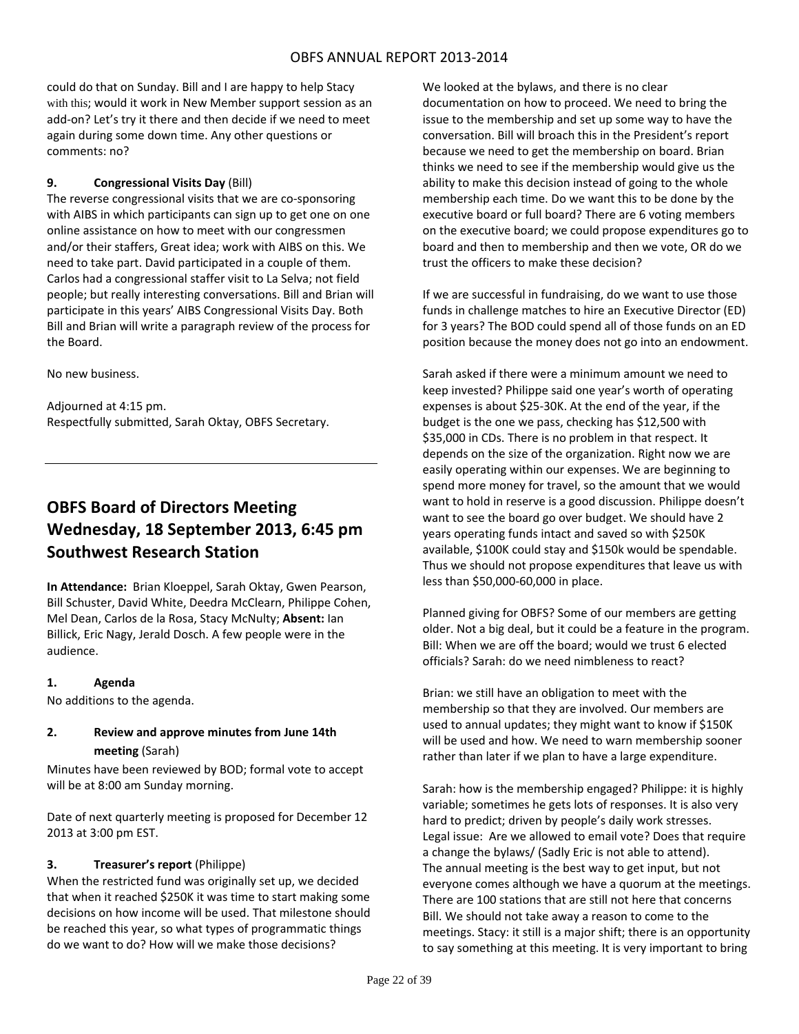could do that on Sunday. Bill and I are happy to help Stacy with this; would it work in New Member support session as an add-on? Let's try it there and then decide if we need to meet again during some down time. Any other questions or comments: no?

**9. Congressional Visits Day** (Bill)

The reverse congressional visits that we are co-sponsoring with AIBS in which participants can sign up to get one on one online assistance on how to meet with our congressmen and/or their staffers, Great idea; work with AIBS on this. We need to take part. David participated in a couple of them. Carlos had a congressional staffer visit to La Selva; not field people; but really interesting conversations. Bill and Brian will participate in this years' AIBS Congressional Visits Day. Both Bill and Brian will write a paragraph review of the process for the Board.

No new business.

Adjourned at 4:15 pm.
Respectfully submitted, Sarah Oktay, OBFS Secretary.

---

# OBFS Board of Directors Meeting Wednesday, 18 September 2013, 6:45 pm Southwest Research Station

**In Attendance:** Brian Kloeppel, Sarah Oktay, Gwen Pearson, Bill Schuster, David White, Deedra McClearn, Philippe Cohen, Mel Dean, Carlos de la Rosa, Stacy McNulty; **Absent:** Ian Billick, Eric Nagy, Jerald Dosch. A few people were in the audience.

**1. Agenda**

No additions to the agenda.

**2. Review and approve minutes from June 14th meeting** (Sarah)

Minutes have been reviewed by BOD; formal vote to accept will be at 8:00 am Sunday morning.

Date of next quarterly meeting is proposed for December 12 2013 at 3:00 pm EST.

**3. Treasurer's report** (Philippe)

When the restricted fund was originally set up, we decided that when it reached \$250K it was time to start making some decisions on how income will be used. That milestone should be reached this year, so what types of programmatic things do we want to do? How will we make those decisions?

We looked at the bylaws, and there is no clear documentation on how to proceed. We need to bring the issue to the membership and set up some way to have the conversation. Bill will broach this in the President's report because we need to get the membership on board. Brian thinks we need to see if the membership would give us the ability to make this decision instead of going to the whole membership each time. Do we want this to be done by the executive board or full board? There are 6 voting members on the executive board; we could propose expenditures go to board and then to membership and then we vote, OR do we trust the officers to make these decision?

If we are successful in fundraising, do we want to use those funds in challenge matches to hire an Executive Director (ED) for 3 years? The BOD could spend all of those funds on an ED position because the money does not go into an endowment.

Sarah asked if there were a minimum amount we need to keep invested? Philippe said one year's worth of operating expenses is about \$25-30K. At the end of the year, if the budget is the one we pass, checking has \$12,500 with \$35,000 in CDs. There is no problem in that respect. It depends on the size of the organization. Right now we are easily operating within our expenses. We are beginning to spend more money for travel, so the amount that we would want to hold in reserve is a good discussion. Philippe doesn't want to see the board go over budget. We should have 2 years operating funds intact and saved so with \$250K available, \$100K could stay and \$150k would be spendable. Thus we should not propose expenditures that leave us with less than \$50,000-60,000 in place.

Planned giving for OBFS? Some of our members are getting older. Not a big deal, but it could be a feature in the program. Bill: When we are off the board; would we trust 6 elected officials? Sarah: do we need nimbleness to react?

Brian: we still have an obligation to meet with the membership so that they are involved. Our members are used to annual updates; they might want to know if \$150K will be used and how. We need to warn membership sooner rather than later if we plan to have a large expenditure.

Sarah: how is the membership engaged? Philippe: it is highly variable; sometimes he gets lots of responses. It is also very hard to predict; driven by people's daily work stresses. Legal issue: Are we allowed to email vote? Does that require a change the bylaws/ (Sadly Eric is not able to attend). The annual meeting is the best way to get input, but not everyone comes although we have a quorum at the meetings. There are 100 stations that are still not here that concerns Bill. We should not take away a reason to come to the meetings. Stacy: it still is a major shift; there is an opportunity to say something at this meeting. It is very important to bring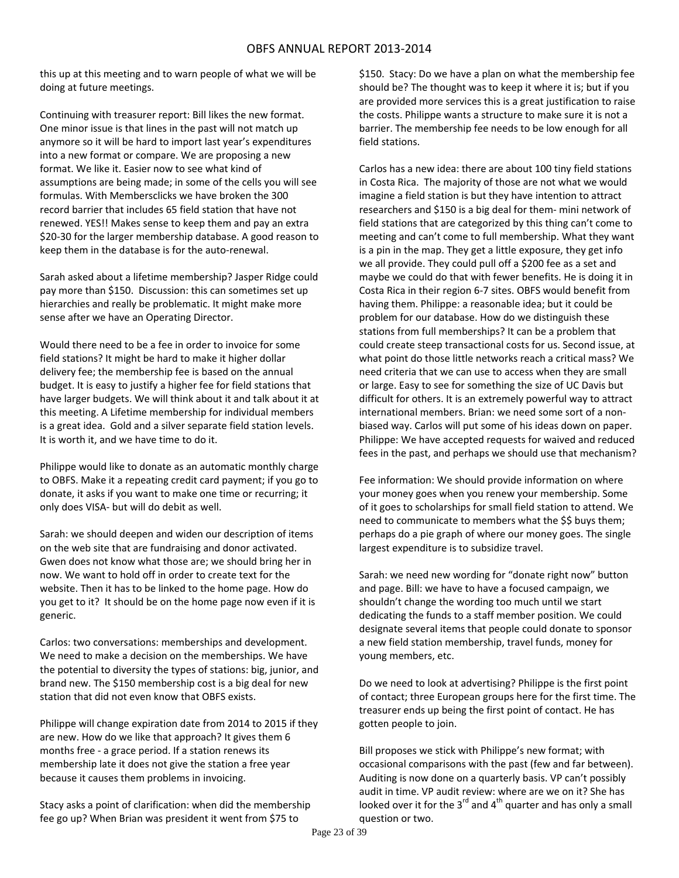this up at this meeting and to warn people of what we will be doing at future meetings.

Continuing with treasurer report: Bill likes the new format. One minor issue is that lines in the past will not match up anymore so it will be hard to import last year's expenditures into a new format or compare. We are proposing a new format. We like it. Easier now to see what kind of assumptions are being made; in some of the cells you will see formulas. With Membersclicks we have broken the 300 record barrier that includes 65 field station that have not renewed. YES!! Makes sense to keep them and pay an extra \$20-30 for the larger membership database. A good reason to keep them in the database is for the auto-renewal.

Sarah asked about a lifetime membership? Jasper Ridge could pay more than \$150. Discussion: this can sometimes set up hierarchies and really be problematic. It might make more sense after we have an Operating Director.

Would there need to be a fee in order to invoice for some field stations? It might be hard to make it higher dollar delivery fee; the membership fee is based on the annual budget. It is easy to justify a higher fee for field stations that have larger budgets. We will think about it and talk about it at this meeting. A Lifetime membership for individual members is a great idea. Gold and a silver separate field station levels. It is worth it, and we have time to do it.

Philippe would like to donate as an automatic monthly charge to OBFS. Make it a repeating credit card payment; if you go to donate, it asks if you want to make one time or recurring; it only does VISA- but will do debit as well.

Sarah: we should deepen and widen our description of items on the web site that are fundraising and donor activated. Gwen does not know what those are; we should bring her in now. We want to hold off in order to create text for the website. Then it has to be linked to the home page. How do you get to it? It should be on the home page now even if it is generic.

Carlos: two conversations: memberships and development. We need to make a decision on the memberships. We have the potential to diversity the types of stations: big, junior, and brand new. The \$150 membership cost is a big deal for new station that did not even know that OBFS exists.

Philippe will change expiration date from 2014 to 2015 if they are new. How do we like that approach? It gives them 6 months free - a grace period. If a station renews its membership late it does not give the station a free year because it causes them problems in invoicing.

Stacy asks a point of clarification: when did the membership fee go up? When Brian was president it went from \$75 to \$150. Stacy: Do we have a plan on what the membership fee should be? The thought was to keep it where it is; but if you are provided more services this is a great justification to raise the costs. Philippe wants a structure to make sure it is not a barrier. The membership fee needs to be low enough for all field stations.

Carlos has a new idea: there are about 100 tiny field stations in Costa Rica. The majority of those are not what we would imagine a field station is but they have intention to attract researchers and \$150 is a big deal for them- mini network of field stations that are categorized by this thing can't come to meeting and can't come to full membership. What they want is a pin in the map. They get a little exposure, they get info we all provide. They could pull off a \$200 fee as a set and maybe we could do that with fewer benefits. He is doing it in Costa Rica in their region 6-7 sites. OBFS would benefit from having them. Philippe: a reasonable idea; but it could be problem for our database. How do we distinguish these stations from full memberships? It can be a problem that could create steep transactional costs for us. Second issue, at what point do those little networks reach a critical mass? We need criteria that we can use to access when they are small or large. Easy to see for something the size of UC Davis but difficult for others. It is an extremely powerful way to attract international members. Brian: we need some sort of a non-biased way. Carlos will put some of his ideas down on paper. Philippe: We have accepted requests for waived and reduced fees in the past, and perhaps we should use that mechanism?

Fee information: We should provide information on where your money goes when you renew your membership. Some of it goes to scholarships for small field station to attend. We need to communicate to members what the \$\$ buys them; perhaps do a pie graph of where our money goes. The single largest expenditure is to subsidize travel.

Sarah: we need new wording for "donate right now" button and page. Bill: we have to have a focused campaign, we shouldn't change the wording too much until we start dedicating the funds to a staff member position. We could designate several items that people could donate to sponsor a new field station membership, travel funds, money for young members, etc.

Do we need to look at advertising? Philippe is the first point of contact; three European groups here for the first time. The treasurer ends up being the first point of contact. He has gotten people to join.

Bill proposes we stick with Philippe's new format; with occasional comparisons with the past (few and far between). Auditing is now done on a quarterly basis. VP can't possibly audit in time. VP audit review: where are we on it? She has looked over it for the 3rd and 4th quarter and has only a small question or two.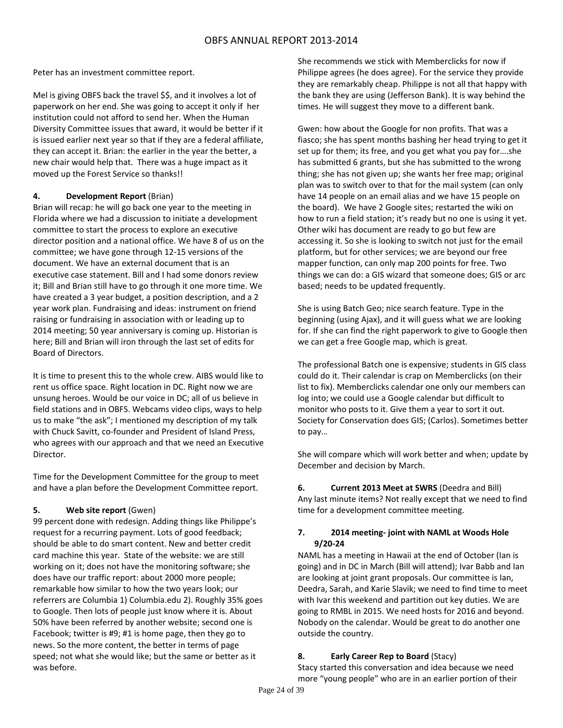Peter has an investment committee report.

Mel is giving OBFS back the travel $$, and it involves a lot of paperwork on her end. She was going to accept it only if her institution could not afford to send her. When the Human Diversity Committee issues that award, it would be better if it is issued earlier next year so that if they are a federal affiliate, they can accept it. Brian: the earlier in the year the better, a new chair would help that. There was a huge impact as it moved up the Forest Service so thanks!!

**4. Development Report** (Brian)

Brian will recap: he will go back one year to the meeting in Florida where we had a discussion to initiate a development committee to start the process to explore an executive director position and a national office. We have 8 of us on the committee; we have gone through 12-15 versions of the document. We have an external document that is an executive case statement. Bill and I had some donors review it; Bill and Brian still have to go through it one more time. We have created a 3 year budget, a position description, and a 2 year work plan. Fundraising and ideas: instrument on friend raising or fundraising in association with or leading up to 2014 meeting; 50 year anniversary is coming up. Historian is here; Bill and Brian will iron through the last set of edits for Board of Directors.

It is time to present this to the whole crew. AIBS would like to rent us office space. Right location in DC. Right now we are unsung heroes. Would be our voice in DC; all of us believe in field stations and in OBFS. Webcams video clips, ways to help us to make "the ask"; I mentioned my description of my talk with Chuck Savitt, co-founder and President of Island Press, who agrees with our approach and that we need an Executive Director.

Time for the Development Committee for the group to meet and have a plan before the Development Committee report.

**5. Web site report** (Gwen)

99 percent done with redesign. Adding things like Philippe's request for a recurring payment. Lots of good feedback; should be able to do smart content. New and better credit card machine this year. State of the website: we are still working on it; does not have the monitoring software; she does have our traffic report: about 2000 more people; remarkable how similar to how the two years look; our referrers are Columbia 1) Columbia.edu 2). Roughly 35% goes to Google. Then lots of people just know where it is. About 50% have been referred by another website; second one is Facebook; twitter is #9; #1 is home page, then they go to news. So the more content, the better in terms of page speed; not what she would like; but the same or better as it was before.

She recommends we stick with Memberclicks for now if Philippe agrees (he does agree). For the service they provide they are remarkably cheap. Philippe is not all that happy with the bank they are using (Jefferson Bank). It is way behind the times. He will suggest they move to a different bank.

Gwen: how about the Google for non profits. That was a fiasco; she has spent months bashing her head trying to get it set up for them; its free, and you get what you pay for….she has submitted 6 grants, but she has submitted to the wrong thing; she has not given up; she wants her free map; original plan was to switch over to that for the mail system (can only have 14 people on an email alias and we have 15 people on the board). We have 2 Google sites; restarted the wiki on how to run a field station; it's ready but no one is using it yet. Other wiki has document are ready to go but few are accessing it. So she is looking to switch not just for the email platform, but for other services; we are beyond our free mapper function, can only map 200 points for free. Two things we can do: a GIS wizard that someone does; GIS or arc based; needs to be updated frequently.

She is using Batch Geo; nice search feature. Type in the beginning (using Ajax), and it will guess what we are looking for. If she can find the right paperwork to give to Google then we can get a free Google map, which is great.

The professional Batch one is expensive; students in GIS class could do it. Their calendar is crap on Memberclicks (on their list to fix). Memberclicks calendar one only our members can log into; we could use a Google calendar but difficult to monitor who posts to it. Give them a year to sort it out. Society for Conservation does GIS; (Carlos). Sometimes better to pay…

She will compare which will work better and when; update by December and decision by March.

**6. Current 2013 Meet at SWRS** (Deedra and Bill)

Any last minute items? Not really except that we need to find time for a development committee meeting.

**7. 2014 meeting- joint with NAML at Woods Hole 9/20-24**

NAML has a meeting in Hawaii at the end of October (Ian is going) and in DC in March (Bill will attend); Ivar Babb and Ian are looking at joint grant proposals. Our committee is Ian, Deedra, Sarah, and Karie Slavik; we need to find time to meet with Ivar this weekend and partition out key duties. We are going to RMBL in 2015. We need hosts for 2016 and beyond. Nobody on the calendar. Would be great to do another one outside the country.

**8. Early Career Rep to Board** (Stacy)

Stacy started this conversation and idea because we need more "young people" who are in an earlier portion of their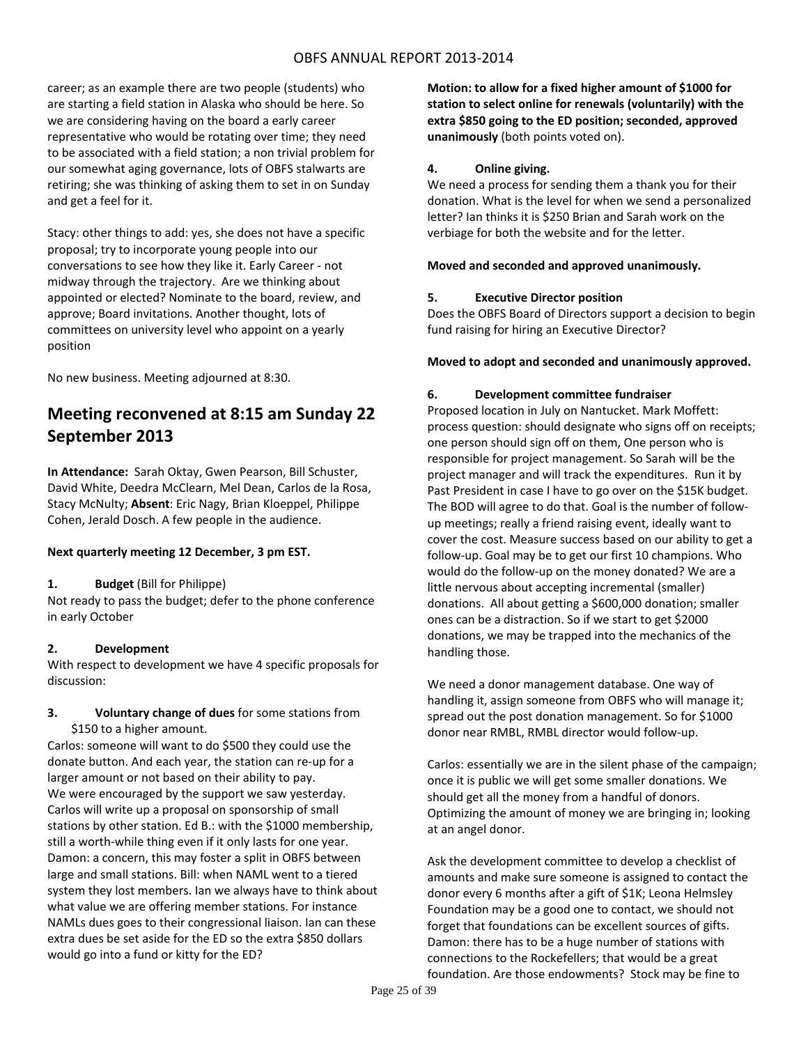career; as an example there are two people (students) who are starting a field station in Alaska who should be here. So we are considering having on the board a early career representative who would be rotating over time; they need to be associated with a field station; a non trivial problem for our somewhat aging governance, lots of OBFS stalwarts are retiring; she was thinking of asking them to set in on Sunday and get a feel for it.

Stacy: other things to add: yes, she does not have a specific proposal; try to incorporate young people into our conversations to see how they like it. Early Career - not midway through the trajectory. Are we thinking about appointed or elected? Nominate to the board, review, and approve; Board invitations. Another thought, lots of committees on university level who appoint on a yearly position

No new business. Meeting adjourned at 8:30.

## Meeting reconvened at 8:15 am Sunday 22 September 2013

**In Attendance:** Sarah Oktay, Gwen Pearson, Bill Schuster, David White, Deedra McClearn, Mel Dean, Carlos de la Rosa, Stacy McNulty; **Absent**: Eric Nagy, Brian Kloeppel, Philippe Cohen, Jerald Dosch. A few people in the audience.

**Next quarterly meeting 12 December, 3 pm EST.**

**1. Budget** (Bill for Philippe)
Not ready to pass the budget; defer to the phone conference in early October

**2. Development**
With respect to development we have 4 specific proposals for discussion:

**3. Voluntary change of dues** for some stations from $150 to a higher amount.
Carlos: someone will want to do $500 they could use the donate button. And each year, the station can re-up for a larger amount or not based on their ability to pay.
We were encouraged by the support we saw yesterday. Carlos will write up a proposal on sponsorship of small stations by other station. Ed B.: with the $1000 membership, still a worth-while thing even if it only lasts for one year. Damon: a concern, this may foster a split in OBFS between large and small stations. Bill: when NAML went to a tiered system they lost members. Ian we always have to think about what value we are offering member stations. For instance NAMLs dues goes to their congressional liaison. Ian can these extra dues be set aside for the ED so the extra $850 dollars would go into a fund or kitty for the ED?

**Motion: to allow for a fixed higher amount of $1000 for station to select online for renewals (voluntarily) with the extra $850 going to the ED position; seconded, approved unanimously** (both points voted on).

**4. Online giving.**
We need a process for sending them a thank you for their donation. What is the level for when we send a personalized letter? Ian thinks it is $250 Brian and Sarah work on the verbiage for both the website and for the letter.

**Moved and seconded and approved unanimously.**

**5. Executive Director position**
Does the OBFS Board of Directors support a decision to begin fund raising for hiring an Executive Director?

**Moved to adopt and seconded and unanimously approved.**

**6. Development committee fundraiser**
Proposed location in July on Nantucket. Mark Moffett: process question: should designate who signs off on receipts; one person should sign off on them, One person who is responsible for project management. So Sarah will be the project manager and will track the expenditures. Run it by Past President in case I have to go over on the $15K budget. The BOD will agree to do that. Goal is the number of follow-up meetings; really a friend raising event, ideally want to cover the cost. Measure success based on our ability to get a follow-up. Goal may be to get our first 10 champions. Who would do the follow-up on the money donated? We are a little nervous about accepting incremental (smaller) donations. All about getting a $600,000 donation; smaller ones can be a distraction. So if we start to get $2000 donations, we may be trapped into the mechanics of the handling those.

We need a donor management database. One way of handling it, assign someone from OBFS who will manage it; spread out the post donation management. So for $1000 donor near RMBL, RMBL director would follow-up.

Carlos: essentially we are in the silent phase of the campaign; once it is public we will get some smaller donations. We should get all the money from a handful of donors. Optimizing the amount of money we are bringing in; looking at an angel donor.

Ask the development committee to develop a checklist of amounts and make sure someone is assigned to contact the donor every 6 months after a gift of $1K; Leona Helmsley Foundation may be a good one to contact, we should not forget that foundations can be excellent sources of gifts. Damon: there has to be a huge number of stations with connections to the Rockefellers; that would be a great foundation. Are those endowments? Stock may be fine to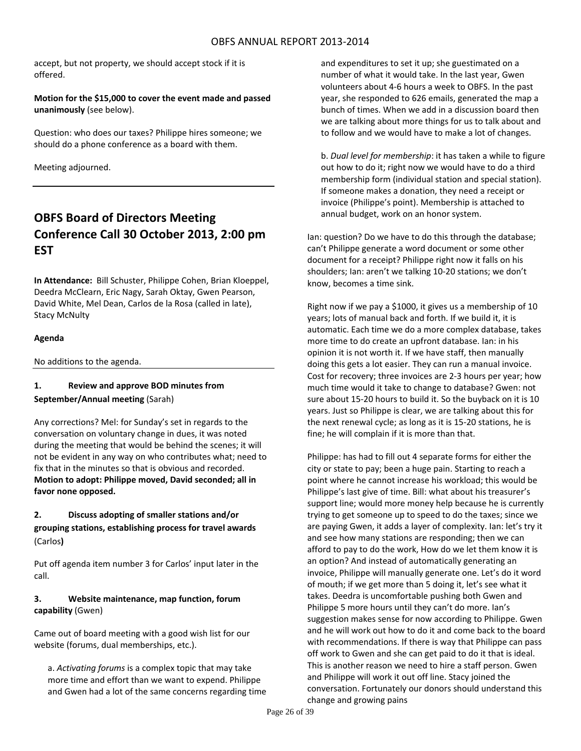accept, but not property, we should accept stock if it is offered.

**Motion for the $15,000 to cover the event made and passed unanimously** (see below).

Question: who does our taxes? Philippe hires someone; we should do a phone conference as a board with them.

Meeting adjourned.

---

## OBFS Board of Directors Meeting Conference Call 30 October 2013, 2:00 pm EST

**In Attendance:** Bill Schuster, Philippe Cohen, Brian Kloeppel, Deedra McClearn, Eric Nagy, Sarah Oktay, Gwen Pearson, David White, Mel Dean, Carlos de la Rosa (called in late), Stacy McNulty

**Agenda**

No additions to the agenda.

---

**1. Review and approve BOD minutes from September/Annual meeting** (Sarah)

Any corrections? Mel: for Sunday's set in regards to the conversation on voluntary change in dues, it was noted during the meeting that would be behind the scenes; it will not be evident in any way on who contributes what; need to fix that in the minutes so that is obvious and recorded. **Motion to adopt: Philippe moved, David seconded; all in favor none opposed.**

**2. Discuss adopting of smaller stations and/or grouping stations, establishing process for travel awards** (Carlos**)**

Put off agenda item number 3 for Carlos' input later in the call.

**3. Website maintenance, map function, forum capability** (Gwen)

Came out of board meeting with a good wish list for our website (forums, dual memberships, etc.).

a. *Activating forums* is a complex topic that may take more time and effort than we want to expend. Philippe and Gwen had a lot of the same concerns regarding time and expenditures to set it up; she guestimated on a number of what it would take. In the last year, Gwen volunteers about 4-6 hours a week to OBFS. In the past year, she responded to 626 emails, generated the map a bunch of times. When we add in a discussion board then we are talking about more things for us to talk about and to follow and we would have to make a lot of changes.

b. *Dual level for membership*: it has taken a while to figure out how to do it; right now we would have to do a third membership form (individual station and special station). If someone makes a donation, they need a receipt or invoice (Philippe's point). Membership is attached to annual budget, work on an honor system.

Ian: question? Do we have to do this through the database; can't Philippe generate a word document or some other document for a receipt? Philippe right now it falls on his shoulders; Ian: aren't we talking 10-20 stations; we don't know, becomes a time sink.

Right now if we pay a $1000, it gives us a membership of 10 years; lots of manual back and forth. If we build it, it is automatic. Each time we do a more complex database, takes more time to do create an upfront database. Ian: in his opinion it is not worth it. If we have staff, then manually doing this gets a lot easier. They can run a manual invoice. Cost for recovery; three invoices are 2-3 hours per year; how much time would it take to change to database? Gwen: not sure about 15-20 hours to build it. So the buyback on it is 10 years. Just so Philippe is clear, we are talking about this for the next renewal cycle; as long as it is 15-20 stations, he is fine; he will complain if it is more than that.

Philippe: has had to fill out 4 separate forms for either the city or state to pay; been a huge pain. Starting to reach a point where he cannot increase his workload; this would be Philippe's last give of time. Bill: what about his treasurer's support line; would more money help because he is currently trying to get someone up to speed to do the taxes; since we are paying Gwen, it adds a layer of complexity. Ian: let's try it and see how many stations are responding; then we can afford to pay to do the work, How do we let them know it is an option? And instead of automatically generating an invoice, Philippe will manually generate one. Let's do it word of mouth; if we get more than 5 doing it, let's see what it takes. Deedra is uncomfortable pushing both Gwen and Philippe 5 more hours until they can't do more. Ian's suggestion makes sense for now according to Philippe. Gwen and he will work out how to do it and come back to the board with recommendations. If there is way that Philippe can pass off work to Gwen and she can get paid to do it that is ideal. This is another reason we need to hire a staff person. Gwen and Philippe will work it out off line. Stacy joined the conversation. Fortunately our donors should understand this change and growing pains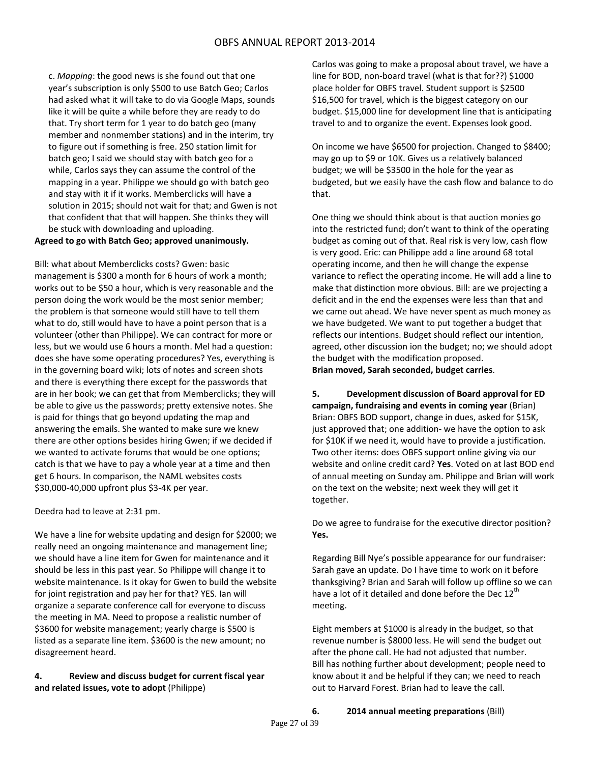c. *Mapping*: the good news is she found out that one year's subscription is only $500 to use Batch Geo; Carlos had asked what it will take to do via Google Maps, sounds like it will be quite a while before they are ready to do that. Try short term for 1 year to do batch geo (many member and nonmember stations) and in the interim, try to figure out if something is free. 250 station limit for batch geo; I said we should stay with batch geo for a while, Carlos says they can assume the control of the mapping in a year. Philippe we should go with batch geo and stay with it if it works. Memberclicks will have a solution in 2015; should not wait for that; and Gwen is not that confident that that will happen. She thinks they will be stuck with downloading and uploading.

**Agreed to go with Batch Geo; approved unanimously.**

Bill: what about Memberclicks costs? Gwen: basic management is $300 a month for 6 hours of work a month; works out to be $50 a hour, which is very reasonable and the person doing the work would be the most senior member; the problem is that someone would still have to tell them what to do, still would have to have a point person that is a volunteer (other than Philippe). We can contract for more or less, but we would use 6 hours a month. Mel had a question: does she have some operating procedures? Yes, everything is in the governing board wiki; lots of notes and screen shots and there is everything there except for the passwords that are in her book; we can get that from Memberclicks; they will be able to give us the passwords; pretty extensive notes. She is paid for things that go beyond updating the map and answering the emails. She wanted to make sure we knew there are other options besides hiring Gwen; if we decided if we wanted to activate forums that would be one options; catch is that we have to pay a whole year at a time and then get 6 hours. In comparison, the NAML websites costs $30,000-40,000 upfront plus $3-4K per year.

Deedra had to leave at 2:31 pm.

We have a line for website updating and design for $2000; we really need an ongoing maintenance and management line; we should have a line item for Gwen for maintenance and it should be less in this past year. So Philippe will change it to website maintenance. Is it okay for Gwen to build the website for joint registration and pay her for that? YES. Ian will organize a separate conference call for everyone to discuss the meeting in MA. Need to propose a realistic number of $3600 for website management; yearly charge is $500 is listed as a separate line item. $3600 is the new amount; no disagreement heard.

**4. Review and discuss budget for current fiscal year and related issues, vote to adopt** (Philippe)

Carlos was going to make a proposal about travel, we have a line for BOD, non-board travel (what is that for??) $1000 place holder for OBFS travel. Student support is $2500 $16,500 for travel, which is the biggest category on our budget. $15,000 line for development line that is anticipating travel to and to organize the event. Expenses look good.

On income we have $6500 for projection. Changed to $8400; may go up to $9 or 10K. Gives us a relatively balanced budget; we will be $3500 in the hole for the year as budgeted, but we easily have the cash flow and balance to do that.

One thing we should think about is that auction monies go into the restricted fund; don't want to think of the operating budget as coming out of that. Real risk is very low, cash flow is very good. Eric: can Philippe add a line around 68 total operating income, and then he will change the expense variance to reflect the operating income. He will add a line to make that distinction more obvious. Bill: are we projecting a deficit and in the end the expenses were less than that and we came out ahead. We have never spent as much money as we have budgeted. We want to put together a budget that reflects our intentions. Budget should reflect our intention, agreed, other discussion ion the budget; no; we should adopt the budget with the modification proposed.

**Brian moved, Sarah seconded, budget carries**.

**5. Development discussion of Board approval for ED campaign, fundraising and events in coming year** (Brian)

Brian: OBFS BOD support, change in dues, asked for $15K, just approved that; one addition- we have the option to ask for $10K if we need it, would have to provide a justification. Two other items: does OBFS support online giving via our website and online credit card? **Yes**. Voted on at last BOD end of annual meeting on Sunday am. Philippe and Brian will work on the text on the website; next week they will get it together.

Do we agree to fundraise for the executive director position? **Yes.**

Regarding Bill Nye's possible appearance for our fundraiser: Sarah gave an update. Do I have time to work on it before thanksgiving? Brian and Sarah will follow up offline so we can have a lot of it detailed and done before the Dec 12th meeting.

Eight members at $1000 is already in the budget, so that revenue number is $8000 less. He will send the budget out after the phone call. He had not adjusted that number. Bill has nothing further about development; people need to know about it and be helpful if they can; we need to reach out to Harvard Forest. Brian had to leave the call.

**6. 2014 annual meeting preparations** (Bill)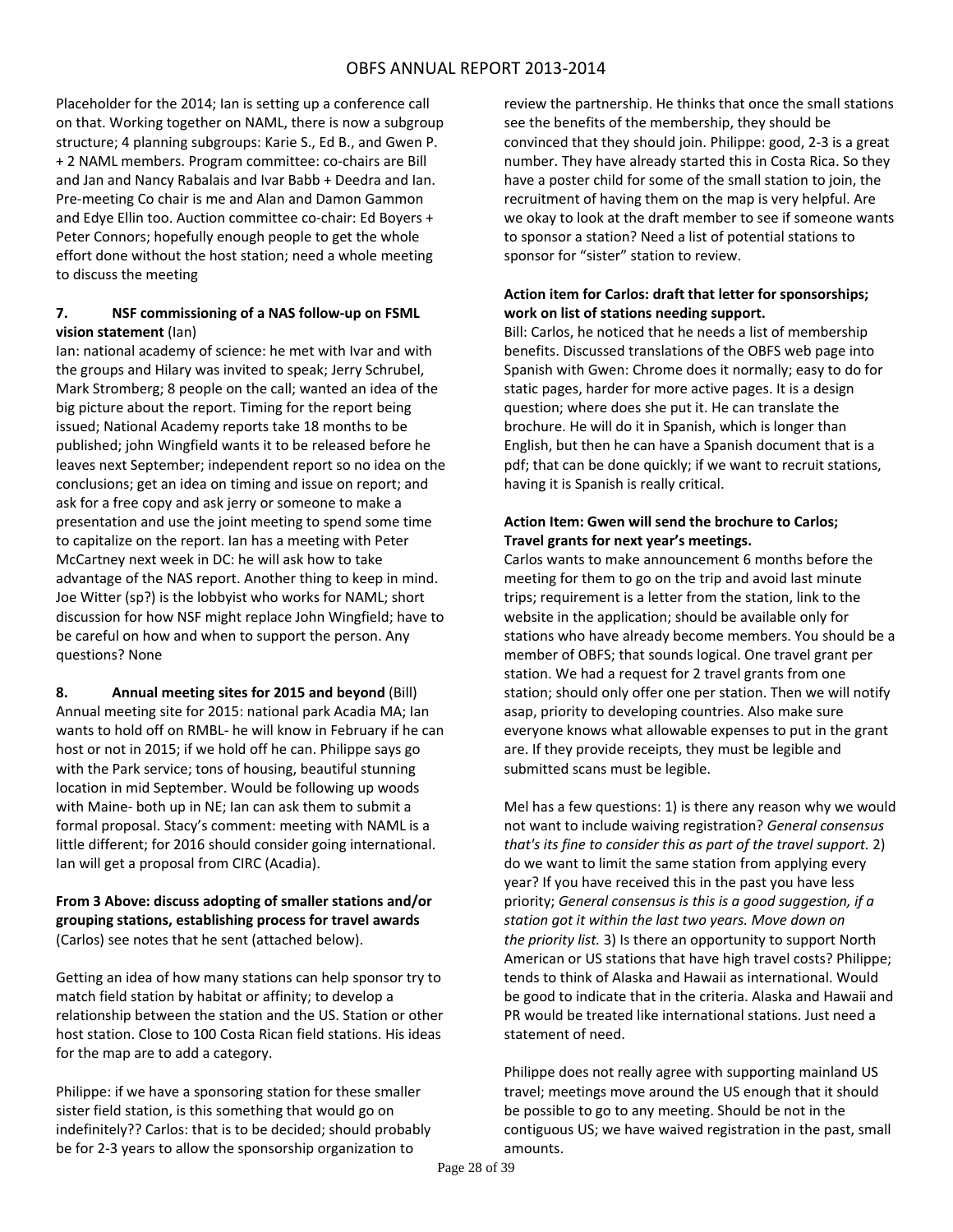Placeholder for the 2014; Ian is setting up a conference call on that. Working together on NAML, there is now a subgroup structure; 4 planning subgroups: Karie S., Ed B., and Gwen P. + 2 NAML members. Program committee: co-chairs are Bill and Jan and Nancy Rabalais and Ivar Babb + Deedra and Ian. Pre-meeting Co chair is me and Alan and Damon Gammon and Edye Ellin too. Auction committee co-chair: Ed Boyers + Peter Connors; hopefully enough people to get the whole effort done without the host station; need a whole meeting to discuss the meeting

**7. NSF commissioning of a NAS follow-up on FSML vision statement** (Ian)

Ian: national academy of science: he met with Ivar and with the groups and Hilary was invited to speak; Jerry Schrubel, Mark Stromberg; 8 people on the call; wanted an idea of the big picture about the report. Timing for the report being issued; National Academy reports take 18 months to be published; john Wingfield wants it to be released before he leaves next September; independent report so no idea on the conclusions; get an idea on timing and issue on report; and ask for a free copy and ask jerry or someone to make a presentation and use the joint meeting to spend some time to capitalize on the report. Ian has a meeting with Peter McCartney next week in DC: he will ask how to take advantage of the NAS report. Another thing to keep in mind. Joe Witter (sp?) is the lobbyist who works for NAML; short discussion for how NSF might replace John Wingfield; have to be careful on how and when to support the person. Any questions? None

**8. Annual meeting sites for 2015 and beyond** (Bill)

Annual meeting site for 2015: national park Acadia MA; Ian wants to hold off on RMBL- he will know in February if he can host or not in 2015; if we hold off he can. Philippe says go with the Park service; tons of housing, beautiful stunning location in mid September. Would be following up woods with Maine- both up in NE; Ian can ask them to submit a formal proposal. Stacy's comment: meeting with NAML is a little different; for 2016 should consider going international. Ian will get a proposal from CIRC (Acadia).

**From 3 Above: discuss adopting of smaller stations and/or grouping stations, establishing process for travel awards** (Carlos) see notes that he sent (attached below).

Getting an idea of how many stations can help sponsor try to match field station by habitat or affinity; to develop a relationship between the station and the US. Station or other host station. Close to 100 Costa Rican field stations. His ideas for the map are to add a category.

Philippe: if we have a sponsoring station for these smaller sister field station, is this something that would go on indefinitely?? Carlos: that is to be decided; should probably be for 2-3 years to allow the sponsorship organization to review the partnership. He thinks that once the small stations see the benefits of the membership, they should be convinced that they should join. Philippe: good, 2-3 is a great number. They have already started this in Costa Rica. So they have a poster child for some of the small station to join, the recruitment of having them on the map is very helpful. Are we okay to look at the draft member to see if someone wants to sponsor a station? Need a list of potential stations to sponsor for "sister" station to review.

**Action item for Carlos: draft that letter for sponsorships; work on list of stations needing support.**

Bill: Carlos, he noticed that he needs a list of membership benefits. Discussed translations of the OBFS web page into Spanish with Gwen: Chrome does it normally; easy to do for static pages, harder for more active pages. It is a design question; where does she put it. He can translate the brochure. He will do it in Spanish, which is longer than English, but then he can have a Spanish document that is a pdf; that can be done quickly; if we want to recruit stations, having it is Spanish is really critical.

**Action Item: Gwen will send the brochure to Carlos; Travel grants for next year's meetings.**

Carlos wants to make announcement 6 months before the meeting for them to go on the trip and avoid last minute trips; requirement is a letter from the station, link to the website in the application; should be available only for stations who have already become members. You should be a member of OBFS; that sounds logical. One travel grant per station. We had a request for 2 travel grants from one station; should only offer one per station. Then we will notify asap, priority to developing countries. Also make sure everyone knows what allowable expenses to put in the grant are. If they provide receipts, they must be legible and submitted scans must be legible.

Mel has a few questions: 1) is there any reason why we would not want to include waiving registration? *General consensus that's its fine to consider this as part of the travel support.* 2) do we want to limit the same station from applying every year? If you have received this in the past you have less priority; *General consensus is this is a good suggestion, if a station got it within the last two years. Move down on the priority list.* 3) Is there an opportunity to support North American or US stations that have high travel costs? Philippe; tends to think of Alaska and Hawaii as international. Would be good to indicate that in the criteria. Alaska and Hawaii and PR would be treated like international stations. Just need a statement of need.

Philippe does not really agree with supporting mainland US travel; meetings move around the US enough that it should be possible to go to any meeting. Should be not in the contiguous US; we have waived registration in the past, small amounts.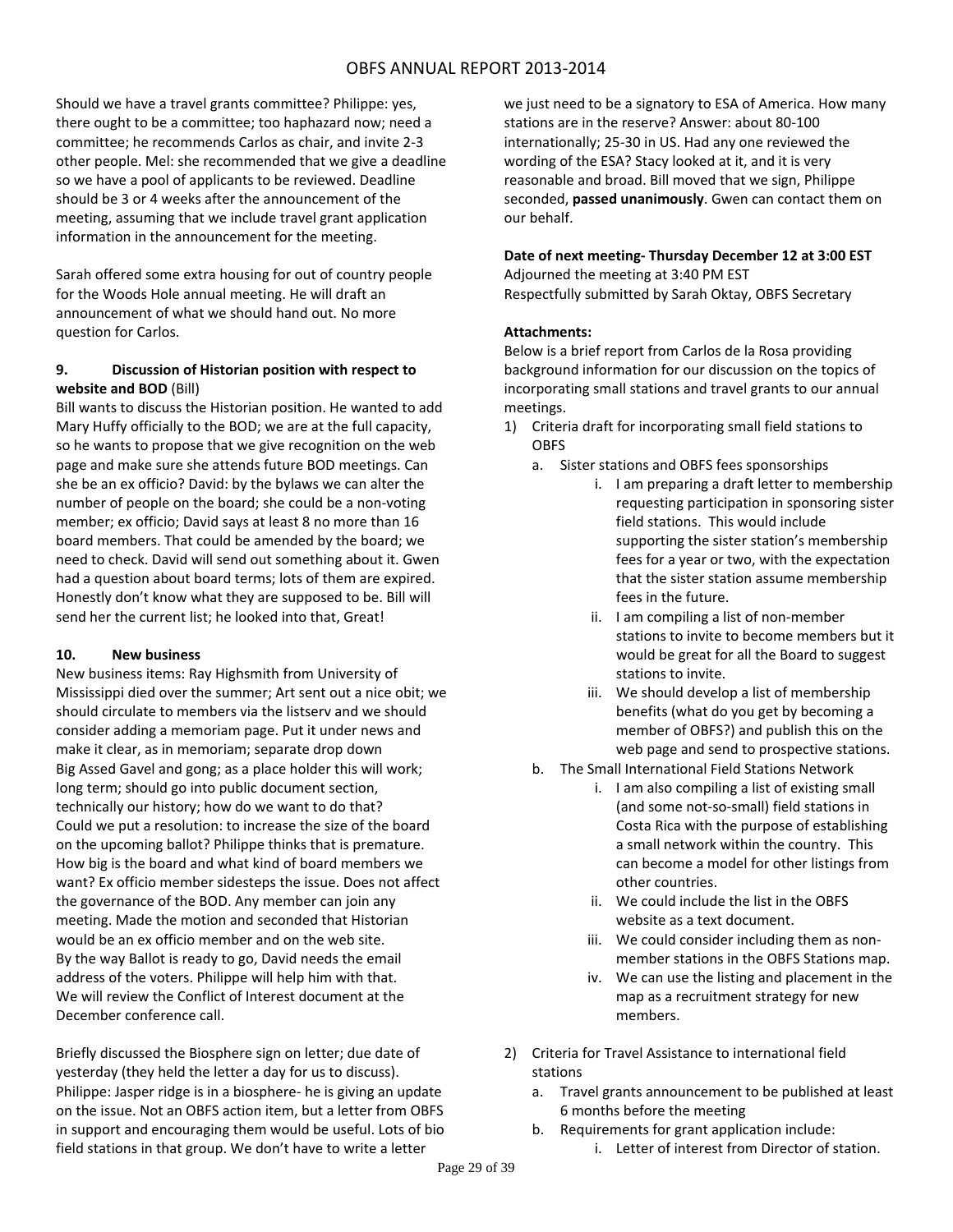Should we have a travel grants committee? Philippe: yes, there ought to be a committee; too haphazard now; need a committee; he recommends Carlos as chair, and invite 2-3 other people. Mel: she recommended that we give a deadline so we have a pool of applicants to be reviewed. Deadline should be 3 or 4 weeks after the announcement of the meeting, assuming that we include travel grant application information in the announcement for the meeting.

Sarah offered some extra housing for out of country people for the Woods Hole annual meeting. He will draft an announcement of what we should hand out. No more question for Carlos.

**9. Discussion of Historian position with respect to website and BOD** (Bill)

Bill wants to discuss the Historian position. He wanted to add Mary Huffy officially to the BOD; we are at the full capacity, so he wants to propose that we give recognition on the web page and make sure she attends future BOD meetings. Can she be an ex officio? David: by the bylaws we can alter the number of people on the board; she could be a non-voting member; ex officio; David says at least 8 no more than 16 board members. That could be amended by the board; we need to check. David will send out something about it. Gwen had a question about board terms; lots of them are expired. Honestly don't know what they are supposed to be. Bill will send her the current list; he looked into that, Great!

**10. New business**

New business items: Ray Highsmith from University of Mississippi died over the summer; Art sent out a nice obit; we should circulate to members via the listserv and we should consider adding a memoriam page. Put it under news and make it clear, as in memoriam; separate drop down

Big Assed Gavel and gong; as a place holder this will work; long term; should go into public document section, technically our history; how do we want to do that?

Could we put a resolution: to increase the size of the board on the upcoming ballot? Philippe thinks that is premature. How big is the board and what kind of board members we want? Ex officio member sidesteps the issue. Does not affect the governance of the BOD. Any member can join any meeting. Made the motion and seconded that Historian would be an ex officio member and on the web site.

By the way Ballot is ready to go, David needs the email address of the voters. Philippe will help him with that.

We will review the Conflict of Interest document at the December conference call.

Briefly discussed the Biosphere sign on letter; due date of yesterday (they held the letter a day for us to discuss). Philippe: Jasper ridge is in a biosphere- he is giving an update on the issue. Not an OBFS action item, but a letter from OBFS in support and encouraging them would be useful. Lots of bio field stations in that group. We don't have to write a letter we just need to be a signatory to ESA of America. How many stations are in the reserve? Answer: about 80-100 internationally; 25-30 in US. Had any one reviewed the wording of the ESA? Stacy looked at it, and it is very reasonable and broad. Bill moved that we sign, Philippe seconded, **passed unanimously**. Gwen can contact them on our behalf.

**Date of next meeting- Thursday December 12 at 3:00 EST**

Adjourned the meeting at 3:40 PM EST

Respectfully submitted by Sarah Oktay, OBFS Secretary

**Attachments:**

Below is a brief report from Carlos de la Rosa providing background information for our discussion on the topics of incorporating small stations and travel grants to our annual meetings.

1) Criteria draft for incorporating small field stations to OBFS
   a. Sister stations and OBFS fees sponsorships
      i. I am preparing a draft letter to membership requesting participation in sponsoring sister field stations. This would include supporting the sister station's membership fees for a year or two, with the expectation that the sister station assume membership fees in the future.
      ii. I am compiling a list of non-member stations to invite to become members but it would be great for all the Board to suggest stations to invite.
      iii. We should develop a list of membership benefits (what do you get by becoming a member of OBFS?) and publish this on the web page and send to prospective stations.
   b. The Small International Field Stations Network
      i. I am also compiling a list of existing small (and some not-so-small) field stations in Costa Rica with the purpose of establishing a small network within the country. This can become a model for other listings from other countries.
      ii. We could include the list in the OBFS website as a text document.
      iii. We could consider including them as non-member stations in the OBFS Stations map.
      iv. We can use the listing and placement in the map as a recruitment strategy for new members.

2) Criteria for Travel Assistance to international field stations
   a. Travel grants announcement to be published at least 6 months before the meeting
   b. Requirements for grant application include:
      i. Letter of interest from Director of station.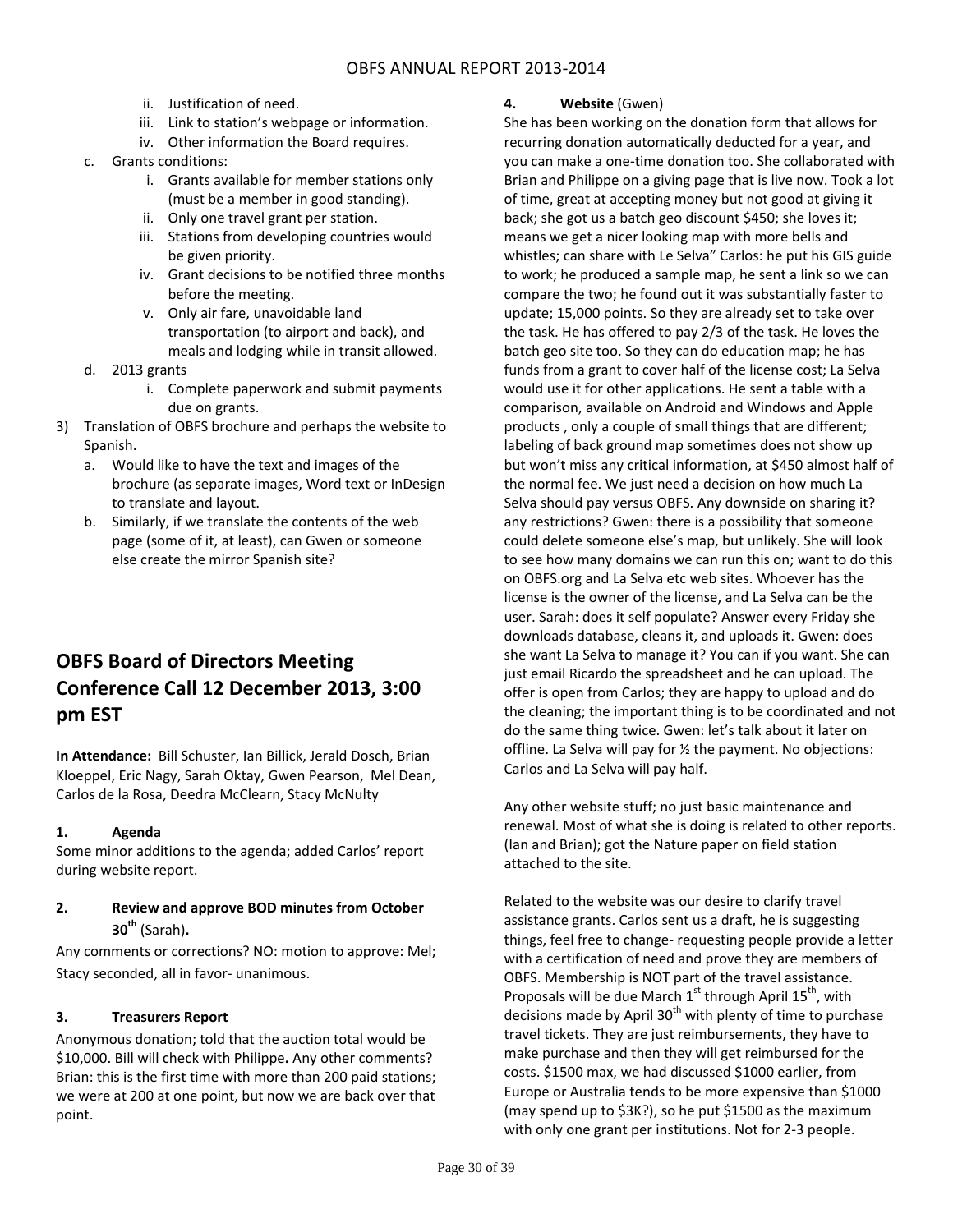ii. Justification of need.
iii. Link to station's webpage or information.
iv. Other information the Board requires.

c. Grants conditions:
   i. Grants available for member stations only (must be a member in good standing).
   ii. Only one travel grant per station.
   iii. Stations from developing countries would be given priority.
   iv. Grant decisions to be notified three months before the meeting.
   v. Only air fare, unavoidable land transportation (to airport and back), and meals and lodging while in transit allowed.

d. 2013 grants
   i. Complete paperwork and submit payments due on grants.

3) Translation of OBFS brochure and perhaps the website to Spanish.
   a. Would like to have the text and images of the brochure (as separate images, Word text or InDesign to translate and layout.
   b. Similarly, if we translate the contents of the web page (some of it, at least), can Gwen or someone else create the mirror Spanish site?

---

## OBFS Board of Directors Meeting Conference Call 12 December 2013, 3:00 pm EST

**In Attendance:** Bill Schuster, Ian Billick, Jerald Dosch, Brian Kloeppel, Eric Nagy, Sarah Oktay, Gwen Pearson, Mel Dean, Carlos de la Rosa, Deedra McClearn, Stacy McNulty

**1. Agenda**

Some minor additions to the agenda; added Carlos' report during website report.

**2. Review and approve BOD minutes from October 30th (Sarah).**

Any comments or corrections? NO: motion to approve: Mel; Stacy seconded, all in favor- unanimous.

**3. Treasurers Report**

Anonymous donation; told that the auction total would be $10,000. Bill will check with Philippe**.** Any other comments? Brian: this is the first time with more than 200 paid stations; we were at 200 at one point, but now we are back over that point.

**4. Website** (Gwen)

She has been working on the donation form that allows for recurring donation automatically deducted for a year, and you can make a one-time donation too. She collaborated with Brian and Philippe on a giving page that is live now. Took a lot of time, great at accepting money but not good at giving it back; she got us a batch geo discount $450; she loves it; means we get a nicer looking map with more bells and whistles; can share with Le Selva" Carlos: he put his GIS guide to work; he produced a sample map, he sent a link so we can compare the two; he found out it was substantially faster to update; 15,000 points. So they are already set to take over the task. He has offered to pay 2/3 of the task. He loves the batch geo site too. So they can do education map; he has funds from a grant to cover half of the license cost; La Selva would use it for other applications. He sent a table with a comparison, available on Android and Windows and Apple products , only a couple of small things that are different; labeling of back ground map sometimes does not show up but won't miss any critical information, at $450 almost half of the normal fee. We just need a decision on how much La Selva should pay versus OBFS. Any downside on sharing it? any restrictions? Gwen: there is a possibility that someone could delete someone else's map, but unlikely. She will look to see how many domains we can run this on; want to do this on OBFS.org and La Selva etc web sites. Whoever has the license is the owner of the license, and La Selva can be the user. Sarah: does it self populate? Answer every Friday she downloads database, cleans it, and uploads it. Gwen: does she want La Selva to manage it? You can if you want. She can just email Ricardo the spreadsheet and he can upload. The offer is open from Carlos; they are happy to upload and do the cleaning; the important thing is to be coordinated and not do the same thing twice. Gwen: let's talk about it later on offline. La Selva will pay for ½ the payment. No objections: Carlos and La Selva will pay half.

Any other website stuff; no just basic maintenance and renewal. Most of what she is doing is related to other reports. (Ian and Brian); got the Nature paper on field station attached to the site.

Related to the website was our desire to clarify travel assistance grants. Carlos sent us a draft, he is suggesting things, feel free to change- requesting people provide a letter with a certification of need and prove they are members of OBFS. Membership is NOT part of the travel assistance. Proposals will be due March 1st through April 15th, with decisions made by April 30th with plenty of time to purchase travel tickets. They are just reimbursements, they have to make purchase and then they will get reimbursed for the costs. $1500 max, we had discussed $1000 earlier, from Europe or Australia tends to be more expensive than $1000 (may spend up to $3K?), so he put $1500 as the maximum with only one grant per institutions. Not for 2-3 people.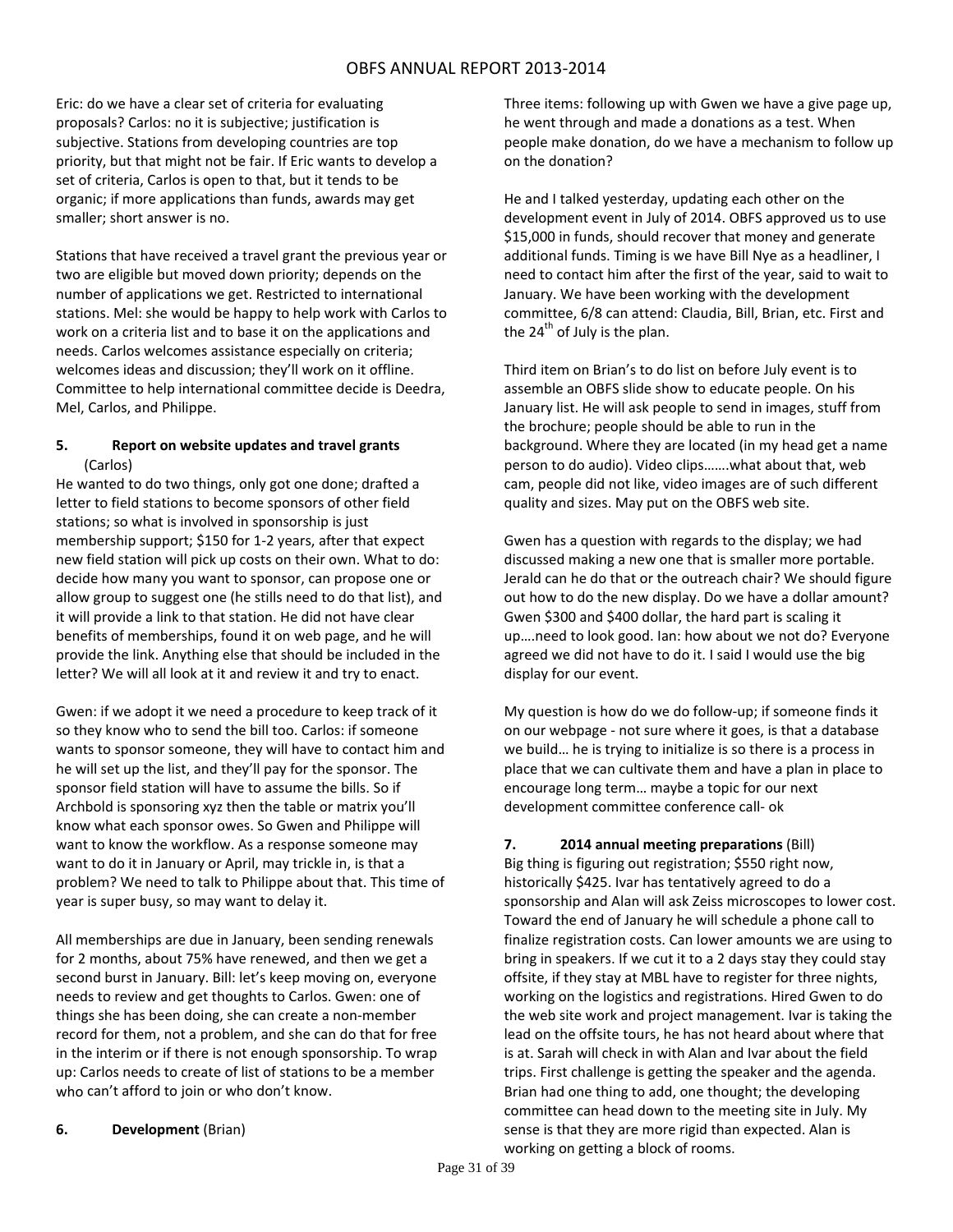Eric: do we have a clear set of criteria for evaluating proposals? Carlos: no it is subjective; justification is subjective. Stations from developing countries are top priority, but that might not be fair. If Eric wants to develop a set of criteria, Carlos is open to that, but it tends to be organic; if more applications than funds, awards may get smaller; short answer is no.

Stations that have received a travel grant the previous year or two are eligible but moved down priority; depends on the number of applications we get. Restricted to international stations. Mel: she would be happy to help work with Carlos to work on a criteria list and to base it on the applications and needs. Carlos welcomes assistance especially on criteria; welcomes ideas and discussion; they'll work on it offline. Committee to help international committee decide is Deedra, Mel, Carlos, and Philippe.

**5. Report on website updates and travel grants** (Carlos)

He wanted to do two things, only got one done; drafted a letter to field stations to become sponsors of other field stations; so what is involved in sponsorship is just membership support; $150 for 1-2 years, after that expect new field station will pick up costs on their own. What to do: decide how many you want to sponsor, can propose one or allow group to suggest one (he stills needs to do that list), and it will provide a link to that station. He did not have clear benefits of memberships, found it on web page, and he will provide the link. Anything else that should be included in the letter? We will all look at it and review it and try to enact.

Gwen: if we adopt it we need a procedure to keep track of it so they know who to send the bill too. Carlos: if someone wants to sponsor someone, they will have to contact him and he will set up the list, and they'll pay for the sponsor. The sponsor field station will have to assume the bills. So if Archbold is sponsoring xyz then the table or matrix you'll know what each sponsor owes. So Gwen and Philippe will want to know the workflow. As a response someone may want to do it in January or April, may trickle in, is that a problem? We need to talk to Philippe about that. This time of year is super busy, so may want to delay it.

All memberships are due in January, been sending renewals for 2 months, about 75% have renewed, and then we get a second burst in January. Bill: let's keep moving on, everyone needs to review and get thoughts to Carlos. Gwen: one of things she has been doing, she can create a non-member record for them, not a problem, and she can do that for free in the interim or if there is not enough sponsorship. To wrap up: Carlos needs to create of list of stations to be a member who can't afford to join or who don't know.

**6. Development** (Brian)

Three items: following up with Gwen we have a give page up, he went through and made a donations as a test. When people make donation, do we have a mechanism to follow up on the donation?

He and I talked yesterday, updating each other on the development event in July of 2014. OBFS approved us to use $15,000 in funds, should recover that money and generate additional funds. Timing is we have Bill Nye as a headliner, I need to contact him after the first of the year, said to wait to January. We have been working with the development committee, 6/8 can attend: Claudia, Bill, Brian, etc. First and the 24th of July is the plan.

Third item on Brian's to do list on before July event is to assemble an OBFS slide show to educate people. On his January list. He will ask people to send in images, stuff from the brochure; people should be able to run in the background. Where they are located (in my head get a name person to do audio). Video clips…….what about that, web cam, people did not like, video images are of such different quality and sizes. May put on the OBFS web site.

Gwen has a question with regards to the display; we had discussed making a new one that is smaller more portable. Jerald can he do that or the outreach chair? We should figure out how to do the new display. Do we have a dollar amount? Gwen $300 and $400 dollar, the hard part is scaling it up….need to look good. Ian: how about we not do? Everyone agreed we did not have to do it. I said I would use the big display for our event.

My question is how do we do follow-up; if someone finds it on our webpage - not sure where it goes, is that a database we build… he is trying to initialize is so there is a process in place that we can cultivate them and have a plan in place to encourage long term… maybe a topic for our next development committee conference call- ok

**7. 2014 annual meeting preparations** (Bill)

Big thing is figuring out registration; $550 right now, historically $425. Ivar has tentatively agreed to do a sponsorship and Alan will ask Zeiss microscopes to lower cost. Toward the end of January he will schedule a phone call to finalize registration costs. Can lower amounts we are using to bring in speakers. If we cut it to a 2 days stay they could stay offsite, if they stay at MBL have to register for three nights, working on the logistics and registrations. Hired Gwen to do the web site work and project management. Ivar is taking the lead on the offsite tours, he has not heard about where that is at. Sarah will check in with Alan and Ivar about the field trips. First challenge is getting the speaker and the agenda. Brian had one thing to add, one thought; the developing committee can head down to the meeting site in July. My sense is that they are more rigid than expected. Alan is working on getting a block of rooms.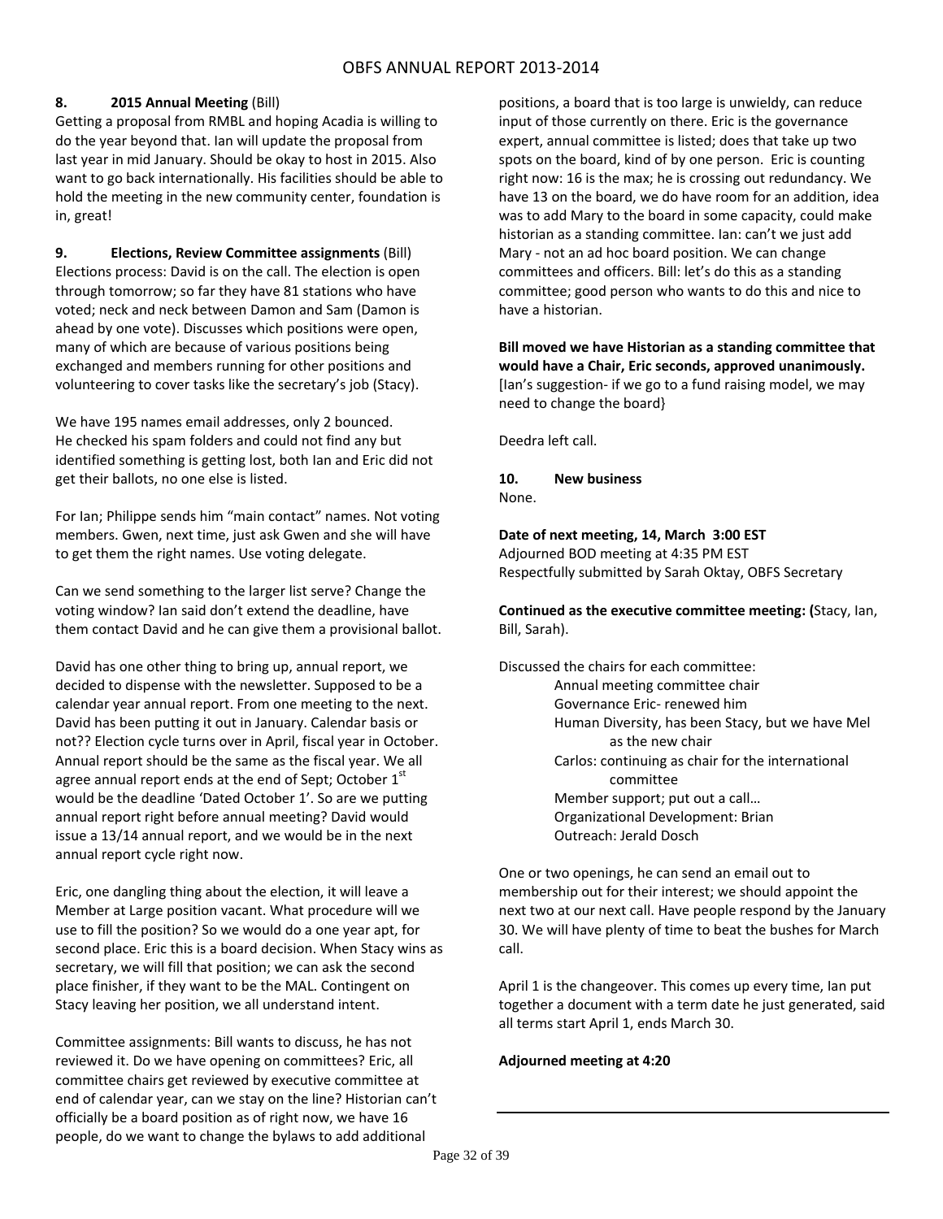**8. 2015 Annual Meeting** (Bill)
Getting a proposal from RMBL and hoping Acadia is willing to do the year beyond that. Ian will update the proposal from last year in mid January. Should be okay to host in 2015. Also want to go back internationally. His facilities should be able to hold the meeting in the new community center, foundation is in, great!

**9. Elections, Review Committee assignments** (Bill)
Elections process: David is on the call. The election is open through tomorrow; so far they have 81 stations who have voted; neck and neck between Damon and Sam (Damon is ahead by one vote). Discusses which positions were open, many of which are because of various positions being exchanged and members running for other positions and volunteering to cover tasks like the secretary's job (Stacy).

We have 195 names email addresses, only 2 bounced. He checked his spam folders and could not find any but identified something is getting lost, both Ian and Eric did not get their ballots, no one else is listed.

For Ian; Philippe sends him "main contact" names. Not voting members. Gwen, next time, just ask Gwen and she will have to get them the right names. Use voting delegate.

Can we send something to the larger list serve? Change the voting window? Ian said don't extend the deadline, have them contact David and he can give them a provisional ballot.

David has one other thing to bring up, annual report, we decided to dispense with the newsletter. Supposed to be a calendar year annual report. From one meeting to the next. David has been putting it out in January. Calendar basis or not?? Election cycle turns over in April, fiscal year in October. Annual report should be the same as the fiscal year. We all agree annual report ends at the end of Sept; October 1st would be the deadline 'Dated October 1'. So are we putting annual report right before annual meeting? David would issue a 13/14 annual report, and we would be in the next annual report cycle right now.

Eric, one dangling thing about the election, it will leave a Member at Large position vacant. What procedure will we use to fill the position? So we would do a one year apt, for second place. Eric this is a board decision. When Stacy wins as secretary, we will fill that position; we can ask the second place finisher, if they want to be the MAL. Contingent on Stacy leaving her position, we all understand intent.

Committee assignments: Bill wants to discuss, he has not reviewed it. Do we have opening on committees? Eric, all committee chairs get reviewed by executive committee at end of calendar year, can we stay on the line? Historian can't officially be a board position as of right now, we have 16 people, do we want to change the bylaws to add additional positions, a board that is too large is unwieldy, can reduce input of those currently on there. Eric is the governance expert, annual committee is listed; does that take up two spots on the board, kind of by one person. Eric is counting right now: 16 is the max; he is crossing out redundancy. We have 13 on the board, we do have room for an addition, idea was to add Mary to the board in some capacity, could make historian as a standing committee. Ian: can't we just add Mary - not an ad hoc board position. We can change committees and officers. Bill: let's do this as a standing committee; good person who wants to do this and nice to have a historian.

**Bill moved we have Historian as a standing committee that would have a Chair, Eric seconds, approved unanimously.** [Ian's suggestion- if we go to a fund raising model, we may need to change the board}

Deedra left call.

**10. New business**
None.

**Date of next meeting, 14, March 3:00 EST**
Adjourned BOD meeting at 4:35 PM EST
Respectfully submitted by Sarah Oktay, OBFS Secretary

**Continued as the executive committee meeting: (**Stacy, Ian, Bill, Sarah).

Discussed the chairs for each committee:

- Annual meeting committee chair
- Governance Eric- renewed him
- Human Diversity, has been Stacy, but we have Mel as the new chair
- Carlos: continuing as chair for the international committee
- Member support; put out a call…
- Organizational Development: Brian
- Outreach: Jerald Dosch

One or two openings, he can send an email out to membership out for their interest; we should appoint the next two at our next call. Have people respond by the January 30. We will have plenty of time to beat the bushes for March call.

April 1 is the changeover. This comes up every time, Ian put together a document with a term date he just generated, said all terms start April 1, ends March 30.

**Adjourned meeting at 4:20**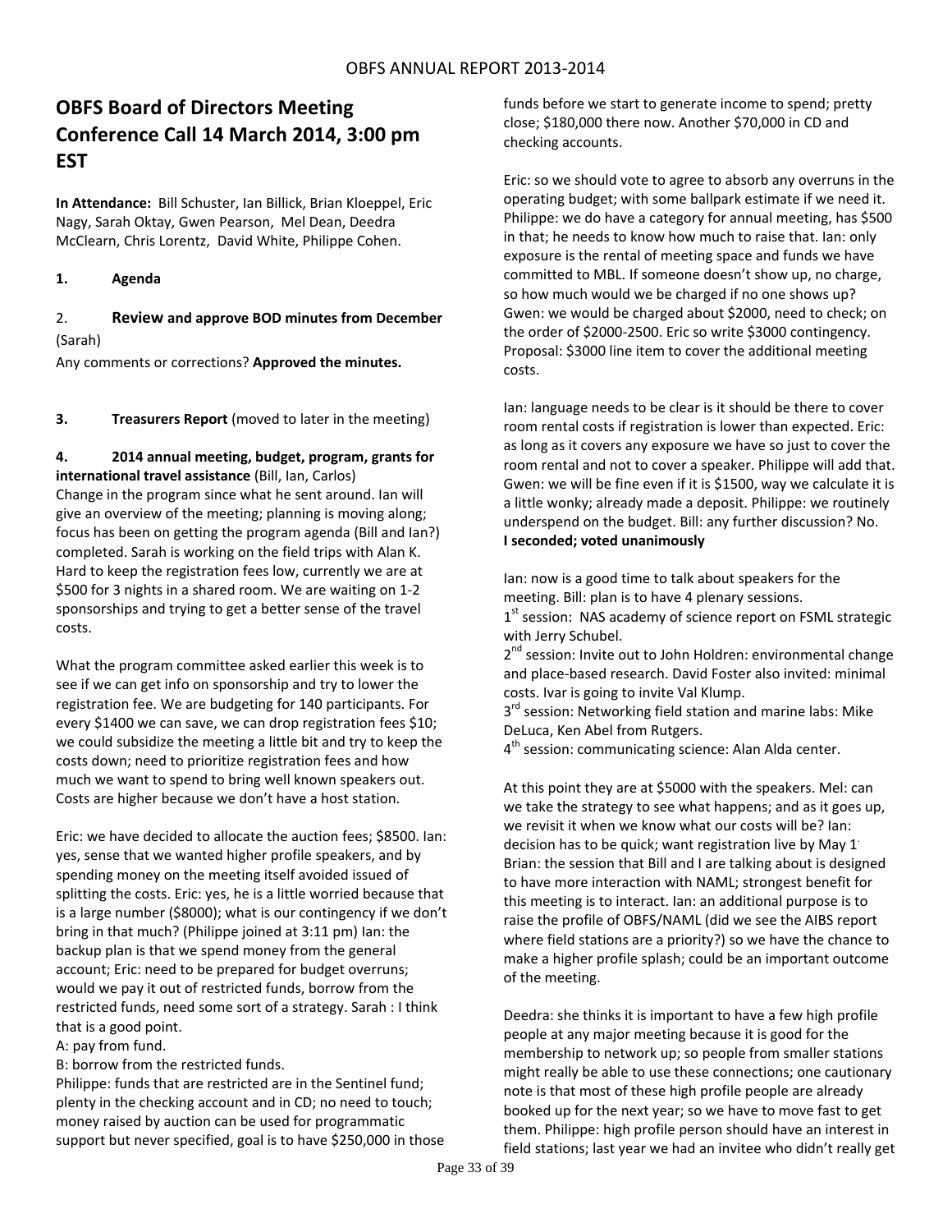# OBFS Board of Directors Meeting Conference Call 14 March 2014, 3:00 pm EST

**In Attendance:** Bill Schuster, Ian Billick, Brian Kloeppel, Eric Nagy, Sarah Oktay, Gwen Pearson, Mel Dean, Deedra McClearn, Chris Lorentz, David White, Philippe Cohen.

**1. Agenda**

2. **Review and approve BOD minutes from December** (Sarah)

Any comments or corrections? **Approved the minutes.**

**3. Treasurers Report** (moved to later in the meeting)

**4. 2014 annual meeting, budget, program, grants for international travel assistance** (Bill, Ian, Carlos)

Change in the program since what he sent around. Ian will give an overview of the meeting; planning is moving along; focus has been on getting the program agenda (Bill and Ian?) completed. Sarah is working on the field trips with Alan K. Hard to keep the registration fees low, currently we are at $500 for 3 nights in a shared room. We are waiting on 1-2 sponsorships and trying to get a better sense of the travel costs.

What the program committee asked earlier this week is to see if we can get info on sponsorship and try to lower the registration fee. We are budgeting for 140 participants. For every $1400 we can save, we can drop registration fees $10; we could subsidize the meeting a little bit and try to keep the costs down; need to prioritize registration fees and how much we want to spend to bring well known speakers out. Costs are higher because we don't have a host station.

Eric: we have decided to allocate the auction fees; $8500. Ian: yes, sense that we wanted higher profile speakers, and by spending money on the meeting itself avoided issued of splitting the costs. Eric: yes, he is a little worried because that is a large number ($8000); what is our contingency if we don't bring in that much? (Philippe joined at 3:11 pm) Ian: the backup plan is that we spend money from the general account; Eric: need to be prepared for budget overruns; would we pay it out of restricted funds, borrow from the restricted funds, need some sort of a strategy. Sarah : I think that is a good point.

A: pay from fund.

B: borrow from the restricted funds.

Philippe: funds that are restricted are in the Sentinel fund; plenty in the checking account and in CD; no need to touch; money raised by auction can be used for programmatic support but never specified, goal is to have $250,000 in those funds before we start to generate income to spend; pretty close; $180,000 there now. Another $70,000 in CD and checking accounts.

Eric: so we should vote to agree to absorb any overruns in the operating budget; with some ballpark estimate if we need it. Philippe: we do have a category for annual meeting, has $500 in that; he needs to know how much to raise that. Ian: only exposure is the rental of meeting space and funds we have committed to MBL. If someone doesn't show up, no charge, so how much would we be charged if no one shows up? Gwen: we would be charged about $2000, need to check; on the order of $2000-2500. Eric so write $3000 contingency. Proposal: $3000 line item to cover the additional meeting costs.

Ian: language needs to be clear is it should be there to cover room rental costs if registration is lower than expected. Eric: as long as it covers any exposure we have so just to cover the room rental and not to cover a speaker. Philippe will add that. Gwen: we will be fine even if it is $1500, way we calculate it is a little wonky; already made a deposit. Philippe: we routinely underspend on the budget. Bill: any further discussion? No.
**I seconded; voted unanimously**

Ian: now is a good time to talk about speakers for the meeting. Bill: plan is to have 4 plenary sessions.

1st session: NAS academy of science report on FSML strategic with Jerry Schubel.

2nd session: Invite out to John Holdren: environmental change and place-based research. David Foster also invited: minimal costs. Ivar is going to invite Val Klump.

3rd session: Networking field station and marine labs: Mike DeLuca, Ken Abel from Rutgers.

4th session: communicating science: Alan Alda center.

At this point they are at $5000 with the speakers. Mel: can we take the strategy to see what happens; and as it goes up, we revisit it when we know what our costs will be? Ian: decision has to be quick; want registration live by May 1. Brian: the session that Bill and I are talking about is designed to have more interaction with NAML; strongest benefit for this meeting is to interact. Ian: an additional purpose is to raise the profile of OBFS/NAML (did we see the AIBS report where field stations are a priority?) so we have the chance to make a higher profile splash; could be an important outcome of the meeting.

Deedra: she thinks it is important to have a few high profile people at any major meeting because it is good for the membership to network up; so people from smaller stations might really be able to use these connections; one cautionary note is that most of these high profile people are already booked up for the next year; so we have to move fast to get them. Philippe: high profile person should have an interest in field stations; last year we had an invitee who didn't really get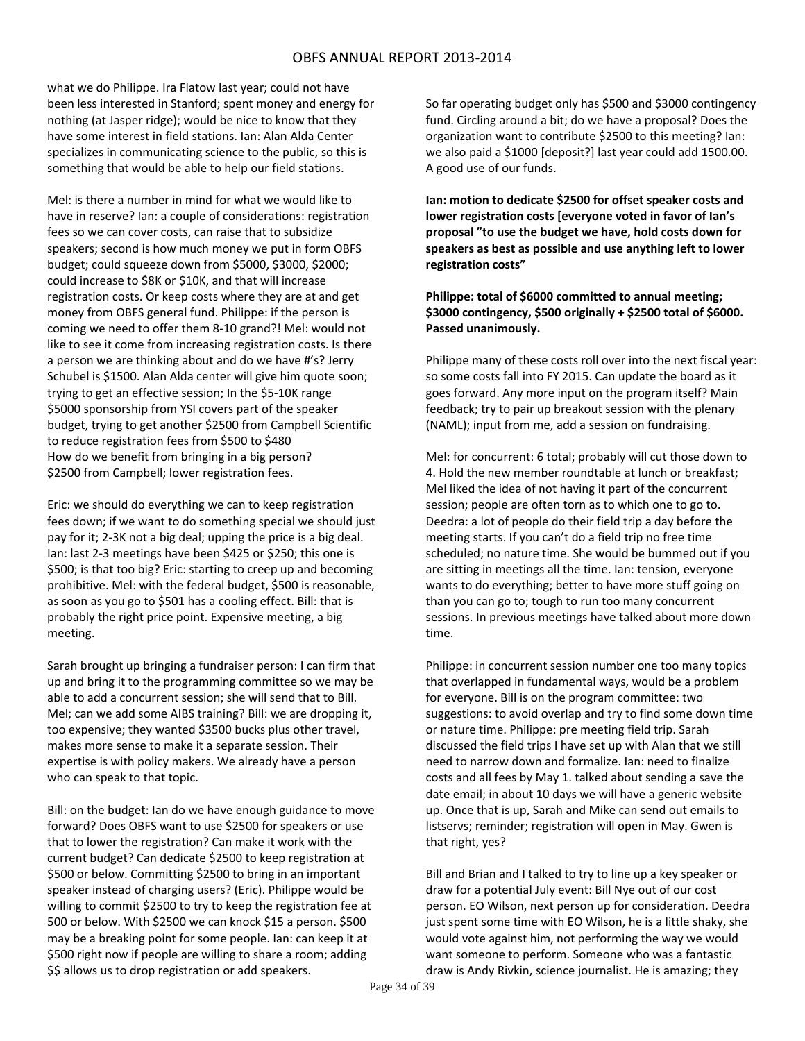what we do Philippe. Ira Flatow last year; could not have been less interested in Stanford; spent money and energy for nothing (at Jasper ridge); would be nice to know that they have some interest in field stations. Ian: Alan Alda Center specializes in communicating science to the public, so this is something that would be able to help our field stations.

Mel: is there a number in mind for what we would like to have in reserve? Ian: a couple of considerations: registration fees so we can cover costs, can raise that to subsidize speakers; second is how much money we put in form OBFS budget; could squeeze down from $5000, $3000, $2000; could increase to $8K or $10K, and that will increase registration costs. Or keep costs where they are at and get money from OBFS general fund. Philippe: if the person is coming we need to offer them 8-10 grand?! Mel: would not like to see it come from increasing registration costs. Is there a person we are thinking about and do we have #'s? Jerry Schubel is $1500. Alan Alda center will give him quote soon; trying to get an effective session; In the $5-10K range $5000 sponsorship from YSI covers part of the speaker budget, trying to get another $2500 from Campbell Scientific to reduce registration fees from $500 to $480
How do we benefit from bringing in a big person?
$2500 from Campbell; lower registration fees.

Eric: we should do everything we can to keep registration fees down; if we want to do something special we should just pay for it; 2-3K not a big deal; upping the price is a big deal. Ian: last 2-3 meetings have been $425 or $250; this one is $500; is that too big? Eric: starting to creep up and becoming prohibitive. Mel: with the federal budget, $500 is reasonable, as soon as you go to $501 has a cooling effect. Bill: that is probably the right price point. Expensive meeting, a big meeting.

Sarah brought up bringing a fundraiser person: I can firm that up and bring it to the programming committee so we may be able to add a concurrent session; she will send that to Bill. Mel; can we add some AIBS training? Bill: we are dropping it, too expensive; they wanted $3500 bucks plus other travel, makes more sense to make it a separate session. Their expertise is with policy makers. We already have a person who can speak to that topic.

Bill: on the budget: Ian do we have enough guidance to move forward? Does OBFS want to use $2500 for speakers or use that to lower the registration? Can make it work with the current budget? Can dedicate $2500 to keep registration at $500 or below. Committing $2500 to bring in an important speaker instead of charging users? (Eric). Philippe would be willing to commit $2500 to try to keep the registration fee at 500 or below. With $2500 we can knock $15 a person. $500 may be a breaking point for some people. Ian: can keep it at $500 right now if people are willing to share a room; adding $$ allows us to drop registration or add speakers.

So far operating budget only has $500 and $3000 contingency fund. Circling around a bit; do we have a proposal? Does the organization want to contribute $2500 to this meeting? Ian: we also paid a $1000 [deposit?] last year could add 1500.00. A good use of our funds.

**Ian: motion to dedicate $2500 for offset speaker costs and lower registration costs [everyone voted in favor of Ian's proposal "to use the budget we have, hold costs down for speakers as best as possible and use anything left to lower registration costs"**

**Philippe: total of $6000 committed to annual meeting; $3000 contingency, $500 originally + $2500 total of $6000. Passed unanimously.**

Philippe many of these costs roll over into the next fiscal year: so some costs fall into FY 2015. Can update the board as it goes forward. Any more input on the program itself? Main feedback; try to pair up breakout session with the plenary (NAML); input from me, add a session on fundraising.

Mel: for concurrent: 6 total; probably will cut those down to 4. Hold the new member roundtable at lunch or breakfast; Mel liked the idea of not having it part of the concurrent session; people are often torn as to which one to go to. Deedra: a lot of people do their field trip a day before the meeting starts. If you can't do a field trip no free time scheduled; no nature time. She would be bummed out if you are sitting in meetings all the time. Ian: tension, everyone wants to do everything; better to have more stuff going on than you can go to; tough to run too many concurrent sessions. In previous meetings have talked about more down time.

Philippe: in concurrent session number one too many topics that overlapped in fundamental ways, would be a problem for everyone. Bill is on the program committee: two suggestions: to avoid overlap and try to find some down time or nature time. Philippe: pre meeting field trip. Sarah discussed the field trips I have set up with Alan that we still need to narrow down and formalize. Ian: need to finalize costs and all fees by May 1. talked about sending a save the date email; in about 10 days we will have a generic website up. Once that is up, Sarah and Mike can send out emails to listservs; reminder; registration will open in May. Gwen is that right, yes?

Bill and Brian and I talked to try to line up a key speaker or draw for a potential July event: Bill Nye out of our cost person. EO Wilson, next person up for consideration. Deedra just spent some time with EO Wilson, he is a little shaky, she would vote against him, not performing the way we would want someone to perform. Someone who was a fantastic draw is Andy Rivkin, science journalist. He is amazing; they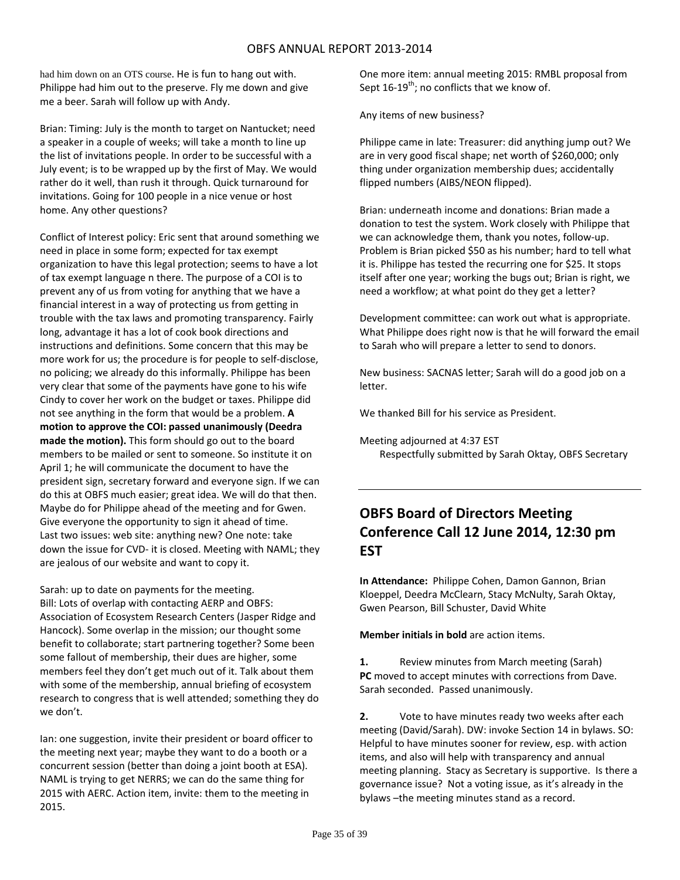had him down on an OTS course. He is fun to hang out with. Philippe had him out to the preserve. Fly me down and give me a beer. Sarah will follow up with Andy.

Brian: Timing: July is the month to target on Nantucket; need a speaker in a couple of weeks; will take a month to line up the list of invitations people. In order to be successful with a July event; is to be wrapped up by the first of May. We would rather do it well, than rush it through. Quick turnaround for invitations. Going for 100 people in a nice venue or host home. Any other questions?

Conflict of Interest policy: Eric sent that around something we need in place in some form; expected for tax exempt organization to have this legal protection; seems to have a lot of tax exempt language n there. The purpose of a COI is to prevent any of us from voting for anything that we have a financial interest in a way of protecting us from getting in trouble with the tax laws and promoting transparency. Fairly long, advantage it has a lot of cook book directions and instructions and definitions. Some concern that this may be more work for us; the procedure is for people to self-disclose, no policing; we already do this informally. Philippe has been very clear that some of the payments have gone to his wife Cindy to cover her work on the budget or taxes. Philippe did not see anything in the form that would be a problem. **A motion to approve the COI: passed unanimously (Deedra made the motion).** This form should go out to the board members to be mailed or sent to someone. So institute it on April 1; he will communicate the document to have the president sign, secretary forward and everyone sign. If we can do this at OBFS much easier; great idea. We will do that then. Maybe do for Philippe ahead of the meeting and for Gwen. Give everyone the opportunity to sign it ahead of time.
Last two issues: web site: anything new? One note: take down the issue for CVD- it is closed. Meeting with NAML; they are jealous of our website and want to copy it.

Sarah: up to date on payments for the meeting.
Bill: Lots of overlap with contacting AERP and OBFS: Association of Ecosystem Research Centers (Jasper Ridge and Hancock). Some overlap in the mission; our thought some benefit to collaborate; start partnering together? Some been some fallout of membership, their dues are higher, some members feel they don't get much out of it. Talk about them with some of the membership, annual briefing of ecosystem research to congress that is well attended; something they do we don't.

Ian: one suggestion, invite their president or board officer to the meeting next year; maybe they want to do a booth or a concurrent session (better than doing a joint booth at ESA). NAML is trying to get NERRS; we can do the same thing for 2015 with AERC. Action item, invite: them to the meeting in 2015.

One more item: annual meeting 2015: RMBL proposal from Sept 16-19th; no conflicts that we know of.

Any items of new business?

Philippe came in late: Treasurer: did anything jump out? We are in very good fiscal shape; net worth of $260,000; only thing under organization membership dues; accidentally flipped numbers (AIBS/NEON flipped).

Brian: underneath income and donations: Brian made a donation to test the system. Work closely with Philippe that we can acknowledge them, thank you notes, follow-up. Problem is Brian picked $50 as his number; hard to tell what it is. Philippe has tested the recurring one for $25. It stops itself after one year; working the bugs out; Brian is right, we need a workflow; at what point do they get a letter?

Development committee: can work out what is appropriate. What Philippe does right now is that he will forward the email to Sarah who will prepare a letter to send to donors.

New business: SACNAS letter; Sarah will do a good job on a letter.

We thanked Bill for his service as President.

Meeting adjourned at 4:37 EST
Respectfully submitted by Sarah Oktay, OBFS Secretary

---

## OBFS Board of Directors Meeting Conference Call 12 June 2014, 12:30 pm EST

**In Attendance:** Philippe Cohen, Damon Gannon, Brian Kloeppel, Deedra McClearn, Stacy McNulty, Sarah Oktay, Gwen Pearson, Bill Schuster, David White

**Member initials in bold** are action items.

**1.** Review minutes from March meeting (Sarah)
**PC** moved to accept minutes with corrections from Dave. Sarah seconded. Passed unanimously.

**2.** Vote to have minutes ready two weeks after each meeting (David/Sarah). DW: invoke Section 14 in bylaws. SO: Helpful to have minutes sooner for review, esp. with action items, and also will help with transparency and annual meeting planning. Stacy as Secretary is supportive. Is there a governance issue? Not a voting issue, as it's already in the bylaws –the meeting minutes stand as a record.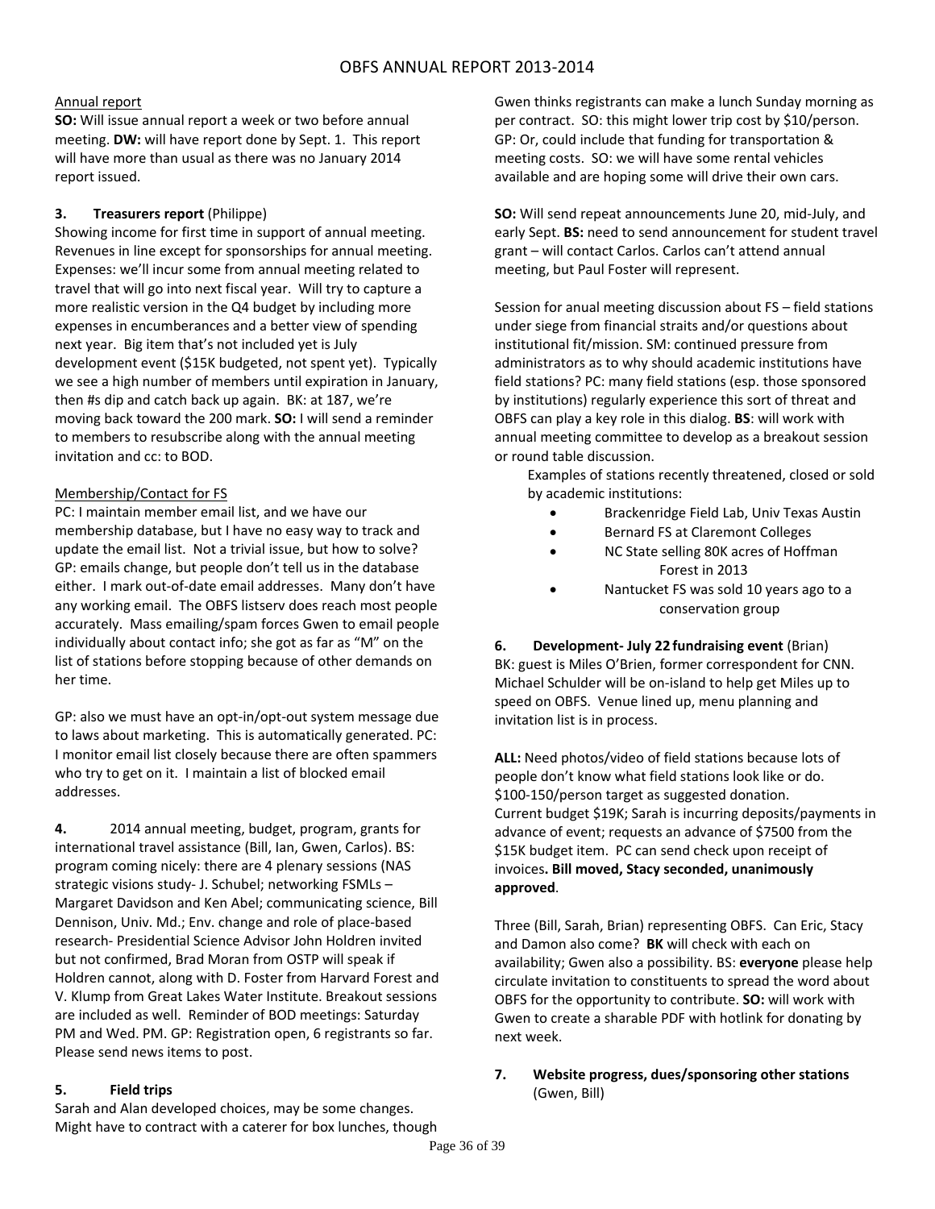Annual report

**SO:** Will issue annual report a week or two before annual meeting. **DW:** will have report done by Sept. 1. This report will have more than usual as there was no January 2014 report issued.

**3. Treasurers report** (Philippe)

Showing income for first time in support of annual meeting. Revenues in line except for sponsorships for annual meeting. Expenses: we'll incur some from annual meeting related to travel that will go into next fiscal year. Will try to capture a more realistic version in the Q4 budget by including more expenses in encumberances and a better view of spending next year. Big item that's not included yet is July development event ($15K budgeted, not spent yet). Typically we see a high number of members until expiration in January, then #s dip and catch back up again. BK: at 187, we're moving back toward the 200 mark. **SO:** I will send a reminder to members to resubscribe along with the annual meeting invitation and cc: to BOD.

Membership/Contact for FS

PC: I maintain member email list, and we have our membership database, but I have no easy way to track and update the email list. Not a trivial issue, but how to solve? GP: emails change, but people don't tell us in the database either. I mark out-of-date email addresses. Many don't have any working email. The OBFS listserv does reach most people accurately. Mass emailing/spam forces Gwen to email people individually about contact info; she got as far as "M" on the list of stations before stopping because of other demands on her time.

GP: also we must have an opt-in/opt-out system message due to laws about marketing. This is automatically generated. PC: I monitor email list closely because there are often spammers who try to get on it. I maintain a list of blocked email addresses.

**4.** 2014 annual meeting, budget, program, grants for international travel assistance (Bill, Ian, Gwen, Carlos). BS: program coming nicely: there are 4 plenary sessions (NAS strategic visions study- J. Schubel; networking FSMLs – Margaret Davidson and Ken Abel; communicating science, Bill Dennison, Univ. Md.; Env. change and role of place-based research- Presidential Science Advisor John Holdren invited but not confirmed, Brad Moran from OSTP will speak if Holdren cannot, along with D. Foster from Harvard Forest and V. Klump from Great Lakes Water Institute. Breakout sessions are included as well. Reminder of BOD meetings: Saturday PM and Wed. PM. GP: Registration open, 6 registrants so far. Please send news items to post.

**5. Field trips**

Sarah and Alan developed choices, may be some changes. Might have to contract with a caterer for box lunches, though Gwen thinks registrants can make a lunch Sunday morning as per contract. SO: this might lower trip cost by $10/person. GP: Or, could include that funding for transportation & meeting costs. SO: we will have some rental vehicles available and are hoping some will drive their own cars.

**SO:** Will send repeat announcements June 20, mid-July, and early Sept. **BS:** need to send announcement for student travel grant – will contact Carlos. Carlos can't attend annual meeting, but Paul Foster will represent.

Session for anual meeting discussion about FS – field stations under siege from financial straits and/or questions about institutional fit/mission. SM: continued pressure from administrators as to why should academic institutions have field stations? PC: many field stations (esp. those sponsored by institutions) regularly experience this sort of threat and OBFS can play a key role in this dialog. **BS**: will work with annual meeting committee to develop as a breakout session or round table discussion.

Examples of stations recently threatened, closed or sold by academic institutions:

- Brackenridge Field Lab, Univ Texas Austin
- Bernard FS at Claremont Colleges
- NC State selling 80K acres of Hoffman Forest in 2013
- Nantucket FS was sold 10 years ago to a conservation group

**6. Development- July 22 fundraising event** (Brian)

BK: guest is Miles O'Brien, former correspondent for CNN. Michael Schulder will be on-island to help get Miles up to speed on OBFS. Venue lined up, menu planning and invitation list is in process.

**ALL:** Need photos/video of field stations because lots of people don't know what field stations look like or do. $100-150/person target as suggested donation. Current budget $19K; Sarah is incurring deposits/payments in advance of event; requests an advance of $7500 from the $15K budget item. PC can send check upon receipt of invoices**. Bill moved, Stacy seconded, unanimously approved**.

Three (Bill, Sarah, Brian) representing OBFS. Can Eric, Stacy and Damon also come? **BK** will check with each on availability; Gwen also a possibility. BS: **everyone** please help circulate invitation to constituents to spread the word about OBFS for the opportunity to contribute. **SO:** will work with Gwen to create a sharable PDF with hotlink for donating by next week.

**7. Website progress, dues/sponsoring other stations** (Gwen, Bill)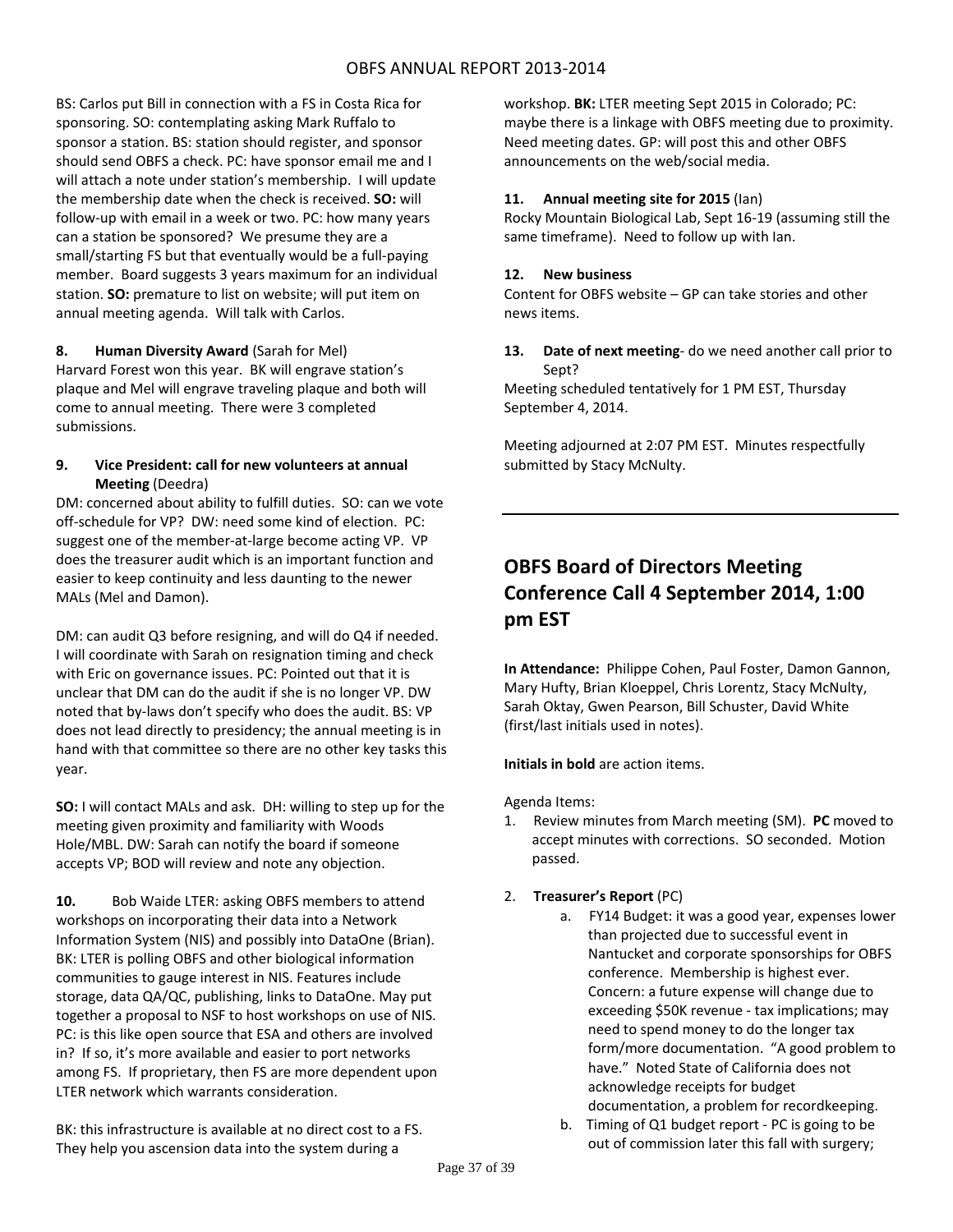BS: Carlos put Bill in connection with a FS in Costa Rica for sponsoring. SO: contemplating asking Mark Ruffalo to sponsor a station. BS: station should register, and sponsor should send OBFS a check. PC: have sponsor email me and I will attach a note under station's membership. I will update the membership date when the check is received. **SO:** will follow-up with email in a week or two. PC: how many years can a station be sponsored? We presume they are a small/starting FS but that eventually would be a full-paying member. Board suggests 3 years maximum for an individual station. **SO:** premature to list on website; will put item on annual meeting agenda. Will talk with Carlos.

**8. Human Diversity Award** (Sarah for Mel)

Harvard Forest won this year. BK will engrave station's plaque and Mel will engrave traveling plaque and both will come to annual meeting. There were 3 completed submissions.

**9. Vice President: call for new volunteers at annual Meeting** (Deedra)

DM: concerned about ability to fulfill duties. SO: can we vote off-schedule for VP? DW: need some kind of election. PC: suggest one of the member-at-large become acting VP. VP does the treasurer audit which is an important function and easier to keep continuity and less daunting to the newer MALs (Mel and Damon).

DM: can audit Q3 before resigning, and will do Q4 if needed. I will coordinate with Sarah on resignation timing and check with Eric on governance issues. PC: Pointed out that it is unclear that DM can do the audit if she is no longer VP. DW noted that by-laws don't specify who does the audit. BS: VP does not lead directly to presidency; the annual meeting is in hand with that committee so there are no other key tasks this year.

**SO:** I will contact MALs and ask. DH: willing to step up for the meeting given proximity and familiarity with Woods Hole/MBL. DW: Sarah can notify the board if someone accepts VP; BOD will review and note any objection.

**10.** Bob Waide LTER: asking OBFS members to attend workshops on incorporating their data into a Network Information System (NIS) and possibly into DataOne (Brian). BK: LTER is polling OBFS and other biological information communities to gauge interest in NIS. Features include storage, data QA/QC, publishing, links to DataOne. May put together a proposal to NSF to host workshops on use of NIS. PC: is this like open source that ESA and others are involved in? If so, it's more available and easier to port networks among FS. If proprietary, then FS are more dependent upon LTER network which warrants consideration.

BK: this infrastructure is available at no direct cost to a FS. They help you ascension data into the system during a workshop. **BK:** LTER meeting Sept 2015 in Colorado; PC: maybe there is a linkage with OBFS meeting due to proximity. Need meeting dates. GP: will post this and other OBFS announcements on the web/social media.

**11. Annual meeting site for 2015** (Ian)

Rocky Mountain Biological Lab, Sept 16-19 (assuming still the same timeframe). Need to follow up with Ian.

**12. New business**

Content for OBFS website – GP can take stories and other news items.

**13. Date of next meeting**- do we need another call prior to Sept?

Meeting scheduled tentatively for 1 PM EST, Thursday September 4, 2014.

Meeting adjourned at 2:07 PM EST. Minutes respectfully submitted by Stacy McNulty.

---

## OBFS Board of Directors Meeting Conference Call 4 September 2014, 1:00 pm EST

**In Attendance:** Philippe Cohen, Paul Foster, Damon Gannon, Mary Hufty, Brian Kloeppel, Chris Lorentz, Stacy McNulty, Sarah Oktay, Gwen Pearson, Bill Schuster, David White (first/last initials used in notes).

**Initials in bold** are action items.

Agenda Items:

1. Review minutes from March meeting (SM). **PC** moved to accept minutes with corrections. SO seconded. Motion passed.

2. **Treasurer's Report** (PC)
   a. FY14 Budget: it was a good year, expenses lower than projected due to successful event in Nantucket and corporate sponsorships for OBFS conference. Membership is highest ever. Concern: a future expense will change due to exceeding $50K revenue - tax implications; may need to spend money to do the longer tax form/more documentation. "A good problem to have." Noted State of California does not acknowledge receipts for budget documentation, a problem for recordkeeping.
   b. Timing of Q1 budget report - PC is going to be out of commission later this fall with surgery;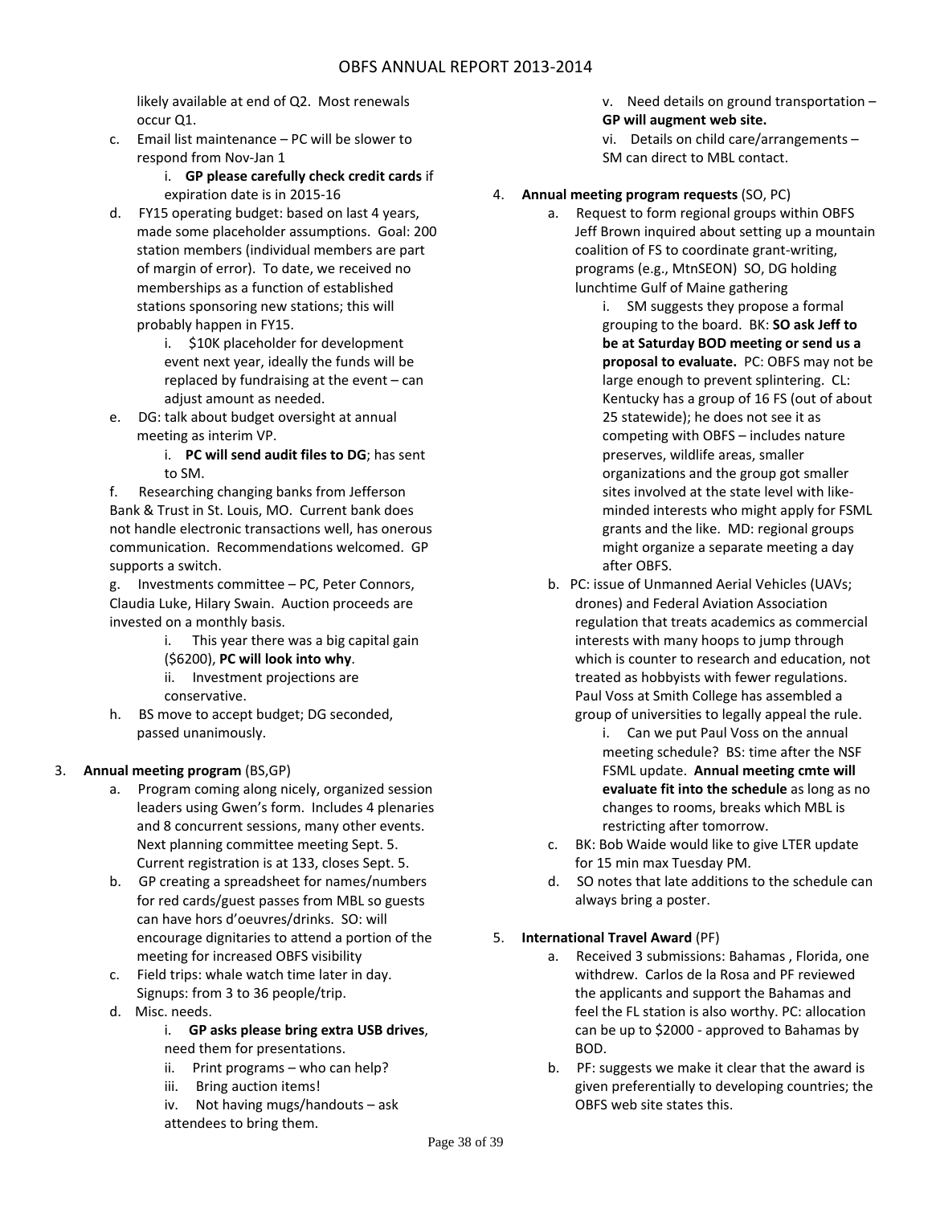likely available at end of Q2. Most renewals occur Q1.

c. Email list maintenance – PC will be slower to respond from Nov-Jan 1
   i. **GP please carefully check credit cards** if expiration date is in 2015-16

d. FY15 operating budget: based on last 4 years, made some placeholder assumptions. Goal: 200 station members (individual members are part of margin of error). To date, we received no memberships as a function of established stations sponsoring new stations; this will probably happen in FY15.
   i. $10K placeholder for development event next year, ideally the funds will be replaced by fundraising at the event – can adjust amount as needed.

e. DG: talk about budget oversight at annual meeting as interim VP.
   i. **PC will send audit files to DG**; has sent to SM.

f. Researching changing banks from Jefferson Bank & Trust in St. Louis, MO. Current bank does not handle electronic transactions well, has onerous communication. Recommendations welcomed. GP supports a switch.

g. Investments committee – PC, Peter Connors, Claudia Luke, Hilary Swain. Auction proceeds are invested on a monthly basis.
   i. This year there was a big capital gain ($6200), **PC will look into why**.
   ii. Investment projections are conservative.

h. BS move to accept budget; DG seconded, passed unanimously.

3. **Annual meeting program** (BS,GP)
   a. Program coming along nicely, organized session leaders using Gwen's form. Includes 4 plenaries and 8 concurrent sessions, many other events. Next planning committee meeting Sept. 5. Current registration is at 133, closes Sept. 5.
   b. GP creating a spreadsheet for names/numbers for red cards/guest passes from MBL so guests can have hors d'oeuvres/drinks. SO: will encourage dignitaries to attend a portion of the meeting for increased OBFS visibility
   c. Field trips: whale watch time later in day. Signups: from 3 to 36 people/trip.
   d. Misc. needs.
      i. **GP asks please bring extra USB drives**, need them for presentations.
      ii. Print programs – who can help?
      iii. Bring auction items!
      iv. Not having mugs/handouts – ask attendees to bring them.
      v. Need details on ground transportation – **GP will augment web site.**
      vi. Details on child care/arrangements – SM can direct to MBL contact.

4. **Annual meeting program requests** (SO, PC)
   a. Request to form regional groups within OBFS Jeff Brown inquired about setting up a mountain coalition of FS to coordinate grant-writing, programs (e.g., MtnSEON) SO, DG holding lunchtime Gulf of Maine gathering
      i. SM suggests they propose a formal grouping to the board. BK: **SO ask Jeff to be at Saturday BOD meeting or send us a proposal to evaluate.** PC: OBFS may not be large enough to prevent splintering. CL: Kentucky has a group of 16 FS (out of about 25 statewide); he does not see it as competing with OBFS – includes nature preserves, wildlife areas, smaller organizations and the group got smaller sites involved at the state level with like-minded interests who might apply for FSML grants and the like. MD: regional groups might organize a separate meeting a day after OBFS.
   b. PC: issue of Unmanned Aerial Vehicles (UAVs; drones) and Federal Aviation Association regulation that treats academics as commercial interests with many hoops to jump through which is counter to research and education, not treated as hobbyists with fewer regulations. Paul Voss at Smith College has assembled a group of universities to legally appeal the rule.
      i. Can we put Paul Voss on the annual meeting schedule? BS: time after the NSF FSML update. **Annual meeting cmte will evaluate fit into the schedule** as long as no changes to rooms, breaks which MBL is restricting after tomorrow.
   c. BK: Bob Waide would like to give LTER update for 15 min max Tuesday PM.
   d. SO notes that late additions to the schedule can always bring a poster.

5. **International Travel Award** (PF)
   a. Received 3 submissions: Bahamas , Florida, one withdrew. Carlos de la Rosa and PF reviewed the applicants and support the Bahamas and feel the FL station is also worthy. PC: allocation can be up to $2000 - approved to Bahamas by BOD.
   b. PF: suggests we make it clear that the award is given preferentially to developing countries; the OBFS web site states this.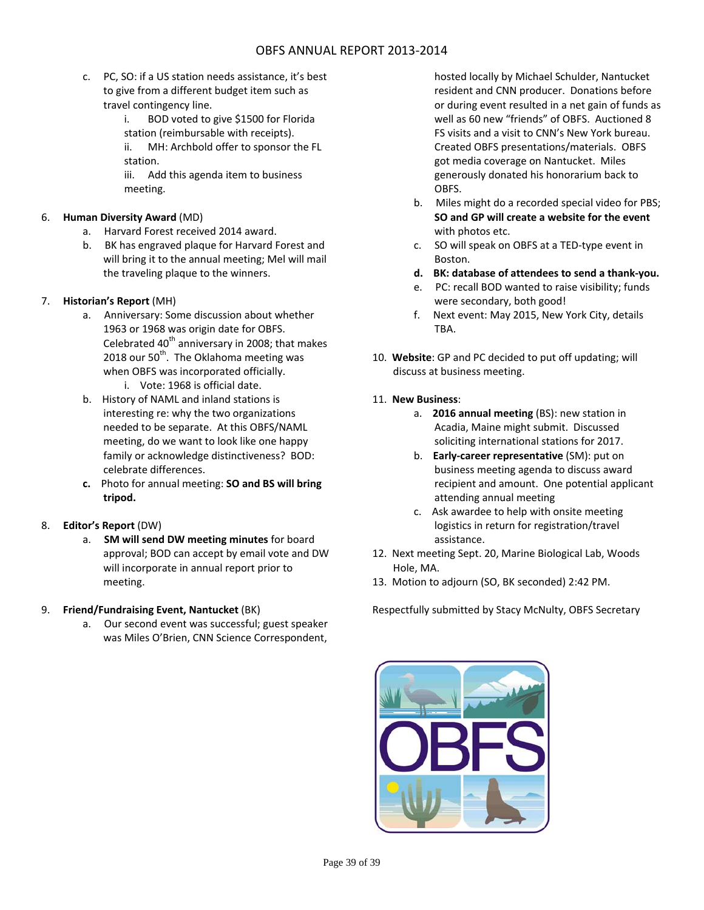c. PC, SO: if a US station needs assistance, it's best to give from a different budget item such as travel contingency line.
   i. BOD voted to give $1500 for Florida station (reimbursable with receipts).
   ii. MH: Archbold offer to sponsor the FL station.
   iii. Add this agenda item to business meeting.

6. **Human Diversity Award** (MD)
   a. Harvard Forest received 2014 award.
   b. BK has engraved plaque for Harvard Forest and will bring it to the annual meeting; Mel will mail the traveling plaque to the winners.

7. **Historian's Report** (MH)
   a. Anniversary: Some discussion about whether 1963 or 1968 was origin date for OBFS. Celebrated 40th anniversary in 2008; that makes 2018 our 50th. The Oklahoma meeting was when OBFS was incorporated officially.
      i. Vote: 1968 is official date.
   b. History of NAML and inland stations is interesting re: why the two organizations needed to be separate. At this OBFS/NAML meeting, do we want to look like one happy family or acknowledge distinctiveness? BOD: celebrate differences.
   **c.** Photo for annual meeting: **SO and BS will bring tripod.**

8. **Editor's Report** (DW)
   a. **SM will send DW meeting minutes** for board approval; BOD can accept by email vote and DW will incorporate in annual report prior to meeting.

9. **Friend/Fundraising Event, Nantucket** (BK)
   a. Our second event was successful; guest speaker was Miles O'Brien, CNN Science Correspondent, hosted locally by Michael Schulder, Nantucket resident and CNN producer. Donations before or during event resulted in a net gain of funds as well as 60 new "friends" of OBFS. Auctioned 8 FS visits and a visit to CNN's New York bureau. Created OBFS presentations/materials. OBFS got media coverage on Nantucket. Miles generously donated his honorarium back to OBFS.
   b. Miles might do a recorded special video for PBS; **SO and GP will create a website for the event** with photos etc.
   c. SO will speak on OBFS at a TED-type event in Boston.
   **d. BK: database of attendees to send a thank-you.**
   e. PC: recall BOD wanted to raise visibility; funds were secondary, both good!
   f. Next event: May 2015, New York City, details TBA.

10. **Website**: GP and PC decided to put off updating; will discuss at business meeting.

11. **New Business**:
    a. **2016 annual meeting** (BS): new station in Acadia, Maine might submit. Discussed soliciting international stations for 2017.
    b. **Early-career representative** (SM): put on business meeting agenda to discuss award recipient and amount. One potential applicant attending annual meeting
    c. Ask awardee to help with onsite meeting logistics in return for registration/travel assistance.

12. Next meeting Sept. 20, Marine Biological Lab, Woods Hole, MA.

13. Motion to adjourn (SO, BK seconded) 2:42 PM.

Respectfully submitted by Stacy McNulty, OBFS Secretary